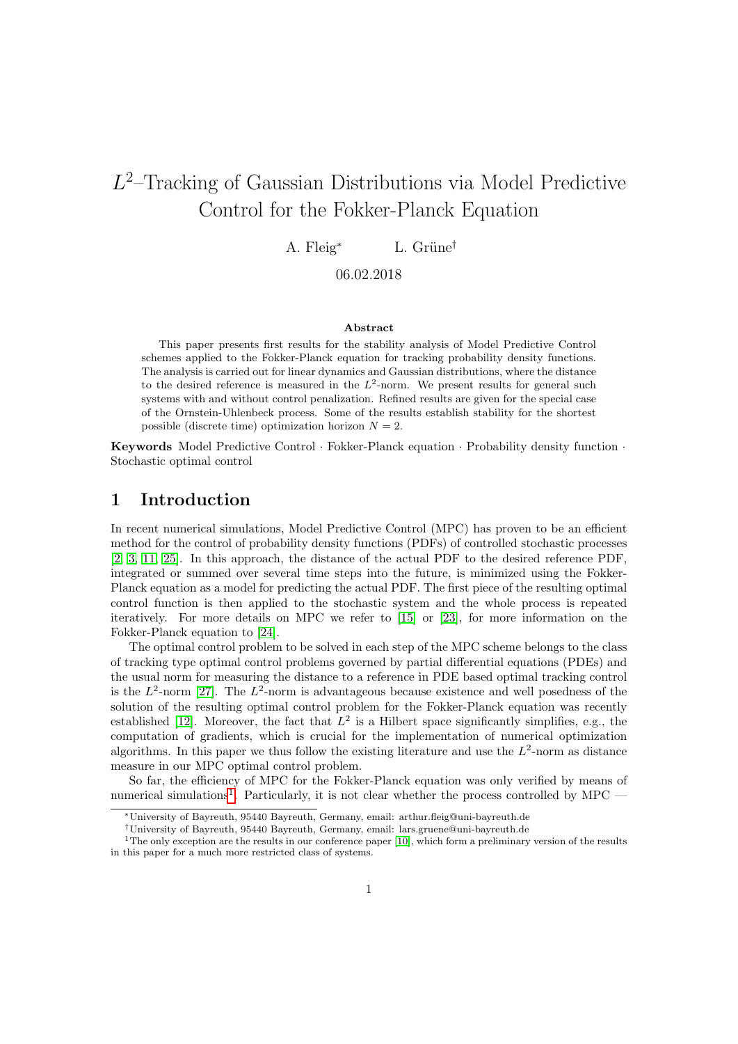# $L^2$–Tracking of Gaussian Distributions via Model Predictive Control for the Fokker-Planck Equation

A. Fleig[*] L. Grüne[†]

06.02.2018

### Abstract

This paper presents first results for the stability analysis of Model Predictive Control schemes applied to the Fokker-Planck equation for tracking probability density functions. The analysis is carried out for linear dynamics and Gaussian distributions, where the distance to the desired reference is measured in the $L^2$-norm. We present results for general such systems with and without control penalization. Refined results are given for the special case of the Ornstein-Uhlenbeck process. Some of the results establish stability for the shortest possible (discrete time) optimization horizon $N = 2$.

**Keywords** Model Predictive Control · Fokker-Planck equation · Probability density function · Stochastic optimal control

## 1 Introduction

In recent numerical simulations, Model Predictive Control (MPC) has proven to be an efficient method for the control of probability density functions (PDFs) of controlled stochastic processes [2, 3, 11, 25]. In this approach, the distance of the actual PDF to the desired reference PDF, integrated or summed over several time steps into the future, is minimized using the Fokker-Planck equation as a model for predicting the actual PDF. The first piece of the resulting optimal control function is then applied to the stochastic system and the whole process is repeated iteratively. For more details on MPC we refer to [15] or [23], for more information on the Fokker-Planck equation to [24].

The optimal control problem to be solved in each step of the MPC scheme belongs to the class of tracking type optimal control problems governed by partial differential equations (PDEs) and the usual norm for measuring the distance to a reference in PDE based optimal tracking control is the $L^2$-norm [27]. The $L^2$-norm is advantageous because existence and well posedness of the solution of the resulting optimal control problem for the Fokker-Planck equation was recently established [12]. Moreover, the fact that $L^2$ is a Hilbert space significantly simplifies, e.g., the computation of gradients, which is crucial for the implementation of numerical optimization algorithms. In this paper we thus follow the existing literature and use the $L^2$-norm as distance measure in our MPC optimal control problem.

So far, the efficiency of MPC for the Fokker-Planck equation was only verified by means of numerical simulations[1]. Particularly, it is not clear whether the process controlled by MPC —

[*] University of Bayreuth, 95440 Bayreuth, Germany, email: arthur.fleig@uni-bayreuth.de

[†] University of Bayreuth, 95440 Bayreuth, Germany, email: lars.gruene@uni-bayreuth.de

[1] The only exception are the results in our conference paper [10], which form a preliminary version of the results in this paper for a much more restricted class of systems.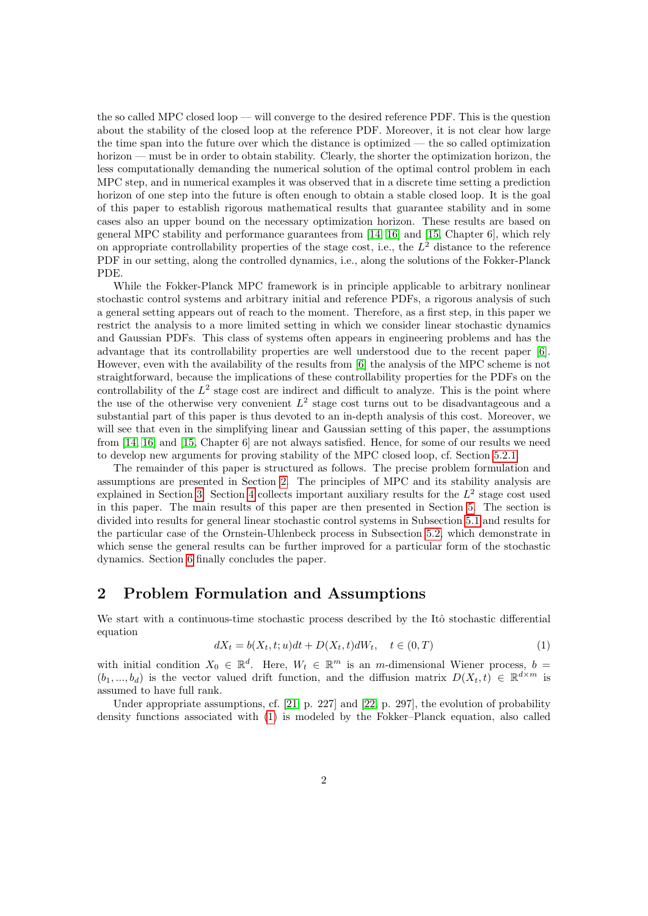the so called MPC closed loop — will converge to the desired reference PDF. This is the question about the stability of the closed loop at the reference PDF. Moreover, it is not clear how large the time span into the future over which the distance is optimized — the so called optimization horizon — must be in order to obtain stability. Clearly, the shorter the optimization horizon, the less computationally demanding the numerical solution of the optimal control problem in each MPC step, and in numerical examples it was observed that in a discrete time setting a prediction horizon of one step into the future is often enough to obtain a stable closed loop. It is the goal of this paper to establish rigorous mathematical results that guarantee stability and in some cases also an upper bound on the necessary optimization horizon. These results are based on general MPC stability and performance guarantees from [14, 16] and [15, Chapter 6], which rely on appropriate controllability properties of the stage cost, i.e., the $L^2$ distance to the reference PDF in our setting, along the controlled dynamics, i.e., along the solutions of the Fokker-Planck PDE.

While the Fokker-Planck MPC framework is in principle applicable to arbitrary nonlinear stochastic control systems and arbitrary initial and reference PDFs, a rigorous analysis of such a general setting appears out of reach to the moment. Therefore, as a first step, in this paper we restrict the analysis to a more limited setting in which we consider linear stochastic dynamics and Gaussian PDFs. This class of systems often appears in engineering problems and has the advantage that its controllability properties are well understood due to the recent paper [6]. However, even with the availability of the results from [6] the analysis of the MPC scheme is not straightforward, because the implications of these controllability properties for the PDFs on the controllability of the $L^2$ stage cost are indirect and difficult to analyze. This is the point where the use of the otherwise very convenient $L^2$ stage cost turns out to be disadvantageous and a substantial part of this paper is thus devoted to an in-depth analysis of this cost. Moreover, we will see that even in the simplifying linear and Gaussian setting of this paper, the assumptions from [14, 16] and [15, Chapter 6] are not always satisfied. Hence, for some of our results we need to develop new arguments for proving stability of the MPC closed loop, cf. Section 5.2.1.

The remainder of this paper is structured as follows. The precise problem formulation and assumptions are presented in Section 2. The principles of MPC and its stability analysis are explained in Section 3. Section 4 collects important auxiliary results for the $L^2$ stage cost used in this paper. The main results of this paper are then presented in Section 5. The section is divided into results for general linear stochastic control systems in Subsection 5.1 and results for the particular case of the Ornstein-Uhlenbeck process in Subsection 5.2, which demonstrate in which sense the general results can be further improved for a particular form of the stochastic dynamics. Section 6 finally concludes the paper.

## 2 Problem Formulation and Assumptions

We start with a continuous-time stochastic process described by the Itô stochastic differential equation

$$dX_t = b(X_t, t; u)dt + D(X_t, t)dW_t, \quad t \in (0, T) \tag{1}$$

with initial condition $X_0 \in \mathbb{R}^d$. Here, $W_t \in \mathbb{R}^m$ is an $m$-dimensional Wiener process, $b = (b_1, ..., b_d)$ is the vector valued drift function, and the diffusion matrix $D(X_t, t) \in \mathbb{R}^{d \times m}$ is assumed to have full rank.

Under appropriate assumptions, cf. [21, p. 227] and [22, p. 297], the evolution of probability density functions associated with (1) is modeled by the Fokker–Planck equation, also called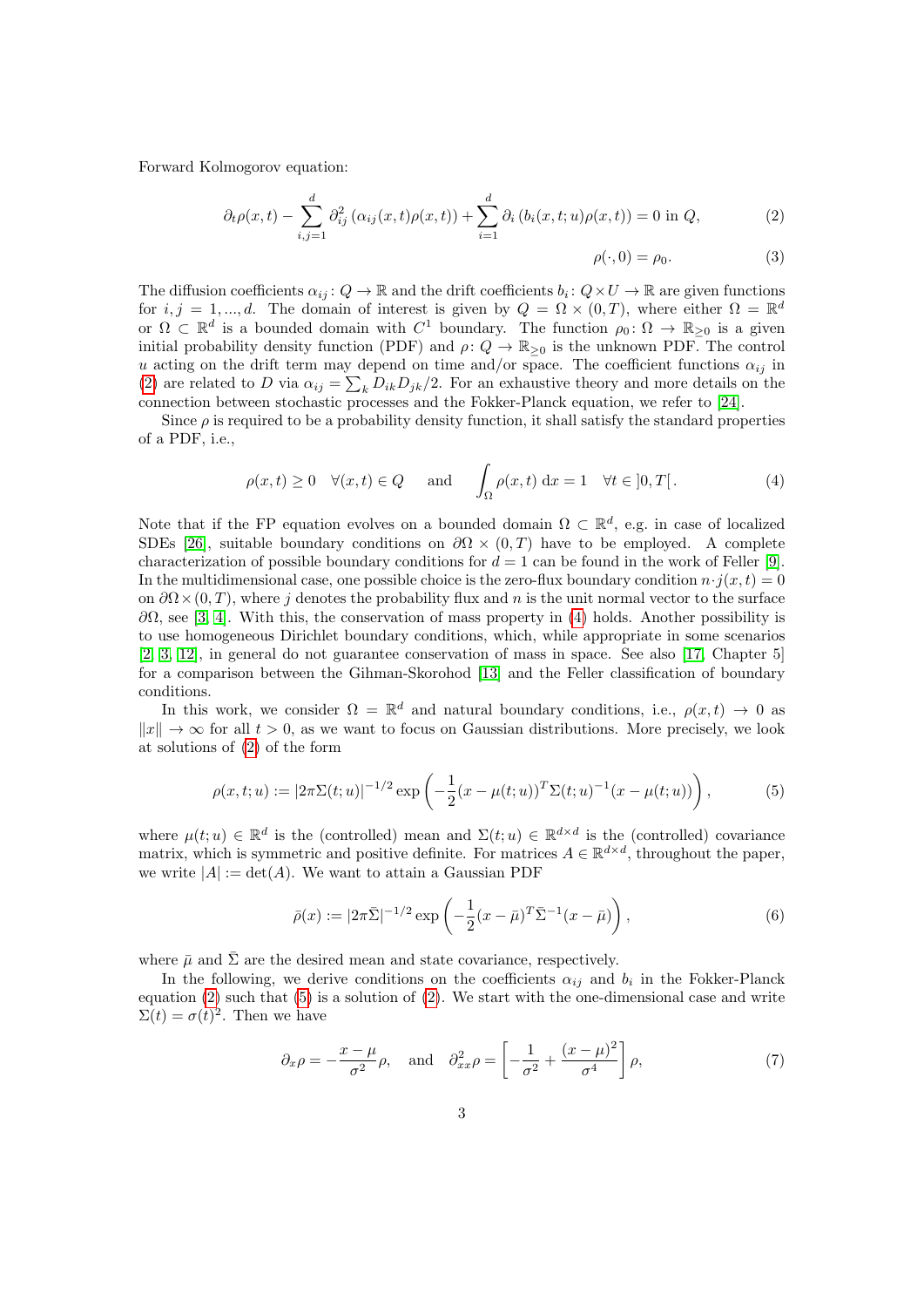Forward Kolmogorov equation:

$$\partial_t \rho(x,t) - \sum_{i,j=1}^{d} \partial_{ij}^2 \left(\alpha_{ij}(x,t)\rho(x,t)\right) + \sum_{i=1}^{d} \partial_i \left(b_i(x,t;u)\rho(x,t)\right) = 0 \text{ in } Q, \tag{2}$$

$$\rho(\cdot,0) = \rho_0. \tag{3}$$

The diffusion coefficients $\alpha_{ij}\colon Q \to \mathbb{R}$ and the drift coefficients $b_i\colon Q \times U \to \mathbb{R}$ are given functions for $i,j = 1,...,d$. The domain of interest is given by $Q = \Omega \times (0,T)$, where either $\Omega = \mathbb{R}^d$ or $\Omega \subset \mathbb{R}^d$ is a bounded domain with $C^1$ boundary. The function $\rho_0\colon \Omega \to \mathbb{R}_{\geq 0}$ is a given initial probability density function (PDF) and $\rho\colon Q \to \mathbb{R}_{\geq 0}$ is the unknown PDF. The control $u$ acting on the drift term may depend on time and/or space. The coefficient functions $\alpha_{ij}$ in (2) are related to $D$ via $\alpha_{ij} = \sum_k D_{ik}D_{jk}/2$. For an exhaustive theory and more details on the connection between stochastic processes and the Fokker-Planck equation, we refer to [24].

Since $\rho$ is required to be a probability density function, it shall satisfy the standard properties of a PDF, i.e.,

$$\rho(x,t) \geq 0 \quad \forall (x,t) \in Q \qquad \text{and} \qquad \int_\Omega \rho(x,t)\,\mathrm{d}x = 1 \quad \forall t \in \,]0,T[\,. \tag{4}$$

Note that if the FP equation evolves on a bounded domain $\Omega \subset \mathbb{R}^d$, e.g. in case of localized SDEs [26], suitable boundary conditions on $\partial\Omega \times (0,T)$ have to be employed. A complete characterization of possible boundary conditions for $d = 1$ can be found in the work of Feller [9]. In the multidimensional case, one possible choice is the zero-flux boundary condition $n \cdot j(x,t) = 0$ on $\partial\Omega \times (0,T)$, where $j$ denotes the probability flux and $n$ is the unit normal vector to the surface $\partial\Omega$, see [3, 4]. With this, the conservation of mass property in (4) holds. Another possibility is to use homogeneous Dirichlet boundary conditions, which, while appropriate in some scenarios [2, 3, 12], in general do not guarantee conservation of mass in space. See also [17, Chapter 5] for a comparison between the Gihman-Skorohod [13] and the Feller classification of boundary conditions.

In this work, we consider $\Omega = \mathbb{R}^d$ and natural boundary conditions, i.e., $\rho(x,t) \to 0$ as $\|x\| \to \infty$ for all $t > 0$, as we want to focus on Gaussian distributions. More precisely, we look at solutions of (2) of the form

$$\rho(x,t;u) := |2\pi\Sigma(t;u)|^{-1/2} \exp\left(-\frac{1}{2}(x-\mu(t;u))^T \Sigma(t;u)^{-1}(x-\mu(t;u))\right), \tag{5}$$

where $\mu(t;u) \in \mathbb{R}^d$ is the (controlled) mean and $\Sigma(t;u) \in \mathbb{R}^{d\times d}$ is the (controlled) covariance matrix, which is symmetric and positive definite. For matrices $A \in \mathbb{R}^{d\times d}$, throughout the paper, we write $|A| := \det(A)$. We want to attain a Gaussian PDF

$$\bar{\rho}(x) := |2\pi\bar{\Sigma}|^{-1/2} \exp\left(-\frac{1}{2}(x-\bar{\mu})^T \bar{\Sigma}^{-1}(x-\bar{\mu})\right), \tag{6}$$

where $\bar{\mu}$ and $\bar{\Sigma}$ are the desired mean and state covariance, respectively.

In the following, we derive conditions on the coefficients $\alpha_{ij}$ and $b_i$ in the Fokker-Planck equation (2) such that (5) is a solution of (2). We start with the one-dimensional case and write $\Sigma(t) = \sigma(t)^2$. Then we have

$$\partial_x \rho = -\frac{x-\mu}{\sigma^2}\rho, \quad \text{and} \quad \partial_{xx}^2 \rho = \left[-\frac{1}{\sigma^2} + \frac{(x-\mu)^2}{\sigma^4}\right]\rho, \tag{7}$$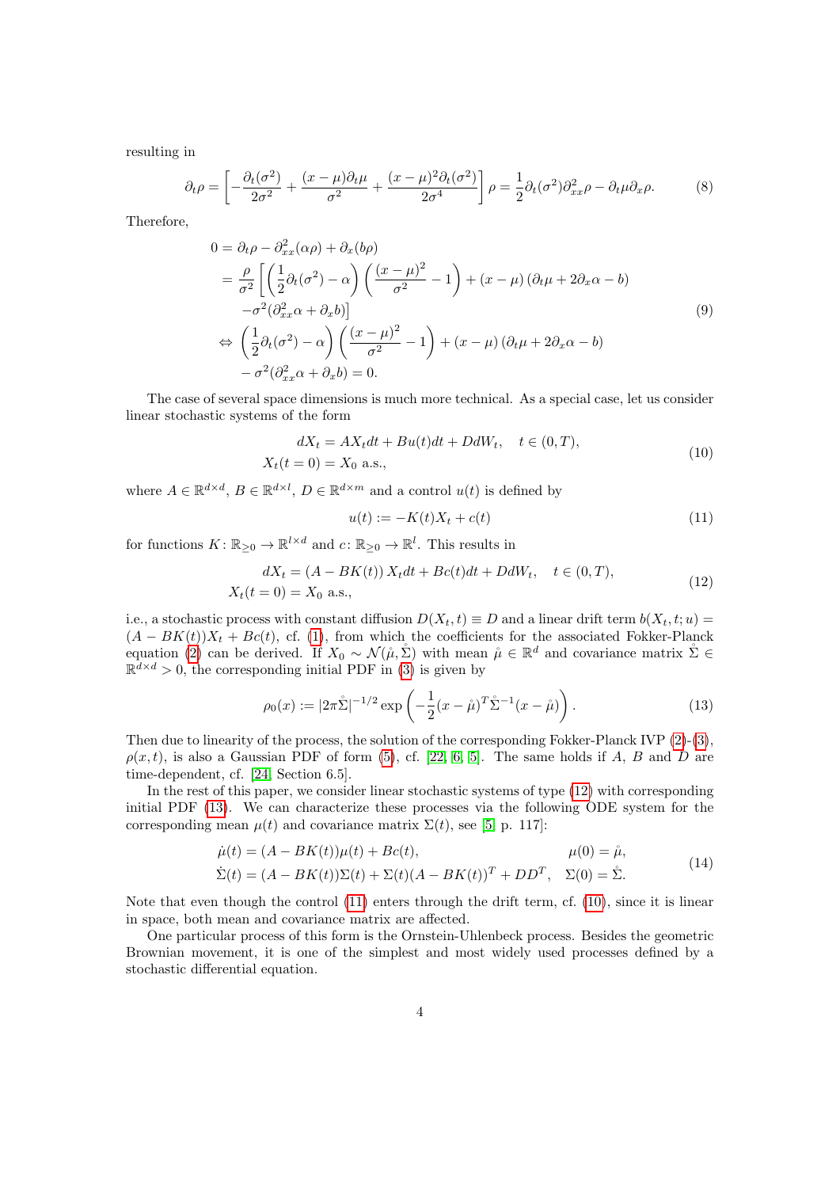resulting in

$$
\partial_t \rho = \left[ -\frac{\partial_t(\sigma^2)}{2\sigma^2} + \frac{(x-\mu)\partial_t \mu}{\sigma^2} + \frac{(x-\mu)^2 \partial_t(\sigma^2)}{2\sigma^4} \right] \rho = \frac{1}{2}\partial_t(\sigma^2)\partial^2_{xx}\rho - \partial_t\mu \partial_x \rho. \tag{8}
$$

Therefore,

$$
\begin{aligned}
0 &= \partial_t \rho - \partial^2_{xx}(\alpha\rho) + \partial_x(b\rho) \\
&= \frac{\rho}{\sigma^2} \left[ \left( \frac{1}{2}\partial_t(\sigma^2) - \alpha \right) \left( \frac{(x-\mu)^2}{\sigma^2} - 1 \right) + (x-\mu)\left(\partial_t \mu + 2\partial_x \alpha - b\right) \right. \\
&\quad \left. - \sigma^2(\partial^2_{xx}\alpha + \partial_x b) \right] \\
\Leftrightarrow &\left( \frac{1}{2}\partial_t(\sigma^2) - \alpha \right) \left( \frac{(x-\mu)^2}{\sigma^2} - 1 \right) + (x-\mu)\left(\partial_t \mu + 2\partial_x \alpha - b\right) \\
&- \sigma^2(\partial^2_{xx}\alpha + \partial_x b) = 0.
\end{aligned} \tag{9}
$$

The case of several space dimensions is much more technical. As a special case, let us consider linear stochastic systems of the form

$$
\begin{aligned}
dX_t &= AX_t dt + Bu(t)dt + DdW_t, \quad t \in (0, T), \\
X_t(t = 0) &= X_0 \text{ a.s.},
\end{aligned} \tag{10}
$$

where $A \in \mathbb{R}^{d\times d}$, $B \in \mathbb{R}^{d\times l}$, $D \in \mathbb{R}^{d\times m}$ and a control $u(t)$ is defined by

$$
u(t) := -K(t)X_t + c(t) \tag{11}
$$

for functions $K \colon \mathbb{R}_{\geq 0} \to \mathbb{R}^{l\times d}$ and $c \colon \mathbb{R}_{\geq 0} \to \mathbb{R}^l$. This results in

$$
\begin{aligned}
dX_t &= \left(A - BK(t)\right) X_t dt + Bc(t)dt + DdW_t, \quad t \in (0, T), \\
X_t(t = 0) &= X_0 \text{ a.s.},
\end{aligned} \tag{12}
$$

i.e., a stochastic process with constant diffusion $D(X_t, t) \equiv D$ and a linear drift term $b(X_t, t; u) = (A - BK(t))X_t + Bc(t)$, cf. (1), from which the coefficients for the associated Fokker-Planck equation (2) can be derived. If $X_0 \sim \mathcal{N}(\mathring{\mu}, \mathring{\Sigma})$ with mean $\mathring{\mu} \in \mathbb{R}^d$ and covariance matrix $\mathring{\Sigma} \in \mathbb{R}^{d\times d} > 0$, the corresponding initial PDF in (3) is given by

$$
\rho_0(x) := |2\pi\mathring{\Sigma}|^{-1/2} \exp\left( -\frac{1}{2}(x - \mathring{\mu})^T \mathring{\Sigma}^{-1}(x - \mathring{\mu}) \right). \tag{13}
$$

Then due to linearity of the process, the solution of the corresponding Fokker-Planck IVP (2)-(3), $\rho(x, t)$, is also a Gaussian PDF of form (5), cf. [22, 6, 5]. The same holds if $A$, $B$ and $D$ are time-dependent, cf. [24, Section 6.5].

In the rest of this paper, we consider linear stochastic systems of type (12) with corresponding initial PDF (13). We can characterize these processes via the following ODE system for the corresponding mean $\mu(t)$ and covariance matrix $\Sigma(t)$, see [5, p. 117]:

$$
\begin{aligned}
\dot{\mu}(t) &= (A - BK(t))\mu(t) + Bc(t), & \mu(0) &= \mathring{\mu}, \\
\dot{\Sigma}(t) &= (A - BK(t))\Sigma(t) + \Sigma(t)(A - BK(t))^T + DD^T, & \Sigma(0) &= \mathring{\Sigma}.
\end{aligned} \tag{14}
$$

Note that even though the control (11) enters through the drift term, cf. (10), since it is linear in space, both mean and covariance matrix are affected.

One particular process of this form is the Ornstein-Uhlenbeck process. Besides the geometric Brownian movement, it is one of the simplest and most widely used processes defined by a stochastic differential equation.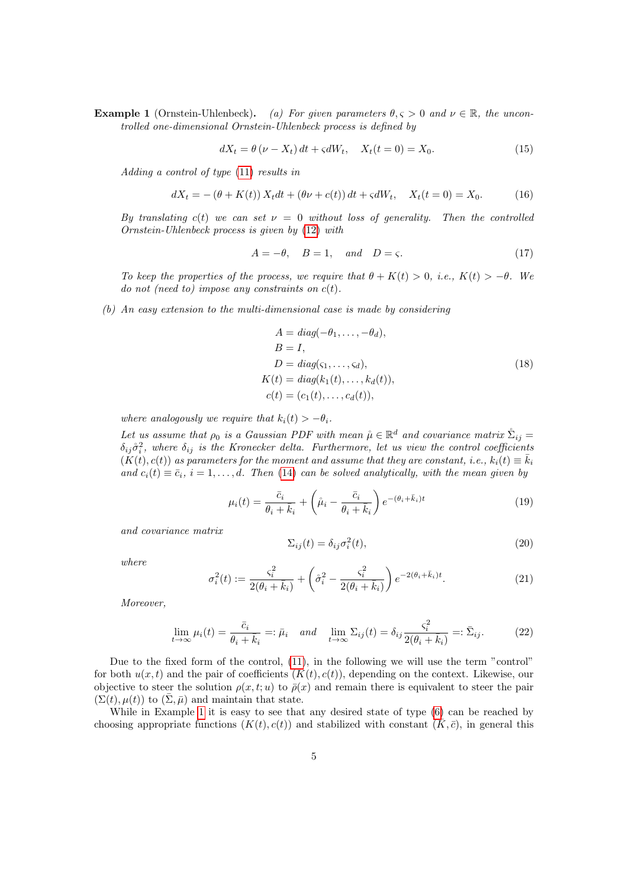**Example 1** (Ornstein-Uhlenbeck)**.** *(a) For given parameters $\theta, \varsigma > 0$ and $\nu \in \mathbb{R}$, the uncontrolled one-dimensional Ornstein-Uhlenbeck process is defined by*

$$dX_t = \theta(\nu - X_t)\,dt + \varsigma dW_t, \quad X_t(t=0) = X_0. \tag{15}$$

*Adding a control of type (11) results in*

$$dX_t = -(\theta + K(t))\,X_t dt + (\theta\nu + c(t))\,dt + \varsigma dW_t, \quad X_t(t=0) = X_0. \tag{16}$$

*By translating $c(t)$ we can set $\nu = 0$ without loss of generality. Then the controlled Ornstein-Uhlenbeck process is given by (12) with*

$$A = -\theta, \quad B = 1, \quad \text{and} \quad D = \varsigma. \tag{17}$$

*To keep the properties of the process, we require that $\theta + K(t) > 0$, i.e., $K(t) > -\theta$. We do not (need to) impose any constraints on $c(t)$.*

*(b) An easy extension to the multi-dimensional case is made by considering*

$$\begin{aligned} A &= diag(-\theta_1, \ldots, -\theta_d), \\ B &= I, \\ D &= diag(\varsigma_1, \ldots, \varsigma_d), \\ K(t) &= diag(k_1(t), \ldots, k_d(t)), \\ c(t) &= (c_1(t), \ldots, c_d(t)), \end{aligned} \tag{18}$$

*where analogously we require that $k_i(t) > -\theta_i$.*

*Let us assume that $\rho_0$ is a Gaussian PDF with mean $\mathring{\mu} \in \mathbb{R}^d$ and covariance matrix $\mathring{\Sigma}_{ij} = \delta_{ij}\mathring{\sigma}_i^2$, where $\delta_{ij}$ is the Kronecker delta. Furthermore, let us view the control coefficients $(K(t), c(t))$ as parameters for the moment and assume that they are constant, i.e., $k_i(t) \equiv \bar{k}_i$ and $c_i(t) \equiv \bar{c}_i$, $i = 1, \ldots, d$. Then (14) can be solved analytically, with the mean given by*

$$\mu_i(t) = \frac{\bar{c}_i}{\theta_i + \bar{k}_i} + \left(\mathring{\mu}_i - \frac{\bar{c}_i}{\theta_i + \bar{k}_i}\right) e^{-(\theta_i + \bar{k}_i)t} \tag{19}$$

*and covariance matrix*

$$\Sigma_{ij}(t) = \delta_{ij}\sigma_i^2(t), \tag{20}$$

*where*

$$\sigma_i^2(t) := \frac{\varsigma_i^2}{2(\theta_i + \bar{k}_i)} + \left(\mathring{\sigma}_i^2 - \frac{\varsigma_i^2}{2(\theta_i + \bar{k}_i)}\right) e^{-2(\theta_i + \bar{k}_i)t}. \tag{21}$$

*Moreover,*

$$\lim_{t\to\infty} \mu_i(t) = \frac{\bar{c}_i}{\theta_i + \bar{k}_i} =: \bar{\mu}_i \quad \text{and} \quad \lim_{t\to\infty} \Sigma_{ij}(t) = \delta_{ij}\frac{\varsigma_i^2}{2(\theta_i + \bar{k}_i)} =: \bar{\Sigma}_{ij}. \tag{22}$$

Due to the fixed form of the control, (11), in the following we will use the term "control" for both $u(x,t)$ and the pair of coefficients $(K(t), c(t))$, depending on the context. Likewise, our objective to steer the solution $\rho(x,t;u)$ to $\bar{\rho}(x)$ and remain there is equivalent to steer the pair $(\Sigma(t), \mu(t))$ to $(\bar{\Sigma}, \bar{\mu})$ and maintain that state.

While in Example 1 it is easy to see that any desired state of type (6) can be reached by choosing appropriate functions $(K(t), c(t))$ and stabilized with constant $(\bar{K}, \bar{c})$, in general this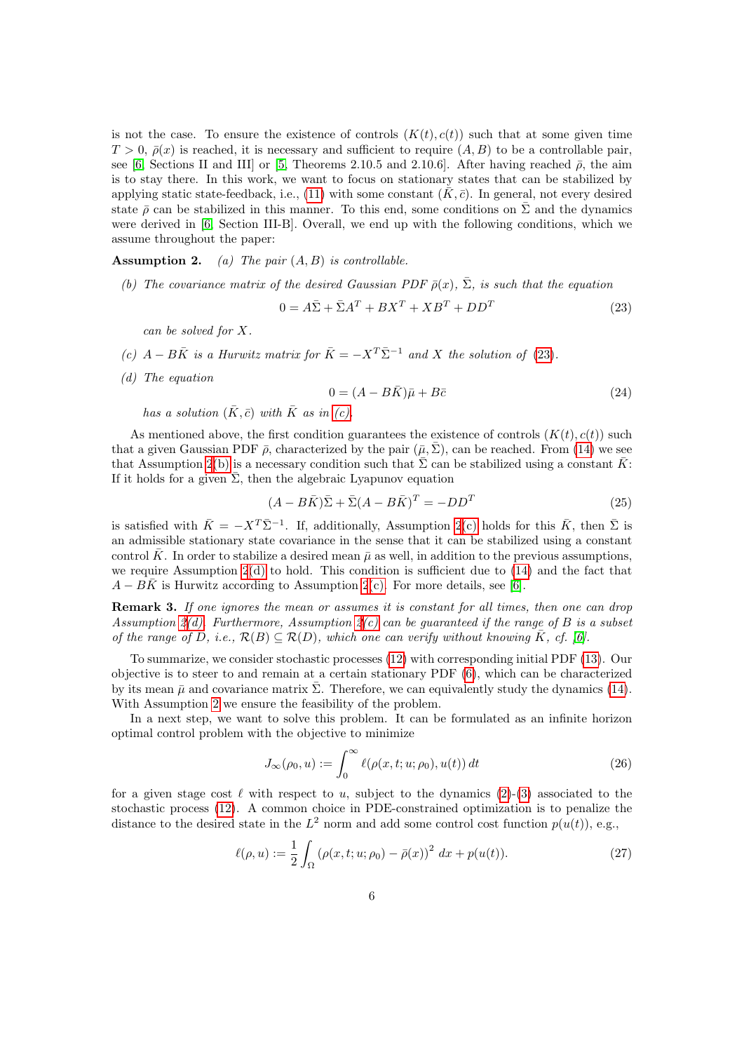is not the case. To ensure the existence of controls $(K(t), c(t))$ such that at some given time $T > 0$, $\bar{\rho}(x)$ is reached, it is necessary and sufficient to require $(A, B)$ to be a controllable pair, see [6, Sections II and III] or [5, Theorems 2.10.5 and 2.10.6]. After having reached $\bar{\rho}$, the aim is to stay there. In this work, we want to focus on stationary states that can be stabilized by applying static state-feedback, i.e., (11) with some constant $(\bar{K}, \bar{c})$. In general, not every desired state $\bar{\rho}$ can be stabilized in this manner. To this end, some conditions on $\bar{\Sigma}$ and the dynamics were derived in [6, Section III-B]. Overall, we end up with the following conditions, which we assume throughout the paper:

**Assumption 2.** *(a) The pair $(A, B)$ is controllable.*

*(b) The covariance matrix of the desired Gaussian PDF $\bar{\rho}(x)$, $\bar{\Sigma}$, is such that the equation*

$$0 = A\bar{\Sigma} + \bar{\Sigma}A^T + BX^T + XB^T + DD^T \tag{23}$$

*can be solved for $X$.*

*(c) $A - B\bar{K}$ is a Hurwitz matrix for $\bar{K} = -X^T\bar{\Sigma}^{-1}$ and $X$ the solution of (23).*

*(d) The equation*

$$0 = (A - B\bar{K})\bar{\mu} + B\bar{c} \tag{24}$$

*has a solution $(\bar{K}, \bar{c})$ with $\bar{K}$ as in (c).*

As mentioned above, the first condition guarantees the existence of controls $(K(t), c(t))$ such that a given Gaussian PDF $\bar{\rho}$, characterized by the pair $(\bar{\mu}, \bar{\Sigma})$, can be reached. From (14) we see that Assumption 2(b) is a necessary condition such that $\bar{\Sigma}$ can be stabilized using a constant $\bar{K}$: If it holds for a given $\bar{\Sigma}$, then the algebraic Lyapunov equation

$$(A - B\bar{K})\bar{\Sigma} + \bar{\Sigma}(A - B\bar{K})^T = -DD^T \tag{25}$$

is satisfied with $\bar{K} = -X^T\bar{\Sigma}^{-1}$. If, additionally, Assumption 2(c) holds for this $\bar{K}$, then $\bar{\Sigma}$ is an admissible stationary state covariance in the sense that it can be stabilized using a constant control $\bar{K}$. In order to stabilize a desired mean $\bar{\mu}$ as well, in addition to the previous assumptions, we require Assumption 2(d) to hold. This condition is sufficient due to (14) and the fact that $A - B\bar{K}$ is Hurwitz according to Assumption 2(c). For more details, see [6].

**Remark 3.** *If one ignores the mean or assumes it is constant for all times, then one can drop Assumption 2(d). Furthermore, Assumption 2(c) can be guaranteed if the range of $B$ is a subset of the range of $D$, i.e., $\mathcal{R}(B) \subseteq \mathcal{R}(D)$, which one can verify without knowing $\bar{K}$, cf. [6].*

To summarize, we consider stochastic processes (12) with corresponding initial PDF (13). Our objective is to steer to and remain at a certain stationary PDF (6), which can be characterized by its mean $\bar{\mu}$ and covariance matrix $\bar{\Sigma}$. Therefore, we can equivalently study the dynamics (14). With Assumption 2 we ensure the feasibility of the problem.

In a next step, we want to solve this problem. It can be formulated as an infinite horizon optimal control problem with the objective to minimize

$$J_\infty(\rho_0, u) := \int_0^\infty \ell(\rho(x, t; u; \rho_0), u(t))\, dt \tag{26}$$

for a given stage cost $\ell$ with respect to $u$, subject to the dynamics (2)-(3) associated to the stochastic process (12). A common choice in PDE-constrained optimization is to penalize the distance to the desired state in the $L^2$ norm and add some control cost function $p(u(t))$, e.g.,

$$\ell(\rho, u) := \frac{1}{2}\int_\Omega (\rho(x, t; u; \rho_0) - \bar{\rho}(x))^2\, dx + p(u(t)). \tag{27}$$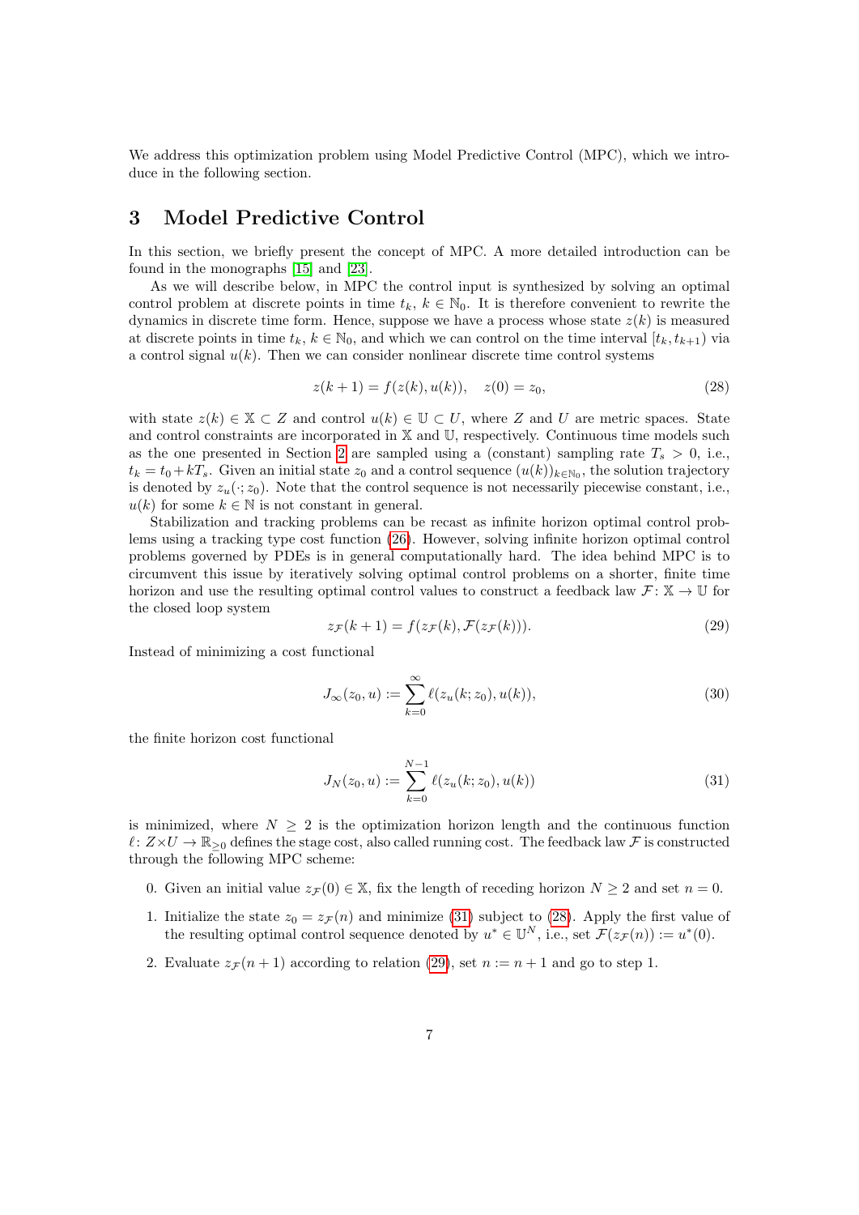We address this optimization problem using Model Predictive Control (MPC), which we introduce in the following section.

## 3 Model Predictive Control

In this section, we briefly present the concept of MPC. A more detailed introduction can be found in the monographs [15] and [23].

As we will describe below, in MPC the control input is synthesized by solving an optimal control problem at discrete points in time $t_k$, $k \in \mathbb{N}_0$. It is therefore convenient to rewrite the dynamics in discrete time form. Hence, suppose we have a process whose state $z(k)$ is measured at discrete points in time $t_k$, $k \in \mathbb{N}_0$, and which we can control on the time interval $[t_k, t_{k+1})$ via a control signal $u(k)$. Then we can consider nonlinear discrete time control systems

$$z(k+1) = f(z(k), u(k)), \quad z(0) = z_0, \tag{28}$$

with state $z(k) \in \mathbb{X} \subset Z$ and control $u(k) \in \mathbb{U} \subset U$, where $Z$ and $U$ are metric spaces. State and control constraints are incorporated in $\mathbb{X}$ and $\mathbb{U}$, respectively. Continuous time models such as the one presented in Section 2 are sampled using a (constant) sampling rate $T_s > 0$, i.e., $t_k = t_0 + kT_s$. Given an initial state $z_0$ and a control sequence $(u(k))_{k \in \mathbb{N}_0}$, the solution trajectory is denoted by $z_u(\cdot; z_0)$. Note that the control sequence is not necessarily piecewise constant, i.e., $u(k)$ for some $k \in \mathbb{N}$ is not constant in general.

Stabilization and tracking problems can be recast as infinite horizon optimal control problems using a tracking type cost function (26). However, solving infinite horizon optimal control problems governed by PDEs is in general computationally hard. The idea behind MPC is to circumvent this issue by iteratively solving optimal control problems on a shorter, finite time horizon and use the resulting optimal control values to construct a feedback law $\mathcal{F} \colon \mathbb{X} \to \mathbb{U}$ for the closed loop system

$$z_{\mathcal{F}}(k+1) = f(z_{\mathcal{F}}(k), \mathcal{F}(z_{\mathcal{F}}(k))). \tag{29}$$

Instead of minimizing a cost functional

$$J_\infty(z_0, u) := \sum_{k=0}^{\infty} \ell(z_u(k; z_0), u(k)), \tag{30}$$

the finite horizon cost functional

$$J_N(z_0, u) := \sum_{k=0}^{N-1} \ell(z_u(k; z_0), u(k)) \tag{31}$$

is minimized, where $N \geq 2$ is the optimization horizon length and the continuous function $\ell \colon Z \times U \to \mathbb{R}_{\geq 0}$ defines the stage cost, also called running cost. The feedback law $\mathcal{F}$ is constructed through the following MPC scheme:

0. Given an initial value $z_{\mathcal{F}}(0) \in \mathbb{X}$, fix the length of receding horizon $N \geq 2$ and set $n = 0$.
1. Initialize the state $z_0 = z_{\mathcal{F}}(n)$ and minimize (31) subject to (28). Apply the first value of the resulting optimal control sequence denoted by $u^* \in \mathbb{U}^N$, i.e., set $\mathcal{F}(z_{\mathcal{F}}(n)) := u^*(0)$.
2. Evaluate $z_{\mathcal{F}}(n+1)$ according to relation (29), set $n := n+1$ and go to step 1.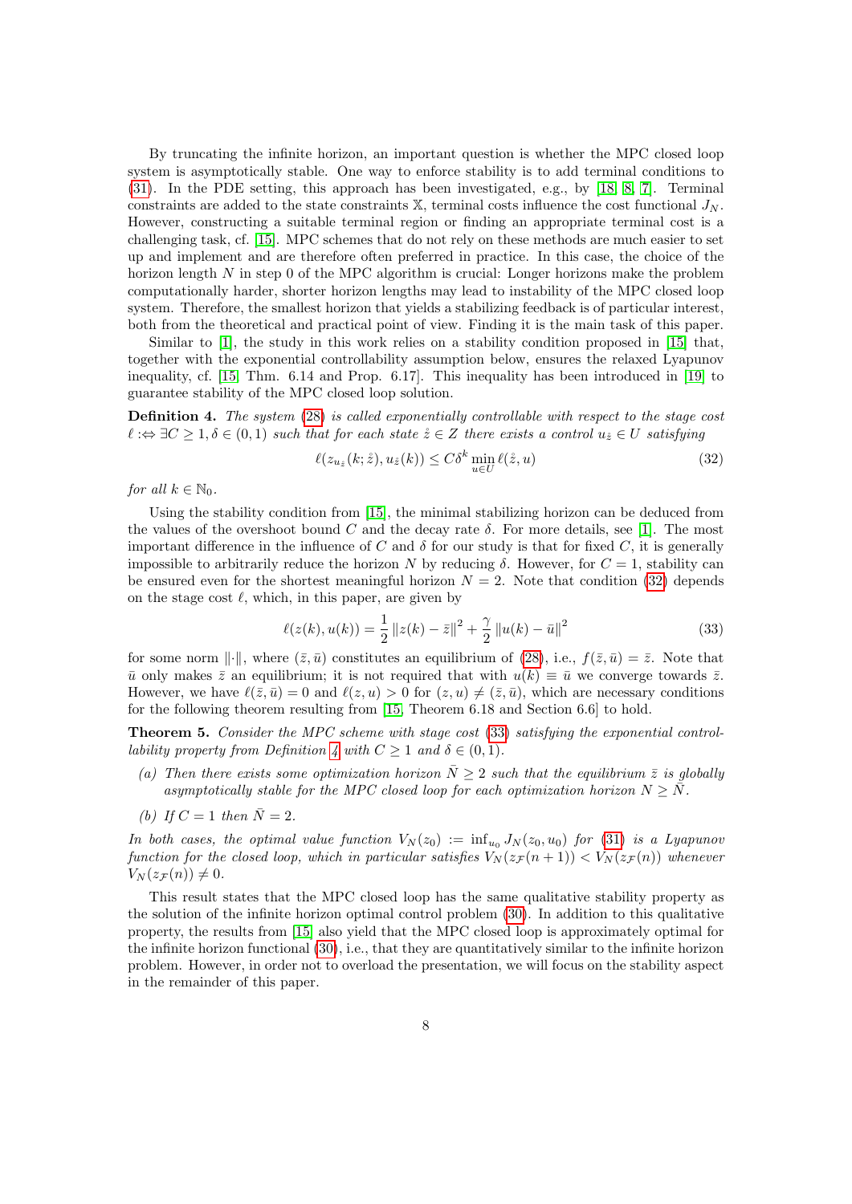By truncating the infinite horizon, an important question is whether the MPC closed loop system is asymptotically stable. One way to enforce stability is to add terminal conditions to (31). In the PDE setting, this approach has been investigated, e.g., by [18, 8, 7]. Terminal constraints are added to the state constraints $\mathbb{X}$, terminal costs influence the cost functional $J_N$. However, constructing a suitable terminal region or finding an appropriate terminal cost is a challenging task, cf. [15]. MPC schemes that do not rely on these methods are much easier to set up and implement and are therefore often preferred in practice. In this case, the choice of the horizon length $N$ in step 0 of the MPC algorithm is crucial: Longer horizons make the problem computationally harder, shorter horizon lengths may lead to instability of the MPC closed loop system. Therefore, the smallest horizon that yields a stabilizing feedback is of particular interest, both from the theoretical and practical point of view. Finding it is the main task of this paper.

Similar to [1], the study in this work relies on a stability condition proposed in [15] that, together with the exponential controllability assumption below, ensures the relaxed Lyapunov inequality, cf. [15, Thm. 6.14 and Prop. 6.17]. This inequality has been introduced in [19] to guarantee stability of the MPC closed loop solution.

**Definition 4.** *The system (28) is called exponentially controllable with respect to the stage cost $\ell$ :⇔ $\exists C \geq 1, \delta \in (0,1)$ such that for each state $\mathring{z} \in Z$ there exists a control $u_{\mathring{z}} \in U$ satisfying*

$$\ell(z_{u_{\mathring{z}}}(k;\mathring{z}), u_{\mathring{z}}(k)) \leq C\delta^k \min_{u \in U} \ell(\mathring{z}, u) \tag{32}$$

*for all $k \in \mathbb{N}_0$.*

Using the stability condition from [15], the minimal stabilizing horizon can be deduced from the values of the overshoot bound $C$ and the decay rate $\delta$. For more details, see [1]. The most important difference in the influence of $C$ and $\delta$ for our study is that for fixed $C$, it is generally impossible to arbitrarily reduce the horizon $N$ by reducing $\delta$. However, for $C = 1$, stability can be ensured even for the shortest meaningful horizon $N = 2$. Note that condition (32) depends on the stage cost $\ell$, which, in this paper, are given by

$$\ell(z(k), u(k)) = \frac{1}{2}\|z(k) - \bar{z}\|^2 + \frac{\gamma}{2}\|u(k) - \bar{u}\|^2 \tag{33}$$

for some norm $\|\cdot\|$, where $(\bar{z}, \bar{u})$ constitutes an equilibrium of (28), i.e., $f(\bar{z}, \bar{u}) = \bar{z}$. Note that $\bar{u}$ only makes $\bar{z}$ an equilibrium; it is not required that with $u(k) \equiv \bar{u}$ we converge towards $\bar{z}$. However, we have $\ell(\bar{z}, \bar{u}) = 0$ and $\ell(z, u) > 0$ for $(z, u) \neq (\bar{z}, \bar{u})$, which are necessary conditions for the following theorem resulting from [15, Theorem 6.18 and Section 6.6] to hold.

**Theorem 5.** *Consider the MPC scheme with stage cost (33) satisfying the exponential controllability property from Definition 4 with $C \geq 1$ and $\delta \in (0,1)$.*

*(a) Then there exists some optimization horizon $\bar{N} \geq 2$ such that the equilibrium $\bar{z}$ is globally asymptotically stable for the MPC closed loop for each optimization horizon $N \geq \bar{N}$.*

*(b) If $C = 1$ then $\bar{N} = 2$.*

*In both cases, the optimal value function $V_N(z_0) := \inf_{u_0} J_N(z_0, u_0)$ for (31) is a Lyapunov function for the closed loop, which in particular satisfies $V_N(z_{\mathcal{F}}(n+1)) < V_N(z_{\mathcal{F}}(n))$ whenever $V_N(z_{\mathcal{F}}(n)) \neq 0$.*

This result states that the MPC closed loop has the same qualitative stability property as the solution of the infinite horizon optimal control problem (30). In addition to this qualitative property, the results from [15] also yield that the MPC closed loop is approximately optimal for the infinite horizon functional (30), i.e., that they are quantitatively similar to the infinite horizon problem. However, in order not to overload the presentation, we will focus on the stability aspect in the remainder of this paper.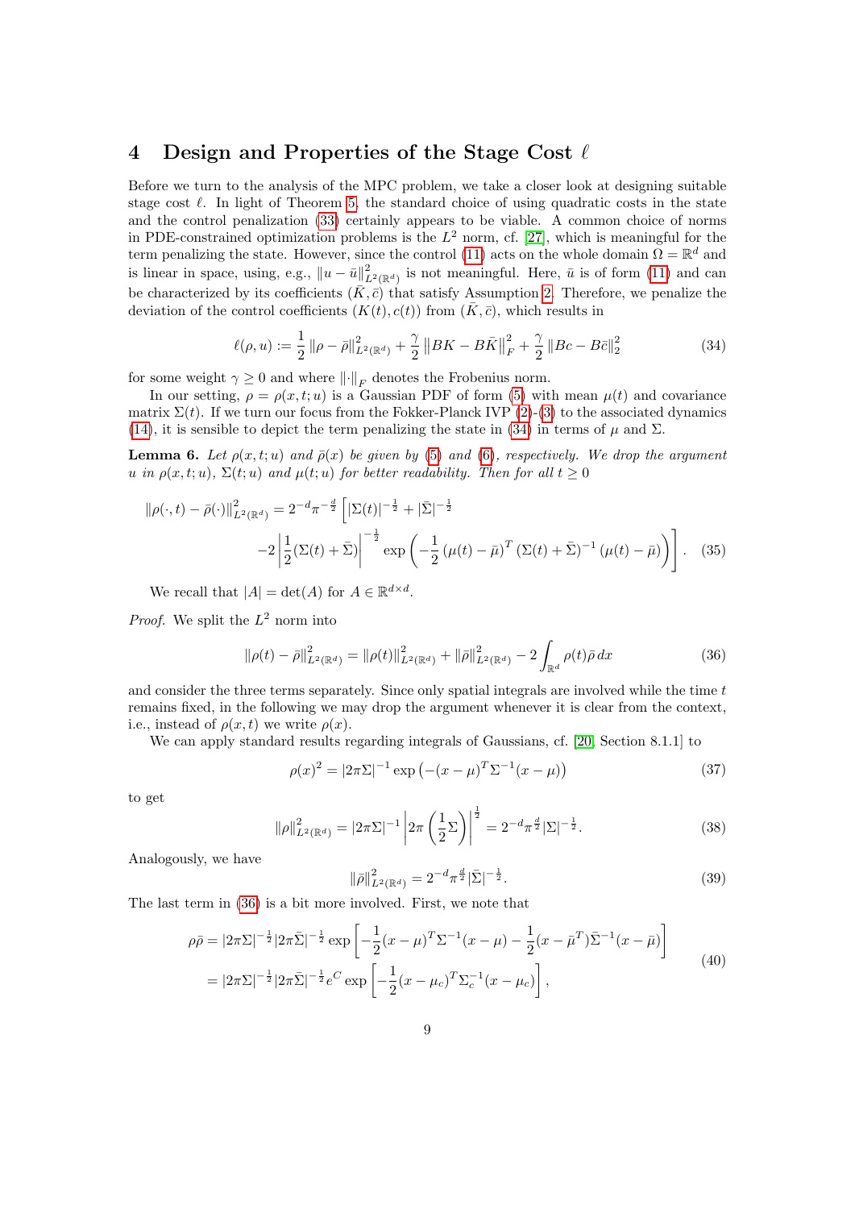## 4 Design and Properties of the Stage Cost $\ell$

Before we turn to the analysis of the MPC problem, we take a closer look at designing suitable stage cost $\ell$. In light of Theorem 5, the standard choice of using quadratic costs in the state and the control penalization (33) certainly appears to be viable. A common choice of norms in PDE-constrained optimization problems is the $L^2$ norm, cf. [27], which is meaningful for the term penalizing the state. However, since the control (11) acts on the whole domain $\Omega = \mathbb{R}^d$ and is linear in space, using, e.g., $\|u - \bar{u}\|^2_{L^2(\mathbb{R}^d)}$ is not meaningful. Here, $\bar{u}$ is of form (11) and can be characterized by its coefficients $(\bar{K}, \bar{c})$ that satisfy Assumption 2. Therefore, we penalize the deviation of the control coefficients $(K(t), c(t))$ from $(\bar{K}, \bar{c})$, which results in

$$\ell(\rho, u) := \frac{1}{2} \|\rho - \bar{\rho}\|^2_{L^2(\mathbb{R}^d)} + \frac{\gamma}{2} \left\|BK - B\bar{K}\right\|^2_F + \frac{\gamma}{2} \|Bc - B\bar{c}\|^2_2 \tag{34}$$

for some weight $\gamma \geq 0$ and where $\|\cdot\|_F$ denotes the Frobenius norm.

In our setting, $\rho = \rho(x, t; u)$ is a Gaussian PDF of form (5) with mean $\mu(t)$ and covariance matrix $\Sigma(t)$. If we turn our focus from the Fokker-Planck IVP (2)-(3) to the associated dynamics (14), it is sensible to depict the term penalizing the state in (34) in terms of $\mu$ and $\Sigma$.

**Lemma 6.** *Let $\rho(x, t; u)$ and $\bar{\rho}(x)$ be given by (5) and (6), respectively. We drop the argument $u$ in $\rho(x, t; u)$, $\Sigma(t; u)$ and $\mu(t; u)$ for better readability. Then for all $t \geq 0$*

$$\|\rho(\cdot, t) - \bar{\rho}(\cdot)\|^2_{L^2(\mathbb{R}^d)} = 2^{-d} \pi^{-\frac{d}{2}} \Bigg[ |\Sigma(t)|^{-\frac{1}{2}} + |\bar{\Sigma}|^{-\frac{1}{2}} - 2 \left| \frac{1}{2}(\Sigma(t) + \bar{\Sigma}) \right|^{-\frac{1}{2}} \exp\left( -\frac{1}{2} \left(\mu(t) - \bar{\mu}\right)^T (\Sigma(t) + \bar{\Sigma})^{-1} \left(\mu(t) - \bar{\mu}\right) \right) \Bigg]. \tag{35}$$

We recall that $|A| = \det(A)$ for $A \in \mathbb{R}^{d \times d}$.

*Proof.* We split the $L^2$ norm into

$$\|\rho(t) - \bar{\rho}\|^2_{L^2(\mathbb{R}^d)} = \|\rho(t)\|^2_{L^2(\mathbb{R}^d)} + \|\bar{\rho}\|^2_{L^2(\mathbb{R}^d)} - 2 \int_{\mathbb{R}^d} \rho(t) \bar{\rho} \, dx \tag{36}$$

and consider the three terms separately. Since only spatial integrals are involved while the time $t$ remains fixed, in the following we may drop the argument whenever it is clear from the context, i.e., instead of $\rho(x, t)$ we write $\rho(x)$.

We can apply standard results regarding integrals of Gaussians, cf. [20, Section 8.1.1] to

$$\rho(x)^2 = |2\pi\Sigma|^{-1} \exp\left(-(x - \mu)^T \Sigma^{-1} (x - \mu)\right) \tag{37}$$

to get

$$\|\rho\|^2_{L^2(\mathbb{R}^d)} = |2\pi\Sigma|^{-1} \left| 2\pi \left( \frac{1}{2} \Sigma \right) \right|^{\frac{1}{2}} = 2^{-d} \pi^{\frac{d}{2}} |\Sigma|^{-\frac{1}{2}}. \tag{38}$$

Analogously, we have

$$\|\bar{\rho}\|^2_{L^2(\mathbb{R}^d)} = 2^{-d} \pi^{\frac{d}{2}} |\bar{\Sigma}|^{-\frac{1}{2}}. \tag{39}$$

The last term in (36) is a bit more involved. First, we note that

$$\begin{aligned}
\rho\bar{\rho} &= |2\pi\Sigma|^{-\frac{1}{2}} |2\pi\bar{\Sigma}|^{-\frac{1}{2}} \exp\left[ -\frac{1}{2}(x - \mu)^T \Sigma^{-1} (x - \mu) - \frac{1}{2}(x - \bar{\mu}^T) \bar{\Sigma}^{-1} (x - \bar{\mu}) \right] \\
&= |2\pi\Sigma|^{-\frac{1}{2}} |2\pi\bar{\Sigma}|^{-\frac{1}{2}} e^C \exp\left[ -\frac{1}{2}(x - \mu_c)^T \Sigma_c^{-1} (x - \mu_c) \right],
\end{aligned} \tag{40}$$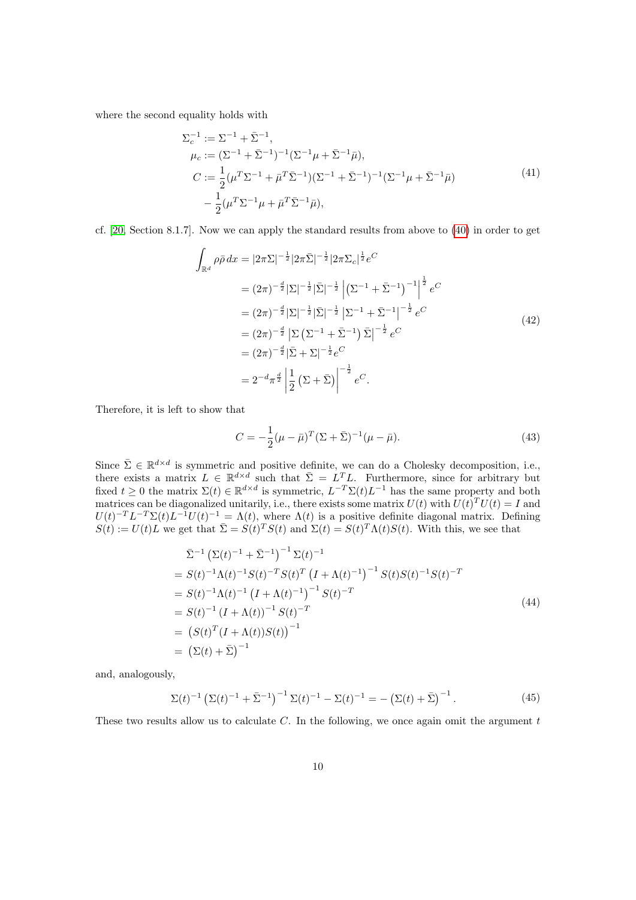where the second equality holds with

$$
\begin{aligned}
&\Sigma_c^{-1} := \Sigma^{-1} + \bar{\Sigma}^{-1}, \\
&\mu_c := (\Sigma^{-1} + \bar{\Sigma}^{-1})^{-1}(\Sigma^{-1}\mu + \bar{\Sigma}^{-1}\bar{\mu}), \\
&C := \frac{1}{2}(\mu^T\Sigma^{-1} + \bar{\mu}^T\bar{\Sigma}^{-1})(\Sigma^{-1} + \bar{\Sigma}^{-1})^{-1}(\Sigma^{-1}\mu + \bar{\Sigma}^{-1}\bar{\mu}) \\
&\quad - \frac{1}{2}(\mu^T\Sigma^{-1}\mu + \bar{\mu}^T\bar{\Sigma}^{-1}\bar{\mu}),
\end{aligned}
\tag{41}
$$

cf. [20, Section 8.1.7]. Now we can apply the standard results from above to (40) in order to get

$$
\begin{aligned}
\int_{\mathbb{R}^d} \rho\bar{\rho}\,dx &= |2\pi\Sigma|^{-\frac{1}{2}}|2\pi\bar{\Sigma}|^{-\frac{1}{2}}|2\pi\Sigma_c|^{\frac{1}{2}}e^C \\
&= (2\pi)^{-\frac{d}{2}}|\Sigma|^{-\frac{1}{2}}|\bar{\Sigma}|^{-\frac{1}{2}}\left|\left(\Sigma^{-1} + \bar{\Sigma}^{-1}\right)^{-1}\right|^{\frac{1}{2}}e^C \\
&= (2\pi)^{-\frac{d}{2}}|\Sigma|^{-\frac{1}{2}}|\bar{\Sigma}|^{-\frac{1}{2}}\left|\Sigma^{-1} + \bar{\Sigma}^{-1}\right|^{-\frac{1}{2}}e^C \\
&= (2\pi)^{-\frac{d}{2}}\left|\Sigma\left(\Sigma^{-1} + \bar{\Sigma}^{-1}\right)\bar{\Sigma}\right|^{-\frac{1}{2}}e^C \\
&= (2\pi)^{-\frac{d}{2}}|\bar{\Sigma} + \Sigma|^{-\frac{1}{2}}e^C \\
&= 2^{-d}\pi^{\frac{d}{2}}\left|\frac{1}{2}\left(\Sigma + \bar{\Sigma}\right)\right|^{-\frac{1}{2}}e^C.
\end{aligned}
\tag{42}
$$

Therefore, it is left to show that

$$
C = -\frac{1}{2}(\mu - \bar{\mu})^T(\Sigma + \bar{\Sigma})^{-1}(\mu - \bar{\mu}). \tag{43}
$$

Since $\bar{\Sigma} \in \mathbb{R}^{d\times d}$ is symmetric and positive definite, we can do a Cholesky decomposition, i.e., there exists a matrix $L \in \mathbb{R}^{d\times d}$ such that $\bar{\Sigma} = L^T L$. Furthermore, since for arbitrary but fixed $t \geq 0$ the matrix $\Sigma(t) \in \mathbb{R}^{d\times d}$ is symmetric, $L^{-T}\Sigma(t)L^{-1}$ has the same property and both matrices can be diagonalized unitarily, i.e., there exists some matrix $U(t)$ with $U(t)^T U(t) = I$ and $U(t)^{-T}L^{-T}\Sigma(t)L^{-1}U(t)^{-1} = \Lambda(t)$, where $\Lambda(t)$ is a positive definite diagonal matrix. Defining $S(t) := U(t)L$ we get that $\bar{\Sigma} = S(t)^T S(t)$ and $\Sigma(t) = S(t)^T\Lambda(t)S(t)$. With this, we see that

$$
\begin{aligned}
&\bar{\Sigma}^{-1}\left(\Sigma(t)^{-1} + \bar{\Sigma}^{-1}\right)^{-1}\Sigma(t)^{-1} \\
&= S(t)^{-1}\Lambda(t)^{-1}S(t)^{-T}S(t)^T\left(I + \Lambda(t)^{-1}\right)^{-1}S(t)S(t)^{-1}S(t)^{-T} \\
&= S(t)^{-1}\Lambda(t)^{-1}\left(I + \Lambda(t)^{-1}\right)^{-1}S(t)^{-T} \\
&= S(t)^{-1}\left(I + \Lambda(t)\right)^{-1}S(t)^{-T} \\
&= \left(S(t)^T(I + \Lambda(t))S(t)\right)^{-1} \\
&= \left(\Sigma(t) + \bar{\Sigma}\right)^{-1}
\end{aligned}
\tag{44}
$$

and, analogously,

$$
\Sigma(t)^{-1}\left(\Sigma(t)^{-1} + \bar{\Sigma}^{-1}\right)^{-1}\Sigma(t)^{-1} - \Sigma(t)^{-1} = -\left(\Sigma(t) + \bar{\Sigma}\right)^{-1}. \tag{45}
$$

These two results allow us to calculate $C$. In the following, we once again omit the argument $t$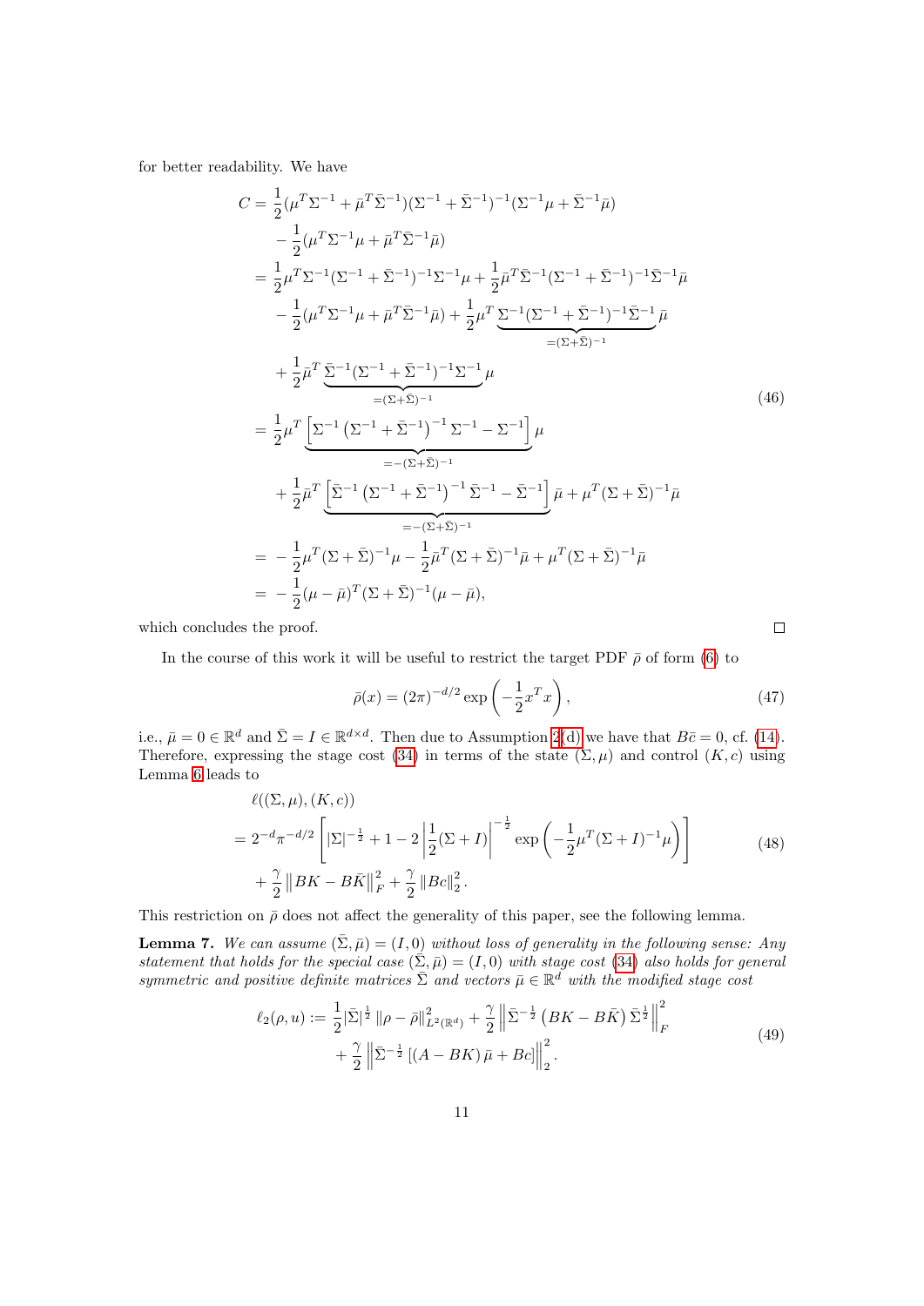for better readability. We have

$$
\begin{aligned}
C &= \frac{1}{2}(\mu^T\Sigma^{-1} + \bar{\mu}^T\bar{\Sigma}^{-1})(\Sigma^{-1}+\bar{\Sigma}^{-1})^{-1}(\Sigma^{-1}\mu + \bar{\Sigma}^{-1}\bar{\mu}) \\
&\quad - \frac{1}{2}(\mu^T\Sigma^{-1}\mu + \bar{\mu}^T\bar{\Sigma}^{-1}\bar{\mu}) \\
&= \frac{1}{2}\mu^T\Sigma^{-1}(\Sigma^{-1}+\bar{\Sigma}^{-1})^{-1}\Sigma^{-1}\mu + \frac{1}{2}\bar{\mu}^T\bar{\Sigma}^{-1}(\Sigma^{-1}+\bar{\Sigma}^{-1})^{-1}\bar{\Sigma}^{-1}\bar{\mu} \\
&\quad - \frac{1}{2}(\mu^T\Sigma^{-1}\mu + \bar{\mu}^T\bar{\Sigma}^{-1}\bar{\mu}) + \frac{1}{2}\mu^T \underbrace{\Sigma^{-1}(\Sigma^{-1}+\bar{\Sigma}^{-1})^{-1}\bar{\Sigma}^{-1}}_{=(\Sigma+\bar{\Sigma})^{-1}}\bar{\mu} \\
&\quad + \frac{1}{2}\bar{\mu}^T \underbrace{\bar{\Sigma}^{-1}(\Sigma^{-1}+\bar{\Sigma}^{-1})^{-1}\Sigma^{-1}}_{=(\Sigma+\bar{\Sigma})^{-1}}\mu \\
&= \frac{1}{2}\mu^T \underbrace{\left[\Sigma^{-1}\left(\Sigma^{-1}+\bar{\Sigma}^{-1}\right)^{-1}\Sigma^{-1} - \Sigma^{-1}\right]}_{=-(\Sigma+\bar{\Sigma})^{-1}}\mu \\
&\quad + \frac{1}{2}\bar{\mu}^T \underbrace{\left[\bar{\Sigma}^{-1}\left(\Sigma^{-1}+\bar{\Sigma}^{-1}\right)^{-1}\bar{\Sigma}^{-1} - \bar{\Sigma}^{-1}\right]}_{=-(\Sigma+\bar{\Sigma})^{-1}}\bar{\mu} + \mu^T(\Sigma+\bar{\Sigma})^{-1}\bar{\mu} \\
&= -\frac{1}{2}\mu^T(\Sigma+\bar{\Sigma})^{-1}\mu - \frac{1}{2}\bar{\mu}^T(\Sigma+\bar{\Sigma})^{-1}\bar{\mu} + \mu^T(\Sigma+\bar{\Sigma})^{-1}\bar{\mu} \\
&= -\frac{1}{2}(\mu-\bar{\mu})^T(\Sigma+\bar{\Sigma})^{-1}(\mu-\bar{\mu}),
\end{aligned}
\tag{46}
$$

which concludes the proof. ∎

In the course of this work it will be useful to restrict the target PDF $\bar{\rho}$ of form (6) to

$$
\bar{\rho}(x) = (2\pi)^{-d/2}\exp\left(-\frac{1}{2}x^T x\right), \tag{47}
$$

i.e., $\bar{\mu} = 0 \in \mathbb{R}^d$ and $\bar{\Sigma} = I \in \mathbb{R}^{d\times d}$. Then due to Assumption 2(d) we have that $B\bar{c} = 0$, cf. (14). Therefore, expressing the stage cost (34) in terms of the state $(\Sigma,\mu)$ and control $(K,c)$ using Lemma 6 leads to

$$
\begin{aligned}
&\ell((\Sigma,\mu),(K,c)) \\
&= 2^{-d}\pi^{-d/2}\left[|\Sigma|^{-\frac{1}{2}} + 1 - 2\left|\frac{1}{2}(\Sigma+I)\right|^{-\frac{1}{2}}\exp\left(-\frac{1}{2}\mu^T(\Sigma+I)^{-1}\mu\right)\right] \\
&\quad + \frac{\gamma}{2}\left\|BK - B\bar{K}\right\|_F^2 + \frac{\gamma}{2}\left\|Bc\right\|_2^2.
\end{aligned}
\tag{48}
$$

This restriction on $\bar{\rho}$ does not affect the generality of this paper, see the following lemma.

**Lemma 7.** *We can assume $(\bar{\Sigma},\bar{\mu}) = (I,0)$ without loss of generality in the following sense: Any statement that holds for the special case $(\bar{\Sigma},\bar{\mu}) = (I,0)$ with stage cost (34) also holds for general symmetric and positive definite matrices $\bar{\Sigma}$ and vectors $\bar{\mu} \in \mathbb{R}^d$ with the modified stage cost*

$$
\begin{aligned}
\ell_2(\rho,u) := \frac{1}{2}|\bar{\Sigma}|^{\frac{1}{2}}\left\|\rho-\bar{\rho}\right\|_{L^2(\mathbb{R}^d)}^2 + \frac{\gamma}{2}\left\|\bar{\Sigma}^{-\frac{1}{2}}\left(BK - B\bar{K}\right)\bar{\Sigma}^{\frac{1}{2}}\right\|_F^2 \\
+ \frac{\gamma}{2}\left\|\bar{\Sigma}^{-\frac{1}{2}}\left[(A-BK)\bar{\mu} + Bc\right]\right\|_2^2.
\end{aligned}
\tag{49}
$$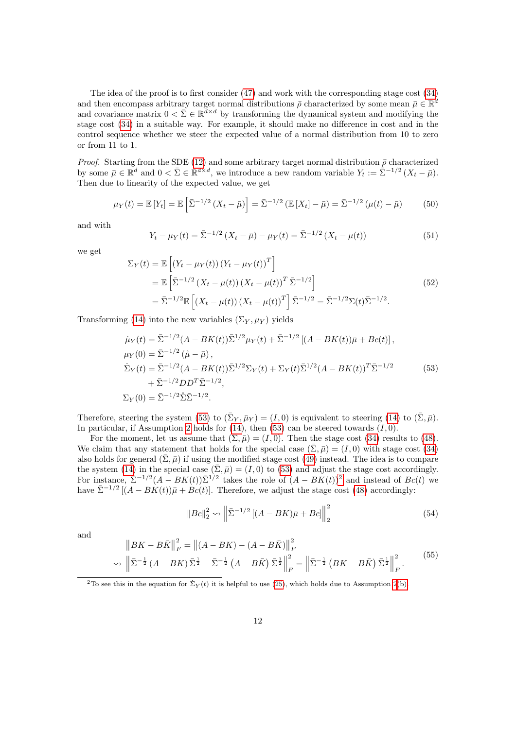The idea of the proof is to first consider (47) and work with the corresponding stage cost (34) and then encompass arbitrary target normal distributions $\bar{\rho}$ characterized by some mean $\bar{\mu} \in \mathbb{R}^d$ and covariance matrix $0 < \bar{\Sigma} \in \mathbb{R}^{d \times d}$ by transforming the dynamical system and modifying the stage cost (34) in a suitable way. For example, it should make no difference in cost and in the control sequence whether we steer the expected value of a normal distribution from 10 to zero or from 11 to 1.

*Proof.* Starting from the SDE (12) and some arbitrary target normal distribution $\bar{\rho}$ characterized by some $\bar{\mu} \in \mathbb{R}^d$ and $0 < \bar{\Sigma} \in \mathbb{R}^{d \times d}$, we introduce a new random variable $Y_t := \bar{\Sigma}^{-1/2} (X_t - \bar{\mu})$. Then due to linearity of the expected value, we get

$$
\mu_Y(t) = \mathbb{E}[Y_t] = \mathbb{E}\left[\bar{\Sigma}^{-1/2} (X_t - \bar{\mu})\right] = \bar{\Sigma}^{-1/2} (\mathbb{E}[X_t] - \bar{\mu}) = \bar{\Sigma}^{-1/2} (\mu(t) - \bar{\mu}) \tag{50}
$$

and with

$$
Y_t - \mu_Y(t) = \bar{\Sigma}^{-1/2} (X_t - \bar{\mu}) - \mu_Y(t) = \bar{\Sigma}^{-1/2} (X_t - \mu(t)) \tag{51}
$$

we get

$$
\begin{aligned}
\Sigma_Y(t) &= \mathbb{E}\left[(Y_t - \mu_Y(t)) (Y_t - \mu_Y(t))^T\right] \\
&= \mathbb{E}\left[\bar{\Sigma}^{-1/2} (X_t - \mu(t)) (X_t - \mu(t))^T \bar{\Sigma}^{-1/2}\right] \\
&= \bar{\Sigma}^{-1/2} \mathbb{E}\left[(X_t - \mu(t)) (X_t - \mu(t))^T\right] \bar{\Sigma}^{-1/2} = \bar{\Sigma}^{-1/2} \Sigma(t) \bar{\Sigma}^{-1/2}.
\end{aligned} \tag{52}
$$

Transforming (14) into the new variables $(\Sigma_Y, \mu_Y)$ yields

$$
\begin{aligned}
\dot{\mu}_Y(t) &= \bar{\Sigma}^{-1/2}(A - BK(t))\bar{\Sigma}^{1/2} \mu_Y(t) + \bar{\Sigma}^{-1/2} \left[(A - BK(t))\bar{\mu} + Bc(t)\right], \\
\mu_Y(0) &= \bar{\Sigma}^{-1/2} (\mathring{\mu} - \bar{\mu}), \\
\dot{\Sigma}_Y(t) &= \bar{\Sigma}^{-1/2}(A - BK(t))\bar{\Sigma}^{1/2} \Sigma_Y(t) + \Sigma_Y(t) \bar{\Sigma}^{1/2}(A - BK(t))^T \bar{\Sigma}^{-1/2} \\
&\quad + \bar{\Sigma}^{-1/2} D D^T \bar{\Sigma}^{-1/2}, \\
\Sigma_Y(0) &= \bar{\Sigma}^{-1/2} \mathring{\Sigma} \bar{\Sigma}^{-1/2}.
\end{aligned} \tag{53}
$$

Therefore, steering the system (53) to $(\bar{\Sigma}_Y, \bar{\mu}_Y) = (I, 0)$ is equivalent to steering (14) to $(\bar{\Sigma}, \bar{\mu})$. In particular, if Assumption 2 holds for (14), then (53) can be steered towards $(I, 0)$.

For the moment, let us assume that $(\bar{\Sigma}, \bar{\mu}) = (I, 0)$. Then the stage cost (34) results to (48). We claim that any statement that holds for the special case $(\bar{\Sigma}, \bar{\mu}) = (I, 0)$ with stage cost (34) also holds for general $(\bar{\Sigma}, \bar{\mu})$ if using the modified stage cost (49) instead. The idea is to compare the system (14) in the special case $(\bar{\Sigma}, \bar{\mu}) = (I, 0)$ to (53) and adjust the stage cost accordingly. For instance, $\bar{\Sigma}^{-1/2}(A - BK(t))\bar{\Sigma}^{1/2}$ takes the role of $(A - BK(t))$[2] and instead of $Bc(t)$ we have $\bar{\Sigma}^{-1/2} \left[(A - BK(t))\bar{\mu} + Bc(t)\right]$. Therefore, we adjust the stage cost (48) accordingly:

$$
\|Bc\|_2^2 \rightsquigarrow \left\|\bar{\Sigma}^{-1/2} \left[(A - BK)\bar{\mu} + Bc\right]\right\|_2^2 \tag{54}
$$

and

$$
\begin{aligned}
&\left\|BK - B\bar{K}\right\|_F^2 = \left\|(A - BK) - (A - B\bar{K})\right\|_F^2 \\
\rightsquigarrow\ &\left\|\bar{\Sigma}^{-\frac{1}{2}} (A - BK) \bar{\Sigma}^{\frac{1}{2}} - \bar{\Sigma}^{-\frac{1}{2}} \left(A - B\bar{K}\right) \bar{\Sigma}^{\frac{1}{2}}\right\|_F^2 = \left\|\bar{\Sigma}^{-\frac{1}{2}} \left(BK - B\bar{K}\right) \bar{\Sigma}^{\frac{1}{2}}\right\|_F^2.
\end{aligned} \tag{55}
$$

[2] To see this in the equation for $\dot{\Sigma}_Y(t)$ it is helpful to use (25), which holds due to Assumption 2(b).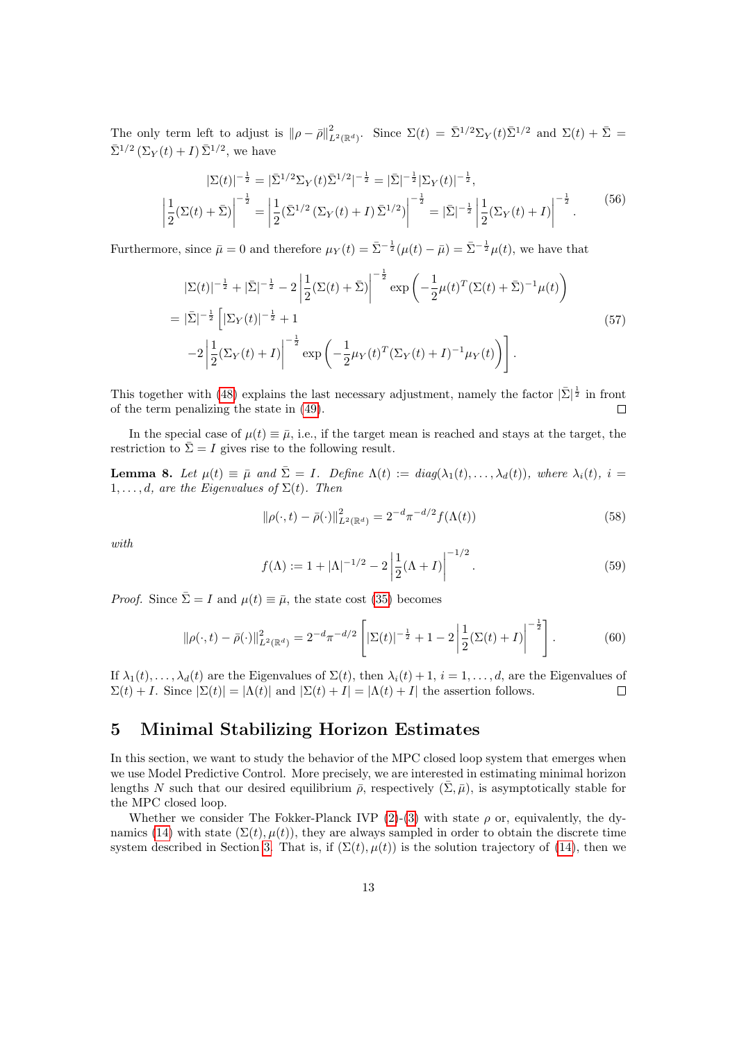The only term left to adjust is $\|\rho - \bar{\rho}\|^2_{L^2(\mathbb{R}^d)}$. Since $\Sigma(t) = \bar{\Sigma}^{1/2}\Sigma_Y(t)\bar{\Sigma}^{1/2}$ and $\Sigma(t) + \bar{\Sigma} = \bar{\Sigma}^{1/2}\left(\Sigma_Y(t) + I\right)\bar{\Sigma}^{1/2}$, we have

$$
\begin{aligned}
|\Sigma(t)|^{-\frac{1}{2}} &= |\bar{\Sigma}^{1/2}\Sigma_Y(t)\bar{\Sigma}^{1/2}|^{-\frac{1}{2}} = |\bar{\Sigma}|^{-\frac{1}{2}}|\Sigma_Y(t)|^{-\frac{1}{2}}, \\
\left|\frac{1}{2}(\Sigma(t) + \bar{\Sigma})\right|^{-\frac{1}{2}} &= \left|\frac{1}{2}(\bar{\Sigma}^{1/2}\left(\Sigma_Y(t) + I\right)\bar{\Sigma}^{1/2})\right|^{-\frac{1}{2}} = |\bar{\Sigma}|^{-\frac{1}{2}}\left|\frac{1}{2}(\Sigma_Y(t) + I)\right|^{-\frac{1}{2}}.
\end{aligned}
\tag{56}
$$

Furthermore, since $\bar{\mu} = 0$ and therefore $\mu_Y(t) = \bar{\Sigma}^{-\frac{1}{2}}(\mu(t) - \bar{\mu}) = \bar{\Sigma}^{-\frac{1}{2}}\mu(t)$, we have that

$$
\begin{aligned}
&|\Sigma(t)|^{-\frac{1}{2}} + |\bar{\Sigma}|^{-\frac{1}{2}} - 2\left|\frac{1}{2}(\Sigma(t) + \bar{\Sigma})\right|^{-\frac{1}{2}} \exp\left(-\frac{1}{2}\mu(t)^T(\Sigma(t) + \bar{\Sigma})^{-1}\mu(t)\right) \\
&= |\bar{\Sigma}|^{-\frac{1}{2}}\Bigg[|\Sigma_Y(t)|^{-\frac{1}{2}} + 1 \\
&\quad -2\left|\frac{1}{2}(\Sigma_Y(t) + I)\right|^{-\frac{1}{2}} \exp\left(-\frac{1}{2}\mu_Y(t)^T(\Sigma_Y(t) + I)^{-1}\mu_Y(t)\right)\Bigg].
\end{aligned}
\tag{57}
$$

This together with (48) explains the last necessary adjustment, namely the factor $|\bar{\Sigma}|^{\frac{1}{2}}$ in front of the term penalizing the state in (49). $\square$

In the special case of $\mu(t) \equiv \bar{\mu}$, i.e., if the target mean is reached and stays at the target, the restriction to $\bar{\Sigma} = I$ gives rise to the following result.

**Lemma 8.** *Let $\mu(t) \equiv \bar{\mu}$ and $\bar{\Sigma} = I$. Define $\Lambda(t) := diag(\lambda_1(t), \dots, \lambda_d(t))$, where $\lambda_i(t)$, $i = 1, \dots, d$, are the Eigenvalues of $\Sigma(t)$. Then*

$$
\|\rho(\cdot, t) - \bar{\rho}(\cdot)\|^2_{L^2(\mathbb{R}^d)} = 2^{-d}\pi^{-d/2} f(\Lambda(t)) \tag{58}
$$

*with*

$$
f(\Lambda) := 1 + |\Lambda|^{-1/2} - 2\left|\frac{1}{2}(\Lambda + I)\right|^{-1/2}. \tag{59}
$$

*Proof.* Since $\bar{\Sigma} = I$ and $\mu(t) \equiv \bar{\mu}$, the state cost (35) becomes

$$
\|\rho(\cdot, t) - \bar{\rho}(\cdot)\|^2_{L^2(\mathbb{R}^d)} = 2^{-d}\pi^{-d/2}\left[|\Sigma(t)|^{-\frac{1}{2}} + 1 - 2\left|\frac{1}{2}(\Sigma(t) + I)\right|^{-\frac{1}{2}}\right]. \tag{60}
$$

If $\lambda_1(t), \dots, \lambda_d(t)$ are the Eigenvalues of $\Sigma(t)$, then $\lambda_i(t) + 1$, $i = 1, \dots, d$, are the Eigenvalues of $\Sigma(t) + I$. Since $|\Sigma(t)| = |\Lambda(t)|$ and $|\Sigma(t) + I| = |\Lambda(t) + I|$ the assertion follows. $\square$

## 5 Minimal Stabilizing Horizon Estimates

In this section, we want to study the behavior of the MPC closed loop system that emerges when we use Model Predictive Control. More precisely, we are interested in estimating minimal horizon lengths $N$ such that our desired equilibrium $\bar{\rho}$, respectively $(\bar{\Sigma}, \bar{\mu})$, is asymptotically stable for the MPC closed loop.

Whether we consider The Fokker-Planck IVP (2)-(3) with state $\rho$ or, equivalently, the dynamics (14) with state $(\Sigma(t), \mu(t))$, they are always sampled in order to obtain the discrete time system described in Section 3. That is, if $(\Sigma(t), \mu(t))$ is the solution trajectory of (14), then we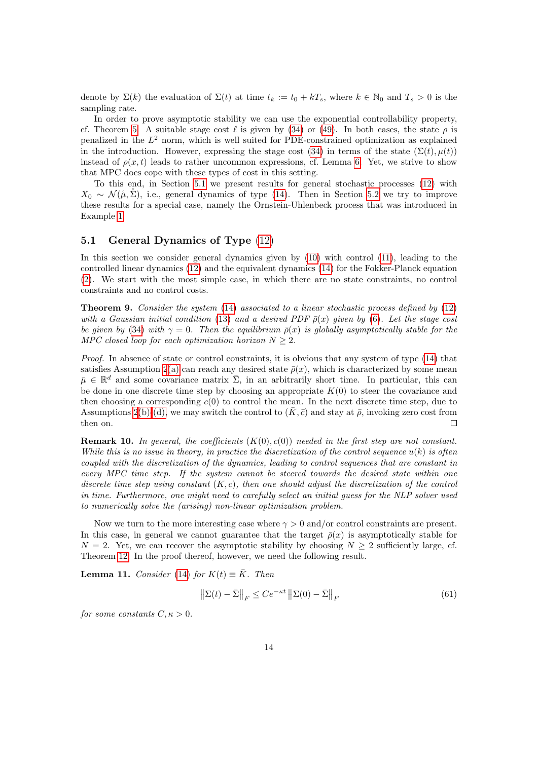denote by $\Sigma(k)$ the evaluation of $\Sigma(t)$ at time $t_k := t_0 + kT_s$, where $k \in \mathbb{N}_0$ and $T_s > 0$ is the sampling rate.

In order to prove asymptotic stability we can use the exponential controllability property, cf. Theorem 5. A suitable stage cost $\ell$ is given by (34) or (49). In both cases, the state $\rho$ is penalized in the $L^2$ norm, which is well suited for PDE-constrained optimization as explained in the introduction. However, expressing the stage cost (34) in terms of the state $(\Sigma(t), \mu(t))$ instead of $\rho(x,t)$ leads to rather uncommon expressions, cf. Lemma 6. Yet, we strive to show that MPC does cope with these types of cost in this setting.

To this end, in Section 5.1 we present results for general stochastic processes (12) with $X_0 \sim \mathcal{N}(\mathring{\mu}, \mathring{\Sigma})$, i.e., general dynamics of type (14). Then in Section 5.2 we try to improve these results for a special case, namely the Ornstein-Uhlenbeck process that was introduced in Example 1.

## 5.1 General Dynamics of Type (12)

In this section we consider general dynamics given by (10) with control (11), leading to the controlled linear dynamics (12) and the equivalent dynamics (14) for the Fokker-Planck equation (2). We start with the most simple case, in which there are no state constraints, no control constraints and no control costs.

**Theorem 9.** *Consider the system (14) associated to a linear stochastic process defined by (12) with a Gaussian initial condition (13) and a desired PDF $\bar{\rho}(x)$ given by (6). Let the stage cost be given by (34) with $\gamma = 0$. Then the equilibrium $\bar{\rho}(x)$ is globally asymptotically stable for the MPC closed loop for each optimization horizon $N \geq 2$.*

*Proof.* In absence of state or control constraints, it is obvious that any system of type (14) that satisfies Assumption 2(a) can reach any desired state $\bar{\rho}(x)$, which is characterized by some mean $\bar{\mu} \in \mathbb{R}^d$ and some covariance matrix $\bar{\Sigma}$, in an arbitrarily short time. In particular, this can be done in one discrete time step by choosing an appropriate $K(0)$ to steer the covariance and then choosing a corresponding $c(0)$ to control the mean. In the next discrete time step, due to Assumptions 2(b)-(d), we may switch the control to $(\bar{K}, \bar{c})$ and stay at $\bar{\rho}$, invoking zero cost from then on. □

**Remark 10.** *In general, the coefficients $(K(0), c(0))$ needed in the first step are not constant. While this is no issue in theory, in practice the discretization of the control sequence $u(k)$ is often coupled with the discretization of the dynamics, leading to control sequences that are constant in every MPC time step. If the system cannot be steered towards the desired state within one discrete time step using constant $(K, c)$, then one should adjust the discretization of the control in time. Furthermore, one might need to carefully select an initial guess for the NLP solver used to numerically solve the (arising) non-linear optimization problem.*

Now we turn to the more interesting case where $\gamma > 0$ and/or control constraints are present. In this case, in general we cannot guarantee that the target $\bar{\rho}(x)$ is asymptotically stable for $N = 2$. Yet, we can recover the asymptotic stability by choosing $N \geq 2$ sufficiently large, cf. Theorem 12. In the proof thereof, however, we need the following result.

**Lemma 11.** *Consider (14) for $K(t) \equiv \bar{K}$. Then*

$$\left\|\Sigma(t) - \bar{\Sigma}\right\|_F \leq Ce^{-\kappa t} \left\|\Sigma(0) - \bar{\Sigma}\right\|_F \tag{61}$$

*for some constants $C, \kappa > 0$.*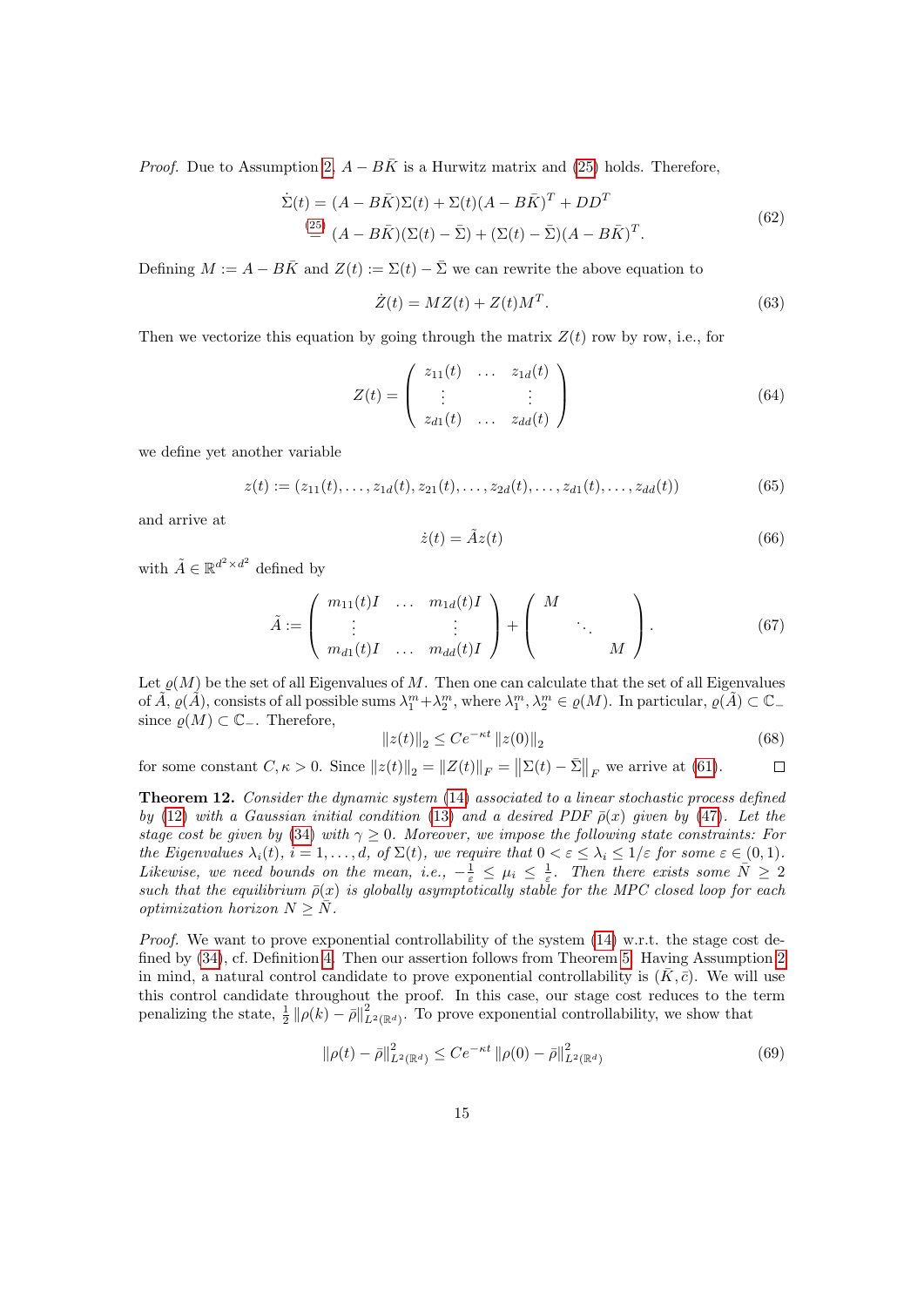*Proof.* Due to Assumption 2, $A - B\bar{K}$ is a Hurwitz matrix and (25) holds. Therefore,

$$\begin{aligned}\dot{\Sigma}(t) &= (A - B\bar{K})\Sigma(t) + \Sigma(t)(A - B\bar{K})^T + DD^T \\ &\overset{(25)}{=} (A - B\bar{K})(\Sigma(t) - \bar{\Sigma}) + (\Sigma(t) - \bar{\Sigma})(A - B\bar{K})^T.\end{aligned} \tag{62}$$

Defining $M := A - B\bar{K}$ and $Z(t) := \Sigma(t) - \bar{\Sigma}$ we can rewrite the above equation to

$$\dot{Z}(t) = MZ(t) + Z(t)M^T. \tag{63}$$

Then we vectorize this equation by going through the matrix $Z(t)$ row by row, i.e., for

$$Z(t) = \begin{pmatrix} z_{11}(t) & \dots & z_{1d}(t) \\ \vdots & & \vdots \\ z_{d1}(t) & \dots & z_{dd}(t) \end{pmatrix} \tag{64}$$

we define yet another variable

$$z(t) := (z_{11}(t), \dots, z_{1d}(t), z_{21}(t), \dots, z_{2d}(t), \dots, z_{d1}(t), \dots, z_{dd}(t)) \tag{65}$$

and arrive at

$$\dot{z}(t) = \tilde{A}z(t) \tag{66}$$

with $\tilde{A} \in \mathbb{R}^{d^2 \times d^2}$ defined by

$$\tilde{A} := \begin{pmatrix} m_{11}(t)I & \dots & m_{1d}(t)I \\ \vdots & & \vdots \\ m_{d1}(t)I & \dots & m_{dd}(t)I \end{pmatrix} + \begin{pmatrix} M & & \\ & \ddots & \\ & & M \end{pmatrix}. \tag{67}$$

Let $\varrho(M)$ be the set of all Eigenvalues of $M$. Then one can calculate that the set of all Eigenvalues of $\tilde{A}$, $\varrho(\tilde{A})$, consists of all possible sums $\lambda_1^m + \lambda_2^m$, where $\lambda_1^m, \lambda_2^m \in \varrho(M)$. In particular, $\varrho(\tilde{A}) \subset \mathbb{C}_-$ since $\varrho(M) \subset \mathbb{C}_-$. Therefore,

$$\|z(t)\|_2 \leq Ce^{-\kappa t} \|z(0)\|_2 \tag{68}$$

for some constant $C, \kappa > 0$. Since $\|z(t)\|_2 = \|Z(t)\|_F = \|\Sigma(t) - \bar{\Sigma}\|_F$ we arrive at (61). $\square$

**Theorem 12.** *Consider the dynamic system (14) associated to a linear stochastic process defined by (12) with a Gaussian initial condition (13) and a desired PDF $\bar{\rho}(x)$ given by (47). Let the stage cost be given by (34) with $\gamma \geq 0$. Moreover, we impose the following state constraints: For the Eigenvalues $\lambda_i(t)$, $i = 1, \dots, d$, of $\Sigma(t)$, we require that $0 < \varepsilon \leq \lambda_i \leq 1/\varepsilon$ for some $\varepsilon \in (0, 1)$. Likewise, we need bounds on the mean, i.e., $-\frac{1}{\varepsilon} \leq \mu_i \leq \frac{1}{\varepsilon}$. Then there exists some $\bar{N} \geq 2$ such that the equilibrium $\bar{\rho}(x)$ is globally asymptotically stable for the MPC closed loop for each optimization horizon $N \geq \bar{N}$.*

*Proof.* We want to prove exponential controllability of the system (14) w.r.t. the stage cost defined by (34), cf. Definition 4. Then our assertion follows from Theorem 5. Having Assumption 2 in mind, a natural control candidate to prove exponential controllability is $(\bar{K}, \bar{c})$. We will use this control candidate throughout the proof. In this case, our stage cost reduces to the term penalizing the state, $\frac{1}{2}\|\rho(k) - \bar{\rho}\|^2_{L^2(\mathbb{R}^d)}$. To prove exponential controllability, we show that

$$\|\rho(t) - \bar{\rho}\|^2_{L^2(\mathbb{R}^d)} \leq Ce^{-\kappa t} \|\rho(0) - \bar{\rho}\|^2_{L^2(\mathbb{R}^d)} \tag{69}$$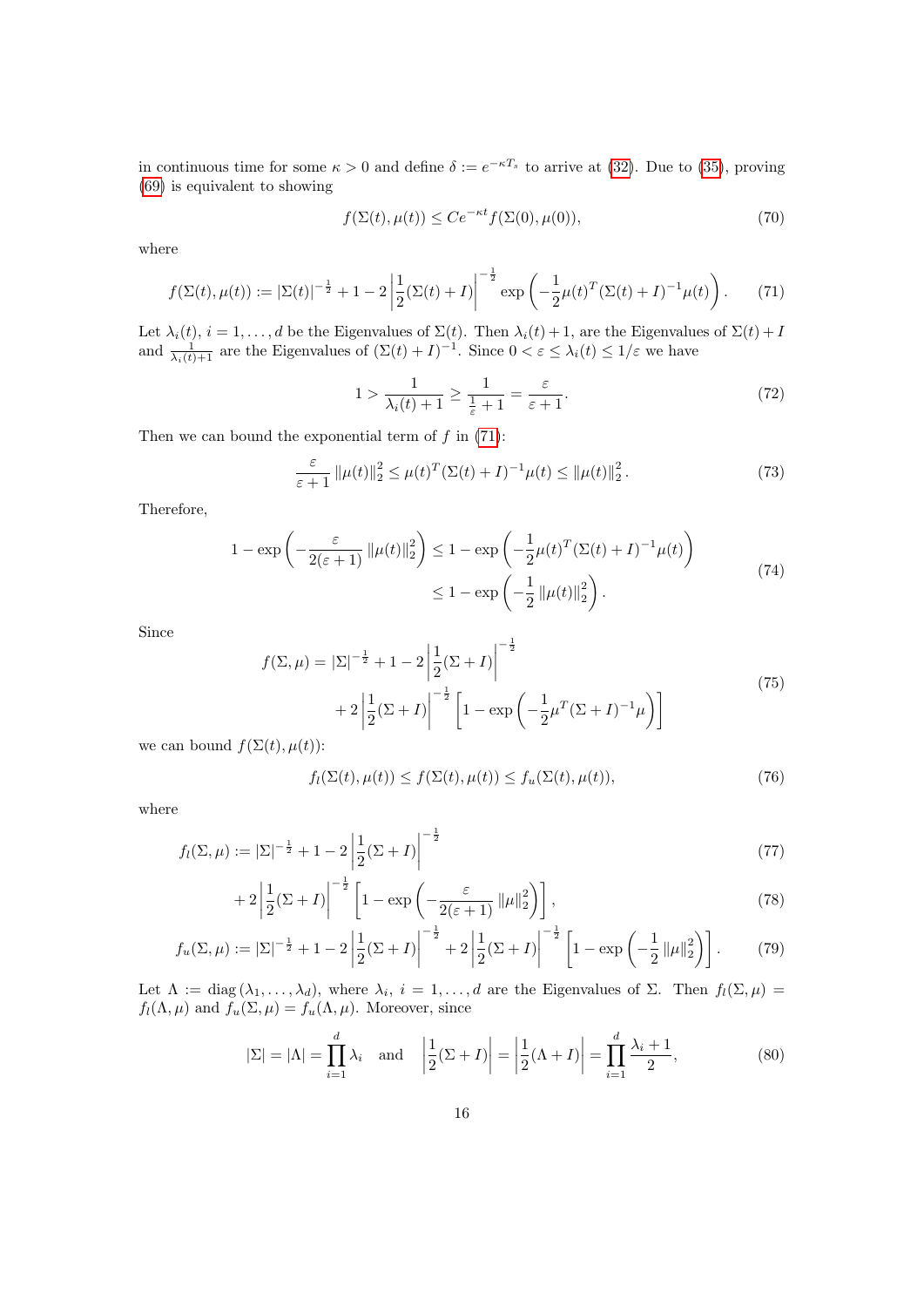in continuous time for some $\kappa > 0$ and define $\delta := e^{-\kappa T_s}$ to arrive at (32). Due to (35), proving (69) is equivalent to showing

$$f(\Sigma(t), \mu(t)) \leq Ce^{-\kappa t} f(\Sigma(0), \mu(0)), \tag{70}$$

where

$$f(\Sigma(t), \mu(t)) := |\Sigma(t)|^{-\frac{1}{2}} + 1 - 2\left|\frac{1}{2}(\Sigma(t) + I)\right|^{-\frac{1}{2}} \exp\left(-\frac{1}{2}\mu(t)^T(\Sigma(t) + I)^{-1}\mu(t)\right). \tag{71}$$

Let $\lambda_i(t)$, $i = 1, \ldots, d$ be the Eigenvalues of $\Sigma(t)$. Then $\lambda_i(t) + 1$, are the Eigenvalues of $\Sigma(t) + I$ and $\frac{1}{\lambda_i(t)+1}$ are the Eigenvalues of $(\Sigma(t) + I)^{-1}$. Since $0 < \varepsilon \leq \lambda_i(t) \leq 1/\varepsilon$ we have

$$1 > \frac{1}{\lambda_i(t) + 1} \geq \frac{1}{\frac{1}{\varepsilon} + 1} = \frac{\varepsilon}{\varepsilon + 1}. \tag{72}$$

Then we can bound the exponential term of $f$ in (71):

$$\frac{\varepsilon}{\varepsilon + 1}\|\mu(t)\|_2^2 \leq \mu(t)^T(\Sigma(t) + I)^{-1}\mu(t) \leq \|\mu(t)\|_2^2. \tag{73}$$

Therefore,

$$\begin{aligned} 1 - \exp\left(-\frac{\varepsilon}{2(\varepsilon + 1)}\|\mu(t)\|_2^2\right) &\leq 1 - \exp\left(-\frac{1}{2}\mu(t)^T(\Sigma(t) + I)^{-1}\mu(t)\right) \\ &\leq 1 - \exp\left(-\frac{1}{2}\|\mu(t)\|_2^2\right). \end{aligned} \tag{74}$$

Since

$$\begin{aligned} f(\Sigma, \mu) = |\Sigma|^{-\frac{1}{2}} + 1 - 2\left|\frac{1}{2}(\Sigma + I)\right|^{-\frac{1}{2}} \\ + 2\left|\frac{1}{2}(\Sigma + I)\right|^{-\frac{1}{2}}\left[1 - \exp\left(-\frac{1}{2}\mu^T(\Sigma + I)^{-1}\mu\right)\right] \end{aligned} \tag{75}$$

we can bound $f(\Sigma(t), \mu(t))$:

$$f_l(\Sigma(t), \mu(t)) \leq f(\Sigma(t), \mu(t)) \leq f_u(\Sigma(t), \mu(t)), \tag{76}$$

where

$$f_l(\Sigma, \mu) := |\Sigma|^{-\frac{1}{2}} + 1 - 2\left|\frac{1}{2}(\Sigma + I)\right|^{-\frac{1}{2}} \tag{77}$$

$$+ 2\left|\frac{1}{2}(\Sigma + I)\right|^{-\frac{1}{2}}\left[1 - \exp\left(-\frac{\varepsilon}{2(\varepsilon + 1)}\|\mu\|_2^2\right)\right], \tag{78}$$

$$f_u(\Sigma, \mu) := |\Sigma|^{-\frac{1}{2}} + 1 - 2\left|\frac{1}{2}(\Sigma + I)\right|^{-\frac{1}{2}} + 2\left|\frac{1}{2}(\Sigma + I)\right|^{-\frac{1}{2}}\left[1 - \exp\left(-\frac{1}{2}\|\mu\|_2^2\right)\right]. \tag{79}$$

Let $\Lambda := \operatorname{diag}(\lambda_1, \ldots, \lambda_d)$, where $\lambda_i$, $i = 1, \ldots, d$ are the Eigenvalues of $\Sigma$. Then $f_l(\Sigma, \mu) = f_l(\Lambda, \mu)$ and $f_u(\Sigma, \mu) = f_u(\Lambda, \mu)$. Moreover, since

$$|\Sigma| = |\Lambda| = \prod_{i=1}^{d} \lambda_i \quad \text{and} \quad \left|\frac{1}{2}(\Sigma + I)\right| = \left|\frac{1}{2}(\Lambda + I)\right| = \prod_{i=1}^{d} \frac{\lambda_i + 1}{2}, \tag{80}$$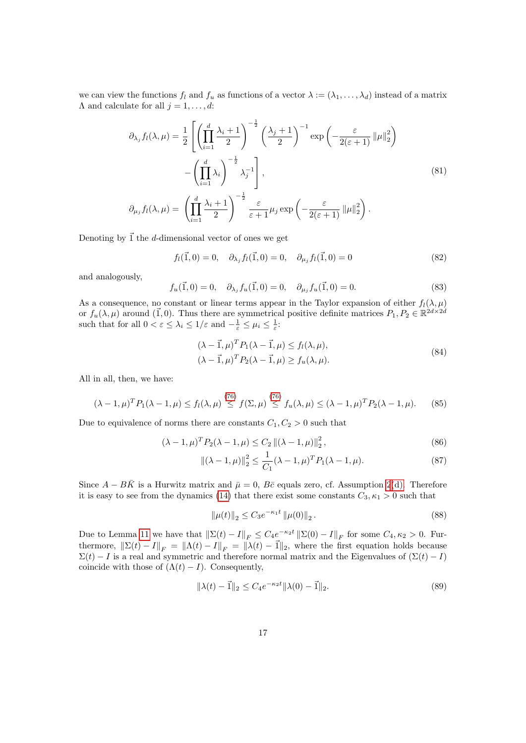we can view the functions $f_l$ and $f_u$ as functions of a vector $\lambda := (\lambda_1, \ldots, \lambda_d)$ instead of a matrix $\Lambda$ and calculate for all $j = 1, \ldots, d$:

$$
\begin{aligned}
\partial_{\lambda_j} f_l(\lambda, \mu) = \frac{1}{2} \Bigg[ & \left( \prod_{i=1}^{d} \frac{\lambda_i + 1}{2} \right)^{-\frac{1}{2}} \left( \frac{\lambda_j + 1}{2} \right)^{-1} \exp\left( -\frac{\varepsilon}{2(\varepsilon+1)} \|\mu\|_2^2 \right) \\
& - \left( \prod_{i=1}^{d} \lambda_i \right)^{-\frac{1}{2}} \lambda_j^{-1} \Bigg], \\
\partial_{\mu_j} f_l(\lambda, \mu) = & \left( \prod_{i=1}^{d} \frac{\lambda_i + 1}{2} \right)^{-\frac{1}{2}} \frac{\varepsilon}{\varepsilon + 1} \mu_j \exp\left( -\frac{\varepsilon}{2(\varepsilon+1)} \|\mu\|_2^2 \right).
\end{aligned} \tag{81}
$$

Denoting by $\vec{1}$ the $d$-dimensional vector of ones we get

$$
f_l(\vec{1}, 0) = 0, \quad \partial_{\lambda_j} f_l(\vec{1}, 0) = 0, \quad \partial_{\mu_j} f_l(\vec{1}, 0) = 0 \tag{82}
$$

and analogously,

$$
f_u(\vec{1}, 0) = 0, \quad \partial_{\lambda_j} f_u(\vec{1}, 0) = 0, \quad \partial_{\mu_j} f_u(\vec{1}, 0) = 0. \tag{83}
$$

As a consequence, no constant or linear terms appear in the Taylor expansion of either $f_l(\lambda, \mu)$ or $f_u(\lambda, \mu)$ around $(\vec{1}, 0)$. Thus there are symmetrical positive definite matrices $P_1, P_2 \in \mathbb{R}^{2d \times 2d}$ such that for all $0 < \varepsilon \leq \lambda_i \leq 1/\varepsilon$ and $-\frac{1}{\varepsilon} \leq \mu_i \leq \frac{1}{\varepsilon}$:

$$
\begin{aligned}
(\lambda - \vec{1}, \mu)^T P_1 (\lambda - \vec{1}, \mu) &\leq f_l(\lambda, \mu), \\
(\lambda - \vec{1}, \mu)^T P_2 (\lambda - \vec{1}, \mu) &\geq f_u(\lambda, \mu).
\end{aligned} \tag{84}
$$

All in all, then, we have:

$$
(\lambda - 1, \mu)^T P_1 (\lambda - 1, \mu) \leq f_l(\lambda, \mu) \overset{(76)}{\leq} f(\Sigma, \mu) \overset{(76)}{\leq} f_u(\lambda, \mu) \leq (\lambda - 1, \mu)^T P_2 (\lambda - 1, \mu). \tag{85}
$$

Due to equivalence of norms there are constants $C_1, C_2 > 0$ such that

$$
(\lambda - 1, \mu)^T P_2 (\lambda - 1, \mu) \leq C_2 \|(\lambda - 1, \mu)\|_2^2, \tag{86}
$$

$$
\|(\lambda - 1, \mu)\|_2^2 \leq \frac{1}{C_1} (\lambda - 1, \mu)^T P_1 (\lambda - 1, \mu). \tag{87}
$$

Since $A - B\bar{K}$ is a Hurwitz matrix and $\bar{\mu} = 0$, $B\bar{c}$ equals zero, cf. Assumption 2(d). Therefore it is easy to see from the dynamics (14) that there exist some constants $C_3, \kappa_1 > 0$ such that

$$
\|\mu(t)\|_2 \leq C_3 e^{-\kappa_1 t} \|\mu(0)\|_2. \tag{88}
$$

Due to Lemma 11 we have that $\|\Sigma(t) - I\|_F \leq C_4 e^{-\kappa_2 t} \|\Sigma(0) - I\|_F$ for some $C_4, \kappa_2 > 0$. Furthermore, $\|\Sigma(t) - I\|_F = \|\Lambda(t) - I\|_F = \|\lambda(t) - \vec{1}\|_2$, where the first equation holds because $\Sigma(t) - I$ is a real and symmetric and therefore normal matrix and the Eigenvalues of $(\Sigma(t) - I)$ coincide with those of $(\Lambda(t) - I)$. Consequently,

$$
\|\lambda(t) - \vec{1}\|_2 \leq C_4 e^{-\kappa_2 t} \|\lambda(0) - \vec{1}\|_2. \tag{89}
$$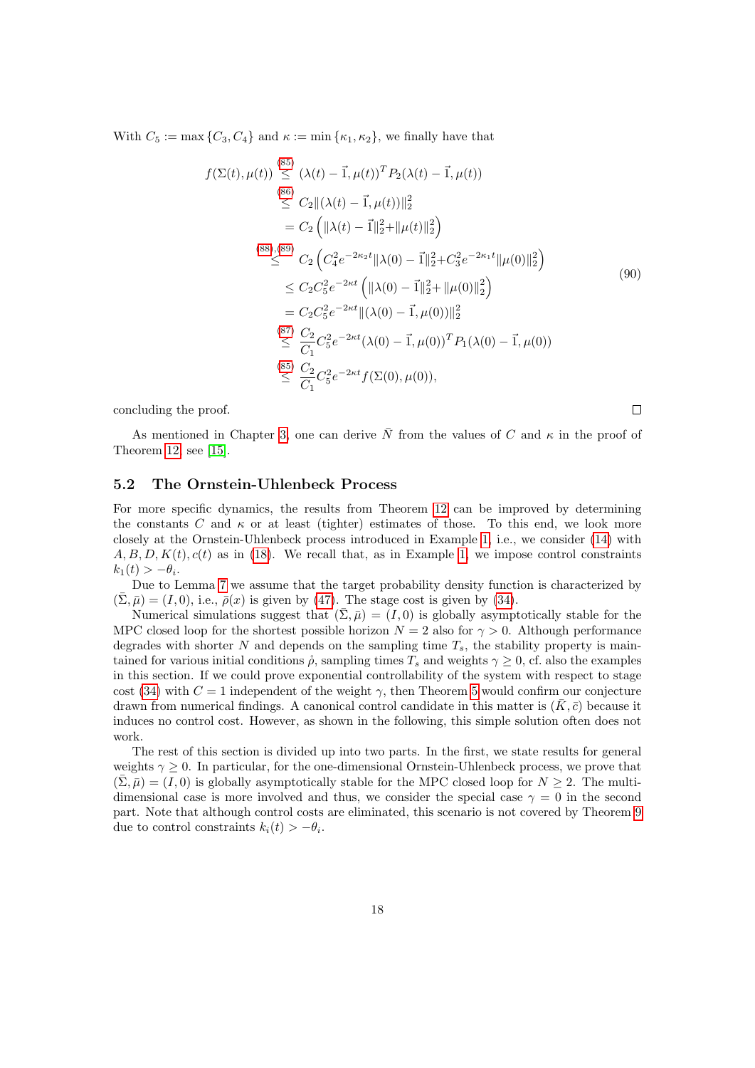With $C_5 := \max\{C_3, C_4\}$ and $\kappa := \min\{\kappa_1, \kappa_2\}$, we finally have that

$$
\begin{aligned}
f(\Sigma(t), \mu(t)) &\overset{(85)}{\leq} (\lambda(t) - \vec{1}, \mu(t))^T P_2 (\lambda(t) - \vec{1}, \mu(t)) \\
&\overset{(86)}{\leq} C_2 \|(\lambda(t) - \vec{1}, \mu(t))\|_2^2 \\
&= C_2 \left( \|\lambda(t) - \vec{1}\|_2^2 + \|\mu(t)\|_2^2 \right) \\
&\overset{(88),(89)}{\leq} C_2 \left( C_4^2 e^{-2\kappa_2 t} \|\lambda(0) - \vec{1}\|_2^2 + C_3^2 e^{-2\kappa_1 t} \|\mu(0)\|_2^2 \right) \\
&\leq C_2 C_5^2 e^{-2\kappa t} \left( \|\lambda(0) - \vec{1}\|_2^2 + \|\mu(0)\|_2^2 \right) \\
&= C_2 C_5^2 e^{-2\kappa t} \|(\lambda(0) - \vec{1}, \mu(0))\|_2^2 \\
&\overset{(87)}{\leq} \frac{C_2}{C_1} C_5^2 e^{-2\kappa t} (\lambda(0) - \vec{1}, \mu(0))^T P_1 (\lambda(0) - \vec{1}, \mu(0)) \\
&\overset{(85)}{\leq} \frac{C_2}{C_1} C_5^2 e^{-2\kappa t} f(\Sigma(0), \mu(0)),
\end{aligned}
\tag{90}
$$

concluding the proof. □

As mentioned in Chapter 3, one can derive $\bar{N}$ from the values of $C$ and $\kappa$ in the proof of Theorem 12, see [15].

## 5.2 The Ornstein-Uhlenbeck Process

For more specific dynamics, the results from Theorem 12 can be improved by determining the constants $C$ and $\kappa$ or at least (tighter) estimates of those. To this end, we look more closely at the Ornstein-Uhlenbeck process introduced in Example 1, i.e., we consider (14) with $A, B, D, K(t), c(t)$ as in (18). We recall that, as in Example 1, we impose control constraints $k_1(t) > -\theta_i$.

Due to Lemma 7 we assume that the target probability density function is characterized by $(\bar{\Sigma}, \bar{\mu}) = (I, 0)$, i.e., $\bar{\rho}(x)$ is given by (47). The stage cost is given by (34).

Numerical simulations suggest that $(\bar{\Sigma}, \bar{\mu}) = (I, 0)$ is globally asymptotically stable for the MPC closed loop for the shortest possible horizon $N = 2$ also for $\gamma > 0$. Although performance degrades with shorter $N$ and depends on the sampling time $T_s$, the stability property is maintained for various initial conditions $\mathring{\rho}$, sampling times $T_s$ and weights $\gamma \geq 0$, cf. also the examples in this section. If we could prove exponential controllability of the system with respect to stage cost (34) with $C = 1$ independent of the weight $\gamma$, then Theorem 5 would confirm our conjecture drawn from numerical findings. A canonical control candidate in this matter is $(\bar{K}, \bar{c})$ because it induces no control cost. However, as shown in the following, this simple solution often does not work.

The rest of this section is divided up into two parts. In the first, we state results for general weights $\gamma \geq 0$. In particular, for the one-dimensional Ornstein-Uhlenbeck process, we prove that $(\bar{\Sigma}, \bar{\mu}) = (I, 0)$ is globally asymptotically stable for the MPC closed loop for $N \geq 2$. The multi-dimensional case is more involved and thus, we consider the special case $\gamma = 0$ in the second part. Note that although control costs are eliminated, this scenario is not covered by Theorem 9 due to control constraints $k_i(t) > -\theta_i$.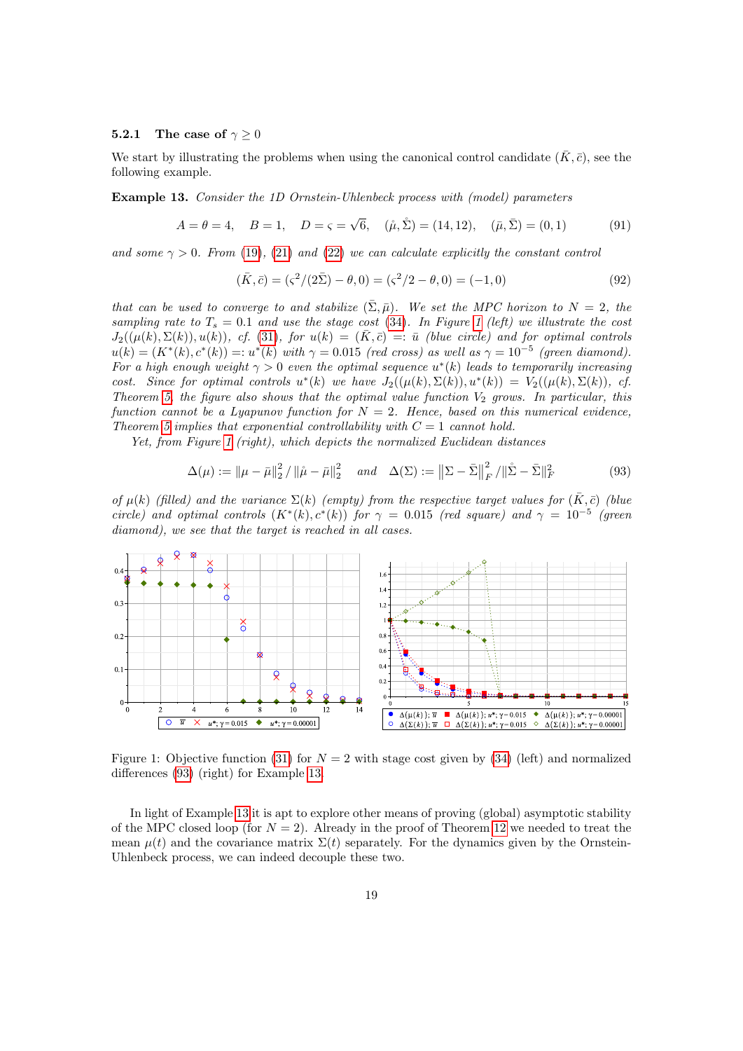### 5.2.1 The case of $\gamma \geq 0$

We start by illustrating the problems when using the canonical control candidate $(\bar{K}, \bar{c})$, see the following example.

**Example 13.** *Consider the 1D Ornstein-Uhlenbeck process with (model) parameters*

$$A = \theta = 4, \quad B = 1, \quad D = \varsigma = \sqrt{6}, \quad (\mathring{\mu}, \mathring{\Sigma}) = (14, 12), \quad (\bar{\mu}, \bar{\Sigma}) = (0, 1) \tag{91}$$

*and some $\gamma > 0$. From (19), (21) and (22) we can calculate explicitly the constant control*

$$(\bar{K}, \bar{c}) = (\varsigma^2/(2\bar{\Sigma}) - \theta, 0) = (\varsigma^2/2 - \theta, 0) = (-1, 0) \tag{92}$$

*that can be used to converge to and stabilize $(\bar{\Sigma}, \bar{\mu})$. We set the MPC horizon to $N = 2$, the sampling rate to $T_s = 0.1$ and use the stage cost (34). In Figure 1 (left) we illustrate the cost $J_2((\mu(k), \Sigma(k)), u(k))$, cf. (31), for $u(k) = (\bar{K}, \bar{c}) =: \bar{u}$ (blue circle) and for optimal controls $u(k) = (K^*(k), c^*(k)) =: u^*(k)$ with $\gamma = 0.015$ (red cross) as well as $\gamma = 10^{-5}$ (green diamond). For a high enough weight $\gamma > 0$ even the optimal sequence $u^*(k)$ leads to temporarily increasing cost. Since for optimal controls $u^*(k)$ we have $J_2((\mu(k), \Sigma(k)), u^*(k)) = V_2((\mu(k), \Sigma(k)))$, cf. Theorem 5, the figure also shows that the optimal value function $V_2$ grows. In particular, this function cannot be a Lyapunov function for $N = 2$. Hence, based on this numerical evidence, Theorem 5 implies that exponential controllability with $C = 1$ cannot hold.*

*Yet, from Figure 1 (right), which depicts the normalized Euclidean distances*

$$\Delta(\mu) := \|\mu - \bar{\mu}\|_2^2 \,/\, \|\mathring{\mu} - \bar{\mu}\|_2^2 \quad \text{and} \quad \Delta(\Sigma) := \left\|\Sigma - \bar{\Sigma}\right\|_F^2 / \|\mathring{\Sigma} - \bar{\Sigma}\|_F^2 \tag{93}$$

*of $\mu(k)$ (filled) and the variance $\Sigma(k)$ (empty) from the respective target values for $(\bar{K}, \bar{c})$ (blue circle) and optimal controls $(K^*(k), c^*(k))$ for $\gamma = 0.015$ (red square) and $\gamma = 10^{-5}$ (green diamond), we see that the target is reached in all cases.*

Figure 1: Objective function (31) for $N = 2$ with stage cost given by (34) (left) and normalized differences (93) (right) for Example 13.

In light of Example 13 it is apt to explore other means of proving (global) asymptotic stability of the MPC closed loop (for $N = 2$). Already in the proof of Theorem 12 we needed to treat the mean $\mu(t)$ and the covariance matrix $\Sigma(t)$ separately. For the dynamics given by the Ornstein-Uhlenbeck process, we can indeed decouple these two.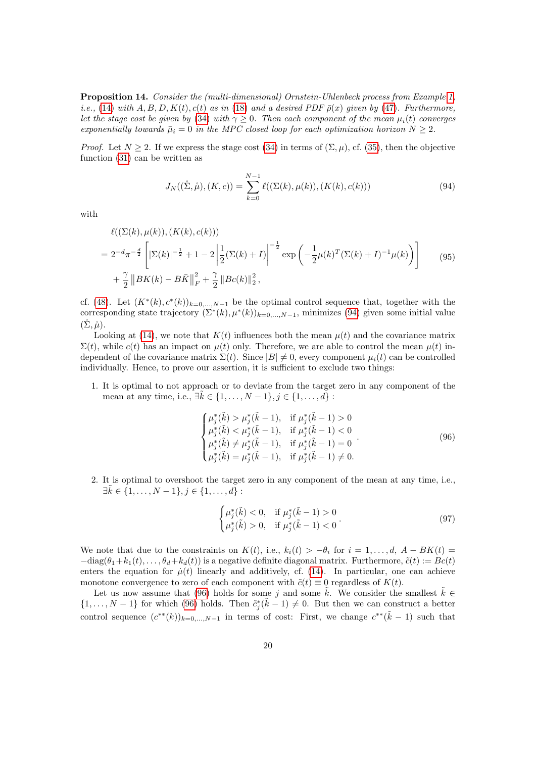**Proposition 14.** *Consider the (multi-dimensional) Ornstein-Uhlenbeck process from Example 1, i.e., (14) with $A, B, D, K(t), c(t)$ as in (18) and a desired PDF $\bar{\rho}(x)$ given by (47). Furthermore, let the stage cost be given by (34) with $\gamma \geq 0$. Then each component of the mean $\mu_i(t)$ converges exponentially towards $\bar{\mu}_i = 0$ in the MPC closed loop for each optimization horizon $N \geq 2$.*

*Proof.* Let $N \geq 2$. If we express the stage cost (34) in terms of $(\Sigma, \mu)$, cf. (35), then the objective function (31) can be written as

$$J_N((\mathring{\Sigma}, \mathring{\mu}), (K, c)) = \sum_{k=0}^{N-1} \ell((\Sigma(k), \mu(k)), (K(k), c(k))) \tag{94}$$

with

$$\begin{aligned}
&\ell((\Sigma(k), \mu(k)), (K(k), c(k))) \\
&= 2^{-d}\pi^{-\frac{d}{2}} \left[ |\Sigma(k)|^{-\frac{1}{2}} + 1 - 2 \left| \frac{1}{2}(\Sigma(k) + I) \right|^{-\frac{1}{2}} \exp\left( -\frac{1}{2}\mu(k)^T (\Sigma(k) + I)^{-1} \mu(k) \right) \right] \\
&\quad + \frac{\gamma}{2} \left\| BK(k) - B\bar{K} \right\|_F^2 + \frac{\gamma}{2} \left\| Bc(k) \right\|_2^2,
\end{aligned} \tag{95}$$

cf. (48). Let $(K^*(k), c^*(k))_{k=0,\ldots,N-1}$ be the optimal control sequence that, together with the corresponding state trajectory $(\Sigma^*(k), \mu^*(k))_{k=0,\ldots,N-1}$, minimizes (94) given some initial value $(\mathring{\Sigma}, \mathring{\mu})$.

Looking at (14), we note that $K(t)$ influences both the mean $\mu(t)$ and the covariance matrix $\Sigma(t)$, while $c(t)$ has an impact on $\mu(t)$ only. Therefore, we are able to control the mean $\mu(t)$ independent of the covariance matrix $\Sigma(t)$. Since $|B| \neq 0$, every component $\mu_i(t)$ can be controlled individually. Hence, to prove our assertion, it is sufficient to exclude two things:

1. It is optimal to not approach or to deviate from the target zero in any component of the mean at any time, i.e., $\exists \tilde{k} \in \{1, \ldots, N-1\}, j \in \{1, \ldots, d\}$ :

$$\begin{cases} \mu_j^*(\tilde{k}) > \mu_j^*(\tilde{k}-1), & \text{if } \mu_j^*(\tilde{k}-1) > 0 \\ \mu_j^*(\tilde{k}) < \mu_j^*(\tilde{k}-1), & \text{if } \mu_j^*(\tilde{k}-1) < 0 \\ \mu_j^*(\tilde{k}) \neq \mu_j^*(\tilde{k}-1), & \text{if } \mu_j^*(\tilde{k}-1) = 0 \\ \mu_j^*(\tilde{k}) = \mu_j^*(\tilde{k}-1), & \text{if } \mu_j^*(\tilde{k}-1) \neq 0. \end{cases} \tag{96}$$

2. It is optimal to overshoot the target zero in any component of the mean at any time, i.e., $\exists \tilde{k} \in \{1, \ldots, N-1\}, j \in \{1, \ldots, d\}$ :

$$\begin{cases} \mu_j^*(\tilde{k}) < 0, & \text{if } \mu_j^*(\tilde{k}-1) > 0 \\ \mu_j^*(\tilde{k}) > 0, & \text{if } \mu_j^*(\tilde{k}-1) < 0 \end{cases}. \tag{97}$$

We note that due to the constraints on $K(t)$, i.e., $k_i(t) > -\theta_i$ for $i = 1, \ldots, d$, $A - BK(t) = -\text{diag}(\theta_1 + k_1(t), \ldots, \theta_d + k_d(t))$ is a negative definite diagonal matrix. Furthermore, $\tilde{c}(t) := Bc(t)$ enters the equation for $\dot{\mu}(t)$ linearly and additively, cf. (14). In particular, one can achieve monotone convergence to zero of each component with $\tilde{c}(t) \equiv 0$ regardless of $K(t)$.

Let us now assume that (96) holds for some $j$ and some $\tilde{k}$. We consider the smallest $\tilde{k} \in \{1, \ldots, N-1\}$ for which (96) holds. Then $\tilde{c}_j^*(\tilde{k}-1) \neq 0$. But then we can construct a better control sequence $(c^{**}(k))_{k=0,\ldots,N-1}$ in terms of cost: First, we change $c^{**}(\tilde{k}-1)$ such that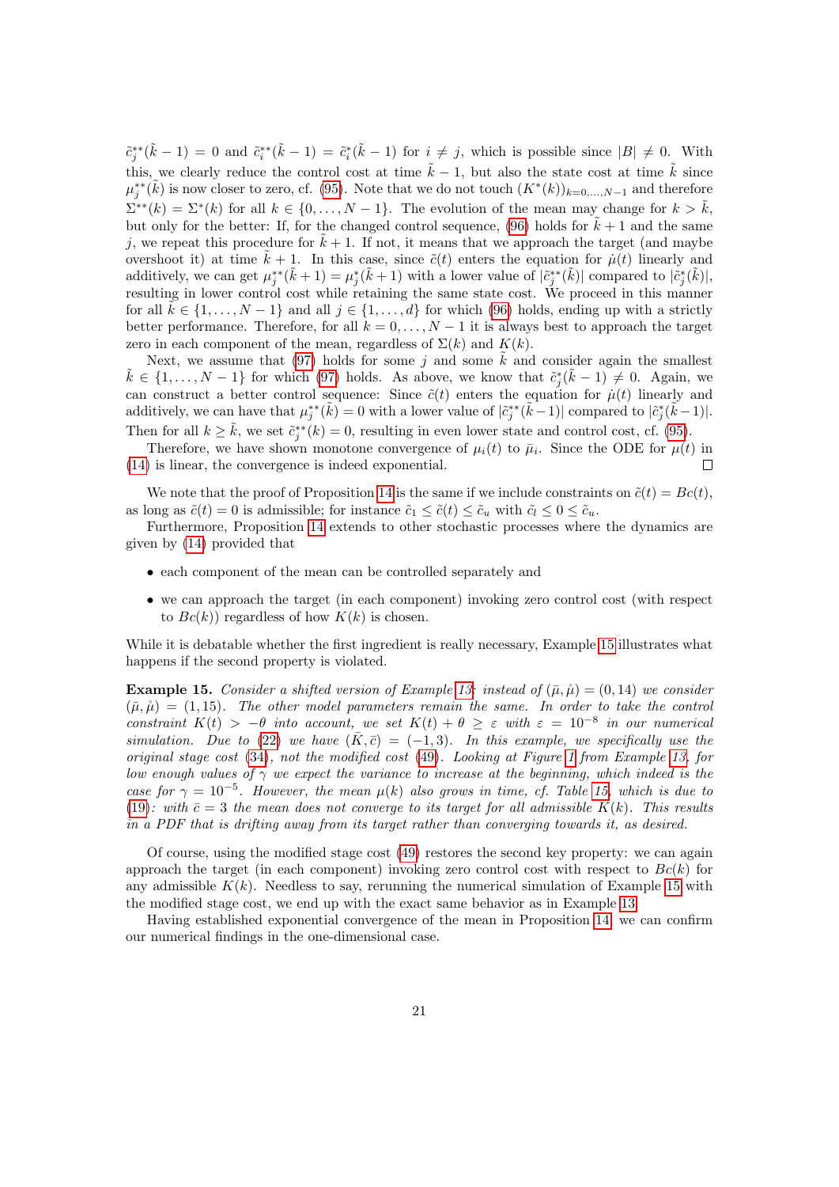$\tilde{c}_j^{**}(\tilde{k}-1) = 0$ and $\tilde{c}_i^{**}(\tilde{k}-1) = \tilde{c}_i^{*}(\tilde{k}-1)$ for $i \neq j$, which is possible since $|B| \neq 0$. With this, we clearly reduce the control cost at time $\tilde{k}-1$, but also the state cost at time $\tilde{k}$ since $\mu_j^{**}(\tilde{k})$ is now closer to zero, cf. (95). Note that we do not touch $(K^*(k))_{k=0,\dots,N-1}$ and therefore $\Sigma^{**}(k) = \Sigma^*(k)$ for all $k \in \{0,\dots,N-1\}$. The evolution of the mean may change for $k > \tilde{k}$, but only for the better: If, for the changed control sequence, (96) holds for $\tilde{k}+1$ and the same $j$, we repeat this procedure for $\tilde{k}+1$. If not, it means that we approach the target (and maybe overshoot it) at time $\tilde{k}+1$. In this case, since $\tilde{c}(t)$ enters the equation for $\dot{\mu}(t)$ linearly and additively, we can get $\mu_j^{**}(\tilde{k}+1) = \mu_j^{*}(\tilde{k}+1)$ with a lower value of $|\tilde{c}_j^{**}(\tilde{k})|$ compared to $|\tilde{c}_j^{*}(\tilde{k})|$, resulting in lower control cost while retaining the same state cost. We proceed in this manner for all $\tilde{k} \in \{1,\dots,N-1\}$ and all $j \in \{1,\dots,d\}$ for which (96) holds, ending up with a strictly better performance. Therefore, for all $k = 0,\dots,N-1$ it is always best to approach the target zero in each component of the mean, regardless of $\Sigma(k)$ and $K(k)$.

Next, we assume that (97) holds for some $j$ and some $\tilde{k}$ and consider again the smallest $\tilde{k} \in \{1,\dots,N-1\}$ for which (97) holds. As above, we know that $\tilde{c}_j^{*}(\tilde{k}-1) \neq 0$. Again, we can construct a better control sequence: Since $\tilde{c}(t)$ enters the equation for $\dot{\mu}(t)$ linearly and additively, we can have that $\mu_j^{**}(\tilde{k}) = 0$ with a lower value of $|\tilde{c}_j^{**}(\tilde{k}-1)|$ compared to $|\tilde{c}_j^{*}(\tilde{k}-1)|$. Then for all $k \geq \tilde{k}$, we set $\tilde{c}_j^{**}(k) = 0$, resulting in even lower state and control cost, cf. (95).

Therefore, we have shown monotone convergence of $\mu_i(t)$ to $\bar{\mu}_i$. Since the ODE for $\mu(t)$ in (14) is linear, the convergence is indeed exponential. □

We note that the proof of Proposition 14 is the same if we include constraints on $\tilde{c}(t) = Bc(t)$, as long as $\tilde{c}(t) = 0$ is admissible; for instance $\tilde{c}_l \leq \tilde{c}(t) \leq \tilde{c}_u$ with $\tilde{c}_l \leq 0 \leq \tilde{c}_u$.

Furthermore, Proposition 14 extends to other stochastic processes where the dynamics are given by (14) provided that

- each component of the mean can be controlled separately and
- we can approach the target (in each component) invoking zero control cost (with respect to $Bc(k)$) regardless of how $K(k)$ is chosen.

While it is debatable whether the first ingredient is really necessary, Example 15 illustrates what happens if the second property is violated.

**Example 15.** *Consider a shifted version of Example 13: instead of $(\bar{\mu}, \mathring{\mu}) = (0, 14)$ we consider $(\bar{\mu}, \mathring{\mu}) = (1, 15)$. The other model parameters remain the same. In order to take the control constraint $K(t) > -\theta$ into account, we set $K(t) + \theta \geq \varepsilon$ with $\varepsilon = 10^{-8}$ in our numerical simulation. Due to (22) we have $(\bar{K}, \bar{c}) = (-1, 3)$. In this example, we specifically use the original stage cost (34), not the modified cost (49). Looking at Figure 1 from Example 13, for low enough values of $\gamma$ we expect the variance to increase at the beginning, which indeed is the case for $\gamma = 10^{-5}$. However, the mean $\mu(k)$ also grows in time, cf. Table 15, which is due to (19): with $\bar{c} = 3$ the mean does not converge to its target for all admissible $K(k)$. This results in a PDF that is drifting away from its target rather than converging towards it, as desired.*

Of course, using the modified stage cost (49) restores the second key property: we can again approach the target (in each component) invoking zero control cost with respect to $Bc(k)$ for any admissible $K(k)$. Needless to say, rerunning the numerical simulation of Example 15 with the modified stage cost, we end up with the exact same behavior as in Example 13.

Having established exponential convergence of the mean in Proposition 14, we can confirm our numerical findings in the one-dimensional case.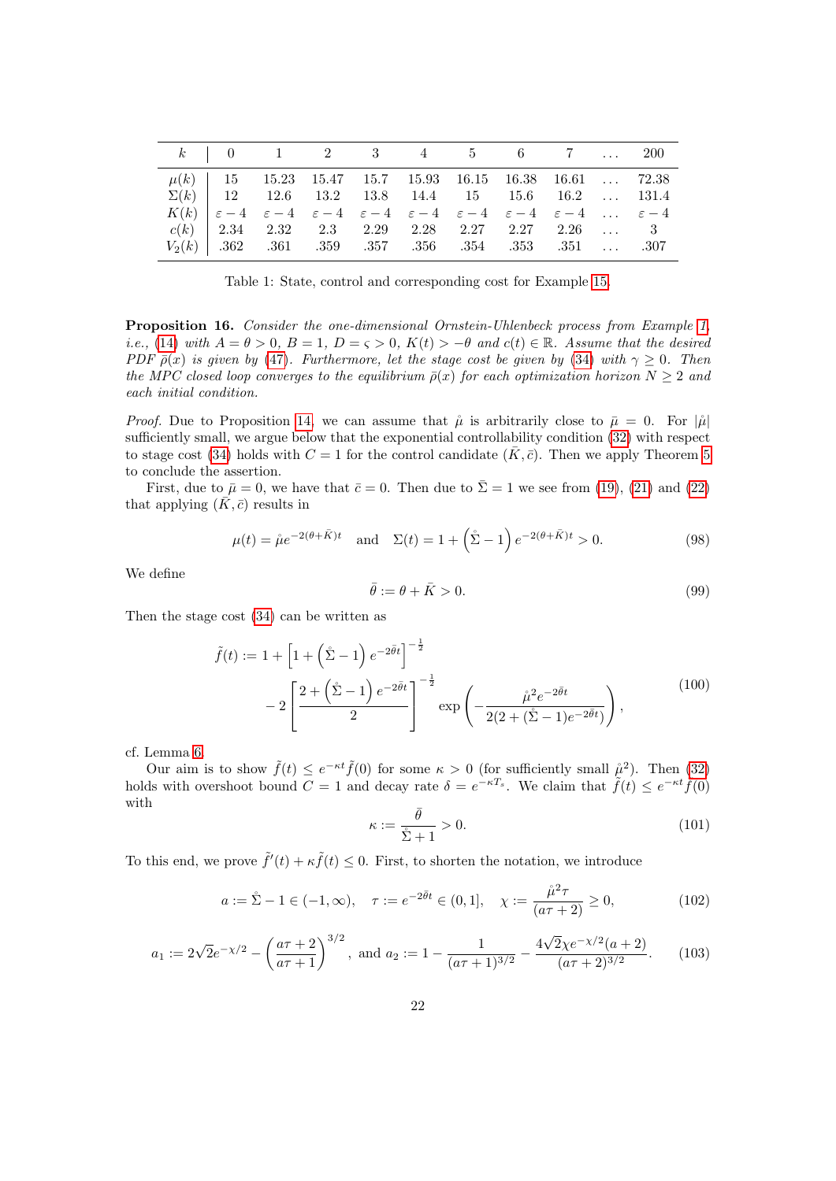| $k$ | 0 | 1 | 2 | 3 | 4 | 5 | 6 | 7 | ... | 200 |
|---|---|---|---|---|---|---|---|---|---|---|
| $\mu(k)$ | 15 | 15.23 | 15.47 | 15.7 | 15.93 | 16.15 | 16.38 | 16.61 | ... | 72.38 |
| $\Sigma(k)$ | 12 | 12.6 | 13.2 | 13.8 | 14.4 | 15 | 15.6 | 16.2 | ... | 131.4 |
| $K(k)$ | $\varepsilon-4$ | $\varepsilon-4$ | $\varepsilon-4$ | $\varepsilon-4$ | $\varepsilon-4$ | $\varepsilon-4$ | $\varepsilon-4$ | $\varepsilon-4$ | ... | $\varepsilon-4$ |
| $c(k)$ | 2.34 | 2.32 | 2.3 | 2.29 | 2.28 | 2.27 | 2.27 | 2.26 | ... | 3 |
| $V_2(k)$ | .362 | .361 | .359 | .357 | .356 | .354 | .353 | .351 | ... | .307 |

Table 1: State, control and corresponding cost for Example 15.

**Proposition 16.** *Consider the one-dimensional Ornstein-Uhlenbeck process from Example 1, i.e., (14) with $A = \theta > 0$, $B = 1$, $D = \varsigma > 0$, $K(t) > -\theta$ and $c(t) \in \mathbb{R}$. Assume that the desired PDF $\bar{\rho}(x)$ is given by (47). Furthermore, let the stage cost be given by (34) with $\gamma \geq 0$. Then the MPC closed loop converges to the equilibrium $\bar{\rho}(x)$ for each optimization horizon $N \geq 2$ and each initial condition.*

*Proof.* Due to Proposition 14, we can assume that $\mathring{\mu}$ is arbitrarily close to $\bar{\mu} = 0$. For $|\mathring{\mu}|$ sufficiently small, we argue below that the exponential controllability condition (32) with respect to stage cost (34) holds with $C = 1$ for the control candidate $(\bar{K}, \bar{c})$. Then we apply Theorem 5 to conclude the assertion.

First, due to $\bar{\mu} = 0$, we have that $\bar{c} = 0$. Then due to $\bar{\Sigma} = 1$ we see from (19), (21) and (22) that applying $(\bar{K}, \bar{c})$ results in

$$\mu(t) = \mathring{\mu} e^{-2(\theta+\bar{K})t} \quad \text{and} \quad \Sigma(t) = 1 + \left(\mathring{\Sigma} - 1\right) e^{-2(\theta+\bar{K})t} > 0. \tag{98}$$

We define

$$\bar{\theta} := \theta + \bar{K} > 0. \tag{99}$$

Then the stage cost (34) can be written as

$$\begin{aligned} \tilde{f}(t) := 1 + \left[1 + \left(\mathring{\Sigma} - 1\right) e^{-2\bar{\theta}t}\right]^{-\frac{1}{2}} \\ - 2\left[\frac{2 + \left(\mathring{\Sigma} - 1\right) e^{-2\bar{\theta}t}}{2}\right]^{-\frac{1}{2}} \exp\left(-\frac{\mathring{\mu}^2 e^{-2\bar{\theta}t}}{2(2 + (\mathring{\Sigma} - 1)e^{-2\bar{\theta}t})}\right), \end{aligned} \tag{100}$$

cf. Lemma 6.

Our aim is to show $\tilde{f}(t) \leq e^{-\kappa t}\tilde{f}(0)$ for some $\kappa > 0$ (for sufficiently small $\mathring{\mu}^2$). Then (32) holds with overshoot bound $C = 1$ and decay rate $\delta = e^{-\kappa T_s}$. We claim that $\tilde{f}(t) \leq e^{-\kappa t}\tilde{f}(0)$ with

$$\kappa := \frac{\bar{\theta}}{\mathring{\Sigma} + 1} > 0. \tag{101}$$

To this end, we prove $\tilde{f}'(t) + \kappa\tilde{f}(t) \leq 0$. First, to shorten the notation, we introduce

$$a := \mathring{\Sigma} - 1 \in (-1, \infty), \quad \tau := e^{-2\bar{\theta}t} \in (0, 1], \quad \chi := \frac{\mathring{\mu}^2 \tau}{(a\tau + 2)} \geq 0, \tag{102}$$

$$a_1 := 2\sqrt{2}e^{-\chi/2} - \left(\frac{a\tau + 2}{a\tau + 1}\right)^{3/2}, \text{ and } a_2 := 1 - \frac{1}{(a\tau + 1)^{3/2}} - \frac{4\sqrt{2}\chi e^{-\chi/2}(a + 2)}{(a\tau + 2)^{3/2}}. \tag{103}$$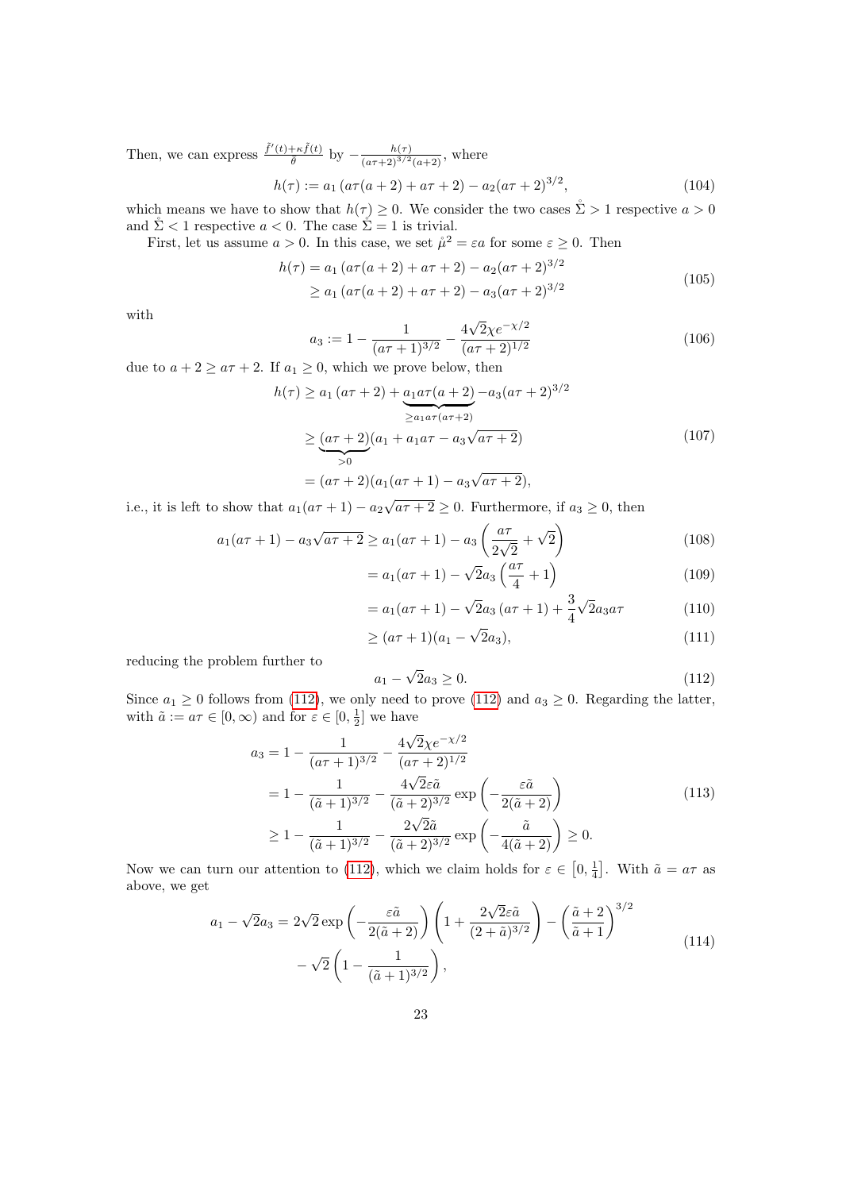Then, we can express $\frac{\tilde{f}'(t)+\kappa\tilde{f}(t)}{\mathring{\theta}}$ by $-\frac{h(\tau)}{(a\tau+2)^{3/2}(a+2)}$, where

$$h(\tau) := a_1\left(a\tau(a+2)+a\tau+2\right) - a_2(a\tau+2)^{3/2}, \tag{104}$$

which means we have to show that $h(\tau) \geq 0$. We consider the two cases $\mathring{\Sigma} > 1$ respective $a > 0$ and $\mathring{\Sigma} < 1$ respective $a < 0$. The case $\mathring{\Sigma} = 1$ is trivial.

First, let us assume $a > 0$. In this case, we set $\mathring{\mu}^2 = \varepsilon a$ for some $\varepsilon \geq 0$. Then

$$\begin{aligned} h(\tau) &= a_1\left(a\tau(a+2)+a\tau+2\right) - a_2(a\tau+2)^{3/2} \\ &\geq a_1\left(a\tau(a+2)+a\tau+2\right) - a_3(a\tau+2)^{3/2} \end{aligned} \tag{105}$$

with

$$a_3 := 1 - \frac{1}{(a\tau+1)^{3/2}} - \frac{4\sqrt{2}\chi e^{-\chi/2}}{(a\tau+2)^{1/2}} \tag{106}$$

due to $a+2 \geq a\tau+2$. If $a_1 \geq 0$, which we prove below, then

$$\begin{aligned} h(\tau) &\geq a_1\left(a\tau+2\right) + \underbrace{a_1 a\tau(a+2)}_{\geq a_1 a\tau(a\tau+2)} - a_3(a\tau+2)^{3/2} \\ &\geq \underbrace{(a\tau+2)}_{>0}(a_1 + a_1 a\tau - a_3\sqrt{a\tau+2}) \\ &= (a\tau+2)(a_1(a\tau+1) - a_3\sqrt{a\tau+2}), \end{aligned} \tag{107}$$

i.e., it is left to show that $a_1(a\tau+1) - a_2\sqrt{a\tau+2} \geq 0$. Furthermore, if $a_3 \geq 0$, then

$$a_1(a\tau+1) - a_3\sqrt{a\tau+2} \geq a_1(a\tau+1) - a_3\left(\frac{a\tau}{2\sqrt{2}} + \sqrt{2}\right) \tag{108}$$

$$= a_1(a\tau+1) - \sqrt{2}a_3\left(\frac{a\tau}{4}+1\right) \tag{109}$$

$$= a_1(a\tau+1) - \sqrt{2}a_3\left(a\tau+1\right) + \frac{3}{4}\sqrt{2}a_3 a\tau \tag{110}$$

$$\geq (a\tau+1)(a_1 - \sqrt{2}a_3), \tag{111}$$

reducing the problem further to

$$a_1 - \sqrt{2}a_3 \geq 0. \tag{112}$$

Since $a_1 \geq 0$ follows from (112), we only need to prove (112) and $a_3 \geq 0$. Regarding the latter, with $\tilde{a} := a\tau \in [0,\infty)$ and for $\varepsilon \in [0, \frac{1}{2}]$ we have

$$\begin{aligned} a_3 &= 1 - \frac{1}{(a\tau+1)^{3/2}} - \frac{4\sqrt{2}\chi e^{-\chi/2}}{(a\tau+2)^{1/2}} \\ &= 1 - \frac{1}{(\tilde{a}+1)^{3/2}} - \frac{4\sqrt{2}\varepsilon\tilde{a}}{(\tilde{a}+2)^{3/2}}\exp\left(-\frac{\varepsilon\tilde{a}}{2(\tilde{a}+2)}\right) \\ &\geq 1 - \frac{1}{(\tilde{a}+1)^{3/2}} - \frac{2\sqrt{2}\tilde{a}}{(\tilde{a}+2)^{3/2}}\exp\left(-\frac{\tilde{a}}{4(\tilde{a}+2)}\right) \geq 0. \end{aligned} \tag{113}$$

Now we can turn our attention to (112), which we claim holds for $\varepsilon \in \left[0, \frac{1}{4}\right]$. With $\tilde{a} = a\tau$ as above, we get

$$\begin{aligned} a_1 - \sqrt{2}a_3 = 2\sqrt{2}\exp\left(-\frac{\varepsilon\tilde{a}}{2(\tilde{a}+2)}\right)\left(1 + \frac{2\sqrt{2}\varepsilon\tilde{a}}{(2+\tilde{a})^{3/2}}\right) - \left(\frac{\tilde{a}+2}{\tilde{a}+1}\right)^{3/2} \\ - \sqrt{2}\left(1 - \frac{1}{(\tilde{a}+1)^{3/2}}\right), \end{aligned} \tag{114}$$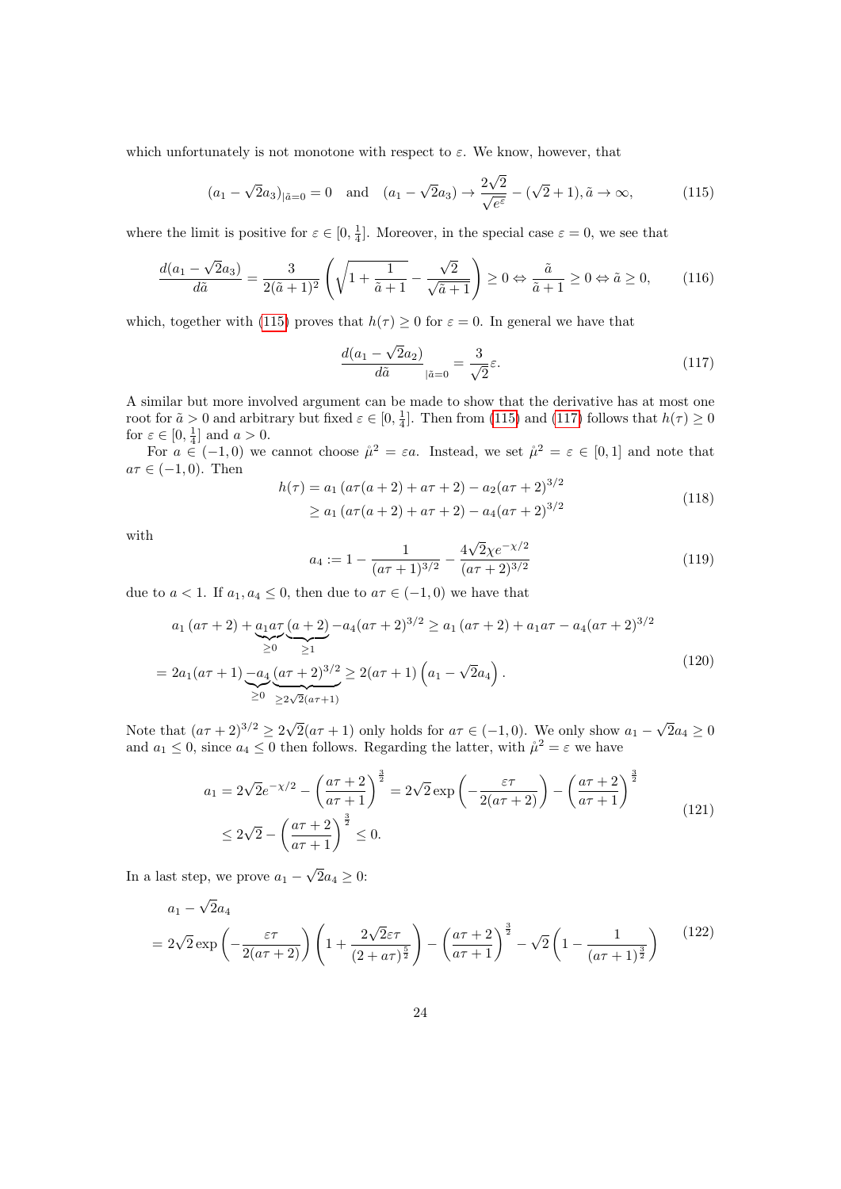which unfortunately is not monotone with respect to $\varepsilon$. We know, however, that

$$(a_1 - \sqrt{2}a_3)_{|\tilde{a}=0} = 0 \quad \text{and} \quad (a_1 - \sqrt{2}a_3) \to \frac{2\sqrt{2}}{\sqrt{e^{\varepsilon}}} - (\sqrt{2}+1), \tilde{a} \to \infty, \tag{115}$$

where the limit is positive for $\varepsilon \in [0, \frac{1}{4}]$. Moreover, in the special case $\varepsilon = 0$, we see that

$$\frac{d(a_1 - \sqrt{2}a_3)}{d\tilde{a}} = \frac{3}{2(\tilde{a}+1)^2}\left(\sqrt{1 + \frac{1}{\tilde{a}+1}} - \frac{\sqrt{2}}{\sqrt{\tilde{a}+1}}\right) \geq 0 \Leftrightarrow \frac{\tilde{a}}{\tilde{a}+1} \geq 0 \Leftrightarrow \tilde{a} \geq 0, \tag{116}$$

which, together with (115) proves that $h(\tau) \geq 0$ for $\varepsilon = 0$. In general we have that

$$\frac{d(a_1 - \sqrt{2}a_2)}{d\tilde{a}}_{|\tilde{a}=0} = \frac{3}{\sqrt{2}}\varepsilon. \tag{117}$$

A similar but more involved argument can be made to show that the derivative has at most one root for $\tilde{a} > 0$ and arbitrary but fixed $\varepsilon \in [0, \frac{1}{4}]$. Then from (115) and (117) follows that $h(\tau) \geq 0$ for $\varepsilon \in [0, \frac{1}{4}]$ and $a > 0$.

For $a \in (-1, 0)$ we cannot choose $\mathring{\mu}^2 = \varepsilon a$. Instead, we set $\mathring{\mu}^2 = \varepsilon \in [0, 1]$ and note that $a\tau \in (-1, 0)$. Then

$$\begin{aligned}
h(\tau) &= a_1 \left(a\tau(a+2) + a\tau + 2\right) - a_2(a\tau+2)^{3/2} \\
&\geq a_1 \left(a\tau(a+2) + a\tau + 2\right) - a_4(a\tau+2)^{3/2}
\end{aligned} \tag{118}$$

with

$$a_4 := 1 - \frac{1}{(a\tau+1)^{3/2}} - \frac{4\sqrt{2}\chi e^{-\chi/2}}{(a\tau+2)^{3/2}} \tag{119}$$

due to $a < 1$. If $a_1, a_4 \leq 0$, then due to $a\tau \in (-1, 0)$ we have that

$$\begin{aligned}
&a_1 \left(a\tau + 2\right) + \underbrace{a_1 a\tau}_{\geq 0} \underbrace{(a+2)}_{\geq 1} - a_4(a\tau+2)^{3/2} \geq a_1 \left(a\tau+2\right) + a_1 a\tau - a_4(a\tau+2)^{3/2} \\
&= 2a_1(a\tau+1) \underbrace{-a_4}_{\geq 0} \underbrace{(a\tau+2)^{3/2}}_{\geq 2\sqrt{2}(a\tau+1)} \geq 2(a\tau+1)\left(a_1 - \sqrt{2}a_4\right).
\end{aligned} \tag{120}$$

Note that $(a\tau+2)^{3/2} \geq 2\sqrt{2}(a\tau+1)$ only holds for $a\tau \in (-1, 0)$. We only show $a_1 - \sqrt{2}a_4 \geq 0$ and $a_1 \leq 0$, since $a_4 \leq 0$ then follows. Regarding the latter, with $\mathring{\mu}^2 = \varepsilon$ we have

$$\begin{aligned}
a_1 &= 2\sqrt{2}e^{-\chi/2} - \left(\frac{a\tau+2}{a\tau+1}\right)^{\frac{3}{2}} = 2\sqrt{2}\exp\left(-\frac{\varepsilon\tau}{2(a\tau+2)}\right) - \left(\frac{a\tau+2}{a\tau+1}\right)^{\frac{3}{2}} \\
&\leq 2\sqrt{2} - \left(\frac{a\tau+2}{a\tau+1}\right)^{\frac{3}{2}} \leq 0.
\end{aligned} \tag{121}$$

In a last step, we prove $a_1 - \sqrt{2}a_4 \geq 0$:

$$\begin{aligned}
&a_1 - \sqrt{2}a_4 \\
&= 2\sqrt{2}\exp\left(-\frac{\varepsilon\tau}{2(a\tau+2)}\right)\left(1 + \frac{2\sqrt{2}\varepsilon\tau}{(2+a\tau)^{\frac{5}{2}}}\right) - \left(\frac{a\tau+2}{a\tau+1}\right)^{\frac{3}{2}} - \sqrt{2}\left(1 - \frac{1}{(a\tau+1)^{\frac{3}{2}}}\right)
\end{aligned} \tag{122}$$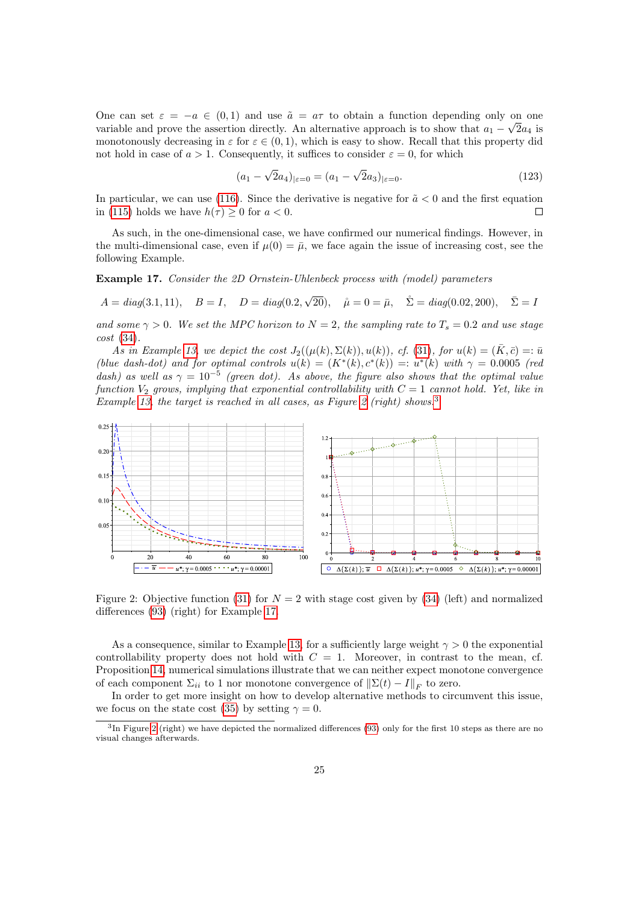One can set $\varepsilon = -a \in (0,1)$ and use $\tilde{a} = a\tau$ to obtain a function depending only on one variable and prove the assertion directly. An alternative approach is to show that $a_1 - \sqrt{2}a_4$ is monotonously decreasing in $\varepsilon$ for $\varepsilon \in (0,1)$, which is easy to show. Recall that this property did not hold in case of $a > 1$. Consequently, it suffices to consider $\varepsilon = 0$, for which

$$(a_1 - \sqrt{2}a_4)_{|\varepsilon=0} = (a_1 - \sqrt{2}a_3)_{|\varepsilon=0}. \tag{123}$$

In particular, we can use (116). Since the derivative is negative for $\tilde{a} < 0$ and the first equation in (115) holds we have $h(\tau) \geq 0$ for $a < 0$. $\square$

As such, in the one-dimensional case, we have confirmed our numerical findings. However, in the multi-dimensional case, even if $\mu(0) = \bar{\mu}$, we face again the issue of increasing cost, see the following Example.

**Example 17.** *Consider the 2D Ornstein-Uhlenbeck process with (model) parameters*

$$A = diag(3.1, 11), \quad B = I, \quad D = diag(0.2, \sqrt{20}), \quad \mathring{\mu} = 0 = \bar{\mu}, \quad \mathring{\Sigma} = diag(0.02, 200), \quad \bar{\Sigma} = I$$

*and some $\gamma > 0$. We set the MPC horizon to $N = 2$, the sampling rate to $T_s = 0.2$ and use stage cost (34).*

*As in Example 13, we depict the cost $J_2((\mu(k), \Sigma(k)), u(k))$, cf. (31), for $u(k) = (\bar{K}, \bar{c}) =: \bar{u}$ (blue dash-dot) and for optimal controls $u(k) = (K^*(k), c^*(k)) =: u^*(k)$ with $\gamma = 0.0005$ (red dash) as well as $\gamma = 10^{-5}$ (green dot). As above, the figure also shows that the optimal value function $V_2$ grows, implying that exponential controllability with $C = 1$ cannot hold. Yet, like in Example 13, the target is reached in all cases, as Figure 2 (right) shows.*[3]

Figure 2: Objective function (31) for $N = 2$ with stage cost given by (34) (left) and normalized differences (93) (right) for Example 17.

As a consequence, similar to Example 13, for a sufficiently large weight $\gamma > 0$ the exponential controllability property does not hold with $C = 1$. Moreover, in contrast to the mean, cf. Proposition 14, numerical simulations illustrate that we can neither expect monotone convergence of each component $\Sigma_{ii}$ to 1 nor monotone convergence of $\|\Sigma(t) - I\|_F$ to zero.

In order to get more insight on how to develop alternative methods to circumvent this issue, we focus on the state cost (35) by setting $\gamma = 0$.

[3] In Figure 2 (right) we have depicted the normalized differences (93) only for the first 10 steps as there are no visual changes afterwards.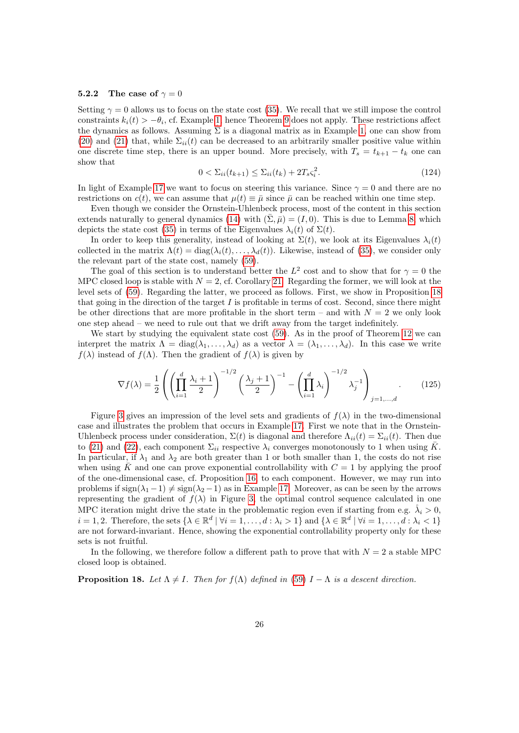### 5.2.2 The case of $\gamma = 0$

Setting $\gamma = 0$ allows us to focus on the state cost (35). We recall that we still impose the control constraints $k_i(t) > -\theta_i$, cf. Example 1, hence Theorem 9 does not apply. These restrictions affect the dynamics as follows. Assuming $\bar{\Sigma}$ is a diagonal matrix as in Example 1, one can show from (20) and (21) that, while $\Sigma_{ii}(t)$ can be decreased to an arbitrarily smaller positive value within one discrete time step, there is an upper bound. More precisely, with $T_s = t_{k+1} - t_k$ one can show that

$$0 < \Sigma_{ii}(t_{k+1}) \leq \Sigma_{ii}(t_k) + 2T_s\varsigma_i^2. \tag{124}$$

In light of Example 17 we want to focus on steering this variance. Since $\gamma = 0$ and there are no restrictions on $c(t)$, we can assume that $\mu(t) \equiv \bar{\mu}$ since $\bar{\mu}$ can be reached within one time step.

Even though we consider the Ornstein-Uhlenbeck process, most of the content in this section extends naturally to general dynamics (14) with $(\bar{\Sigma}, \bar{\mu}) = (I, 0)$. This is due to Lemma 8, which depicts the state cost (35) in terms of the Eigenvalues $\lambda_i(t)$ of $\Sigma(t)$.

In order to keep this generality, instead of looking at $\Sigma(t)$, we look at its Eigenvalues $\lambda_i(t)$ collected in the matrix $\Lambda(t) = \operatorname{diag}(\lambda_i(t), \ldots, \lambda_d(t))$. Likewise, instead of (35), we consider only the relevant part of the state cost, namely (59).

The goal of this section is to understand better the $L^2$ cost and to show that for $\gamma = 0$ the MPC closed loop is stable with $N = 2$, cf. Corollary 21. Regarding the former, we will look at the level sets of (59). Regarding the latter, we proceed as follows. First, we show in Proposition 18 that going in the direction of the target $I$ is profitable in terms of cost. Second, since there might be other directions that are more profitable in the short term – and with $N = 2$ we only look one step ahead – we need to rule out that we drift away from the target indefinitely.

We start by studying the equivalent state cost (59). As in the proof of Theorem 12 we can interpret the matrix $\Lambda = \operatorname{diag}(\lambda_1, \ldots, \lambda_d)$ as a vector $\lambda = (\lambda_1, \ldots, \lambda_d)$. In this case we write $f(\lambda)$ instead of $f(\Lambda)$. Then the gradient of $f(\lambda)$ is given by

$$\nabla f(\lambda) = \frac{1}{2}\left(\left(\prod_{i=1}^{d}\frac{\lambda_i + 1}{2}\right)^{-1/2}\left(\frac{\lambda_j + 1}{2}\right)^{-1} - \left(\prod_{i=1}^{d}\lambda_i\right)^{-1/2}\lambda_j^{-1}\right)_{j=1,\ldots,d}. \tag{125}$$

Figure 3 gives an impression of the level sets and gradients of $f(\lambda)$ in the two-dimensional case and illustrates the problem that occurs in Example 17. First we note that in the Ornstein-Uhlenbeck process under consideration, $\Sigma(t)$ is diagonal and therefore $\Lambda_{ii}(t) = \Sigma_{ii}(t)$. Then due to (21) and (22), each component $\Sigma_{ii}$ respective $\lambda_i$ converges monotonously to 1 when using $\bar{K}$. In particular, if $\lambda_1$ and $\lambda_2$ are both greater than 1 or both smaller than 1, the costs do not rise when using $\bar{K}$ and one can prove exponential controllability with $C = 1$ by applying the proof of the one-dimensional case, cf. Proposition 16, to each component. However, we may run into problems if $\operatorname{sign}(\lambda_1 - 1) \neq \operatorname{sign}(\lambda_2 - 1)$ as in Example 17. Moreover, as can be seen by the arrows representing the gradient of $f(\lambda)$ in Figure 3, the optimal control sequence calculated in one MPC iteration might drive the state in the problematic region even if starting from e.g. $\mathring{\lambda}_i > 0$, $i = 1, 2$. Therefore, the sets $\{\lambda \in \mathbb{R}^d \mid \forall i = 1, \ldots, d : \lambda_i > 1\}$ and $\{\lambda \in \mathbb{R}^d \mid \forall i = 1, \ldots, d : \lambda_i < 1\}$ are not forward-invariant. Hence, showing the exponential controllability property only for these sets is not fruitful.

In the following, we therefore follow a different path to prove that with $N = 2$ a stable MPC closed loop is obtained.

**Proposition 18.** *Let $\Lambda \neq I$. Then for $f(\Lambda)$ defined in (59) $I - \Lambda$ is a descent direction.*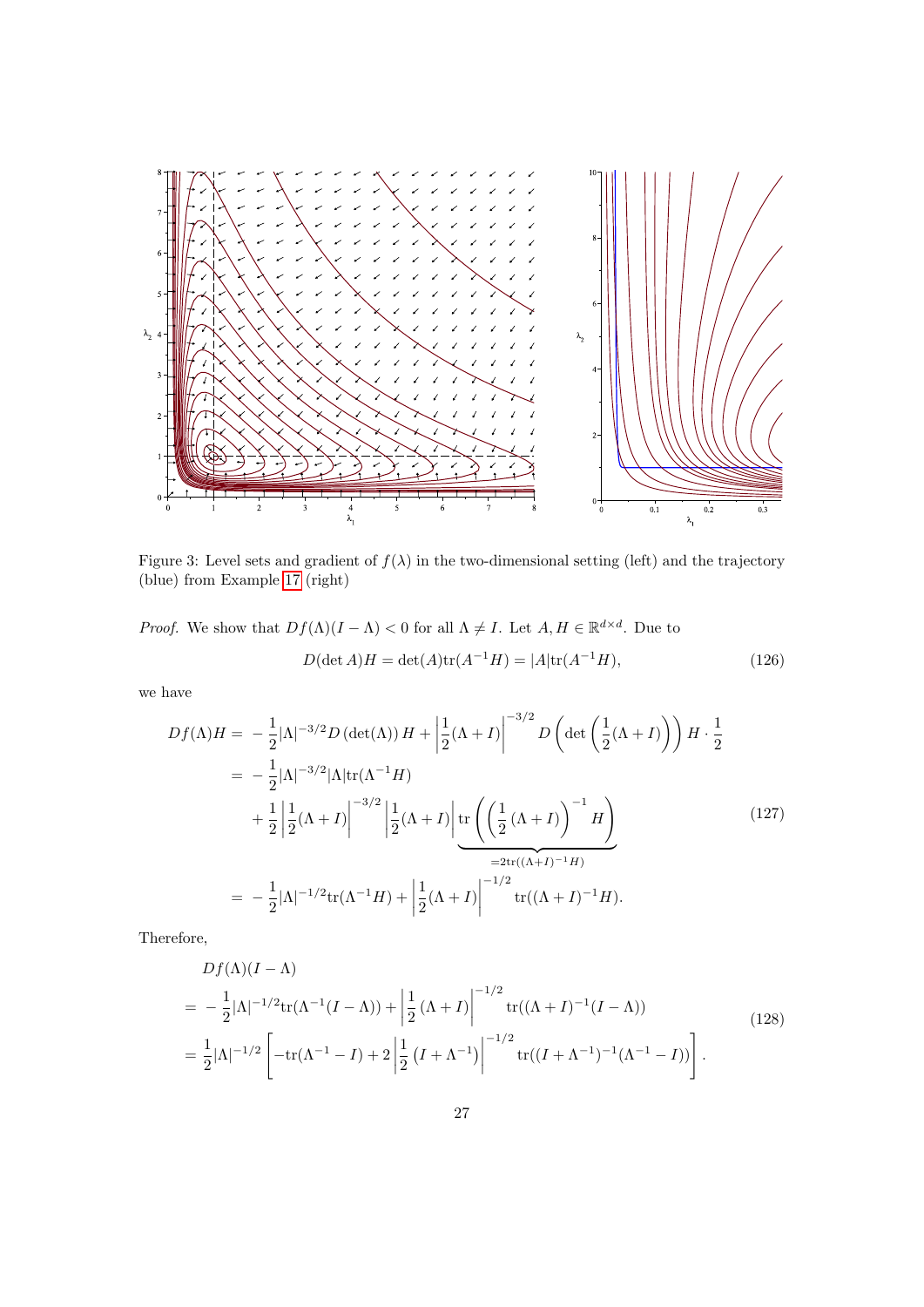Figure 3: Level sets and gradient of $f(\lambda)$ in the two-dimensional setting (left) and the trajectory (blue) from Example 17 (right)

*Proof.* We show that $Df(\Lambda)(I-\Lambda) < 0$ for all $\Lambda \neq I$. Let $A, H \in \mathbb{R}^{d\times d}$. Due to

$$D(\det A)H = \det(A)\mathrm{tr}(A^{-1}H) = |A|\mathrm{tr}(A^{-1}H), \tag{126}$$

we have

$$\begin{aligned}
Df(\Lambda)H &= -\frac{1}{2}|\Lambda|^{-3/2}D\left(\det(\Lambda)\right)H + \left|\frac{1}{2}(\Lambda+I)\right|^{-3/2} D\left(\det\left(\frac{1}{2}(\Lambda+I)\right)\right)H\cdot\frac{1}{2} \\
&= -\frac{1}{2}|\Lambda|^{-3/2}|\Lambda|\mathrm{tr}(\Lambda^{-1}H) \\
&\quad + \frac{1}{2}\left|\frac{1}{2}(\Lambda+I)\right|^{-3/2}\left|\frac{1}{2}(\Lambda+I)\right|\underbrace{\mathrm{tr}\left(\left(\frac{1}{2}(\Lambda+I)\right)^{-1}H\right)}_{=2\mathrm{tr}((\Lambda+I)^{-1}H)} \\
&= -\frac{1}{2}|\Lambda|^{-1/2}\mathrm{tr}(\Lambda^{-1}H) + \left|\frac{1}{2}(\Lambda+I)\right|^{-1/2}\mathrm{tr}((\Lambda+I)^{-1}H).
\end{aligned} \tag{127}$$

Therefore,

$$\begin{aligned}
&Df(\Lambda)(I-\Lambda) \\
&= -\frac{1}{2}|\Lambda|^{-1/2}\mathrm{tr}(\Lambda^{-1}(I-\Lambda)) + \left|\frac{1}{2}(\Lambda+I)\right|^{-1/2}\mathrm{tr}((\Lambda+I)^{-1}(I-\Lambda)) \\
&= \frac{1}{2}|\Lambda|^{-1/2}\left[-\mathrm{tr}(\Lambda^{-1}-I) + 2\left|\frac{1}{2}\left(I+\Lambda^{-1}\right)\right|^{-1/2}\mathrm{tr}((I+\Lambda^{-1})^{-1}(\Lambda^{-1}-I))\right].
\end{aligned} \tag{128}$$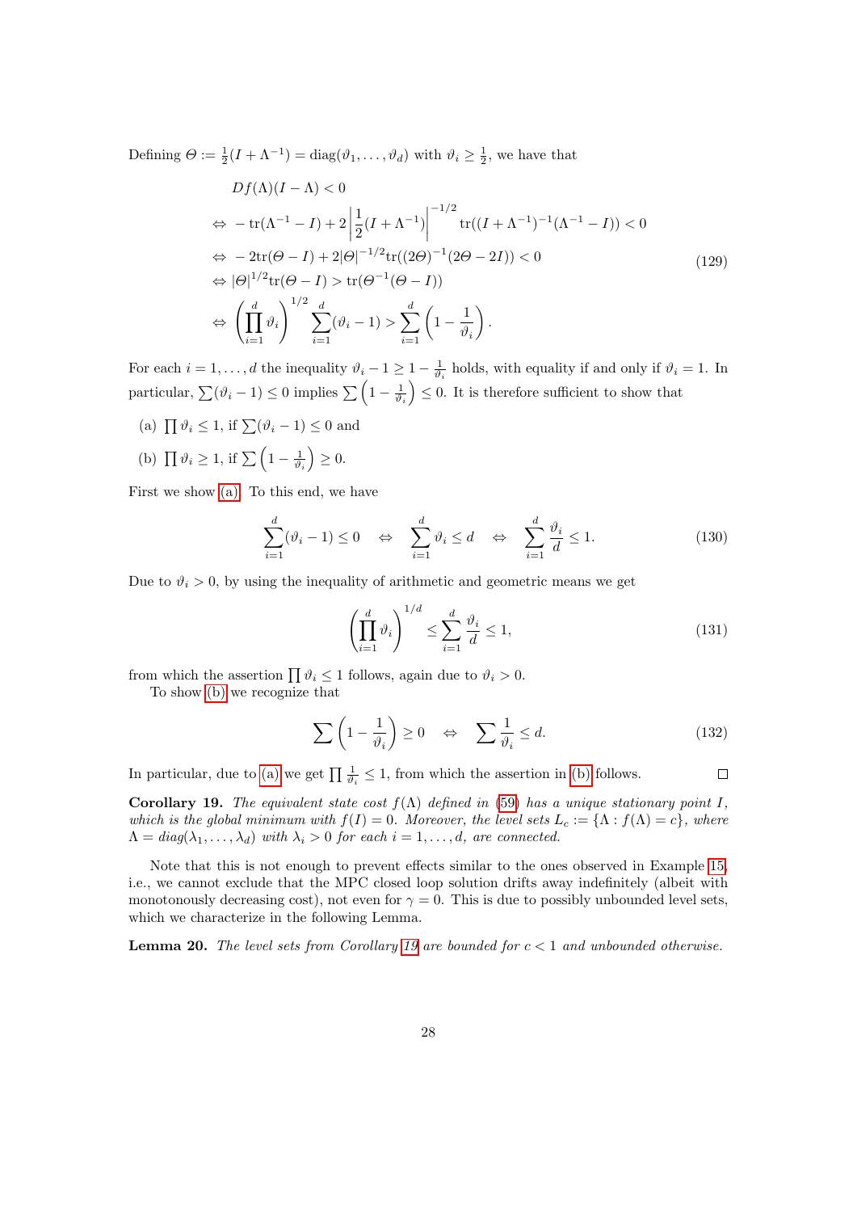Defining $\Theta := \frac{1}{2}(I + \Lambda^{-1}) = \mathrm{diag}(\vartheta_1, \dots, \vartheta_d)$ with $\vartheta_i \geq \frac{1}{2}$, we have that

$$
\begin{aligned}
& Df(\Lambda)(I - \Lambda) < 0 \\
\Leftrightarrow\ & -\operatorname{tr}(\Lambda^{-1} - I) + 2\left|\frac{1}{2}(I + \Lambda^{-1})\right|^{-1/2} \operatorname{tr}((I + \Lambda^{-1})^{-1}(\Lambda^{-1} - I)) < 0 \\
\Leftrightarrow\ & -2\operatorname{tr}(\Theta - I) + 2|\Theta|^{-1/2}\operatorname{tr}((2\Theta)^{-1}(2\Theta - 2I)) < 0 \\
\Leftrightarrow\ & |\Theta|^{1/2}\operatorname{tr}(\Theta - I) > \operatorname{tr}(\Theta^{-1}(\Theta - I)) \\
\Leftrightarrow\ & \left(\prod_{i=1}^{d} \vartheta_i\right)^{1/2} \sum_{i=1}^{d}(\vartheta_i - 1) > \sum_{i=1}^{d}\left(1 - \frac{1}{\vartheta_i}\right).
\end{aligned}
\tag{129}
$$

For each $i = 1, \dots, d$ the inequality $\vartheta_i - 1 \geq 1 - \frac{1}{\vartheta_i}$ holds, with equality if and only if $\vartheta_i = 1$. In particular, $\sum(\vartheta_i - 1) \leq 0$ implies $\sum\left(1 - \frac{1}{\vartheta_i}\right) \leq 0$. It is therefore sufficient to show that

(a) $\prod \vartheta_i \leq 1$, if $\sum(\vartheta_i - 1) \leq 0$ and

(b) $\prod \vartheta_i \geq 1$, if $\sum\left(1 - \frac{1}{\vartheta_i}\right) \geq 0$.

First we show (a). To this end, we have

$$
\sum_{i=1}^{d}(\vartheta_i - 1) \leq 0 \quad \Leftrightarrow \quad \sum_{i=1}^{d} \vartheta_i \leq d \quad \Leftrightarrow \quad \sum_{i=1}^{d} \frac{\vartheta_i}{d} \leq 1. \tag{130}
$$

Due to $\vartheta_i > 0$, by using the inequality of arithmetic and geometric means we get

$$
\left(\prod_{i=1}^{d} \vartheta_i\right)^{1/d} \leq \sum_{i=1}^{d} \frac{\vartheta_i}{d} \leq 1, \tag{131}
$$

from which the assertion $\prod \vartheta_i \leq 1$ follows, again due to $\vartheta_i > 0$.

To show (b) we recognize that

$$
\sum\left(1 - \frac{1}{\vartheta_i}\right) \geq 0 \quad \Leftrightarrow \quad \sum \frac{1}{\vartheta_i} \leq d. \tag{132}
$$

In particular, due to (a) we get $\prod \frac{1}{\vartheta_i} \leq 1$, from which the assertion in (b) follows. $\square$

**Corollary 19.** *The equivalent state cost $f(\Lambda)$ defined in (59) has a unique stationary point $I$, which is the global minimum with $f(I) = 0$. Moreover, the level sets $L_c := \{\Lambda : f(\Lambda) = c\}$, where $\Lambda = \mathrm{diag}(\lambda_1, \dots, \lambda_d)$ with $\lambda_i > 0$ for each $i = 1, \dots, d$, are connected.*

Note that this is not enough to prevent effects similar to the ones observed in Example 15, i.e., we cannot exclude that the MPC closed loop solution drifts away indefinitely (albeit with monotonously decreasing cost), not even for $\gamma = 0$. This is due to possibly unbounded level sets, which we characterize in the following Lemma.

**Lemma 20.** *The level sets from Corollary 19 are bounded for $c < 1$ and unbounded otherwise.*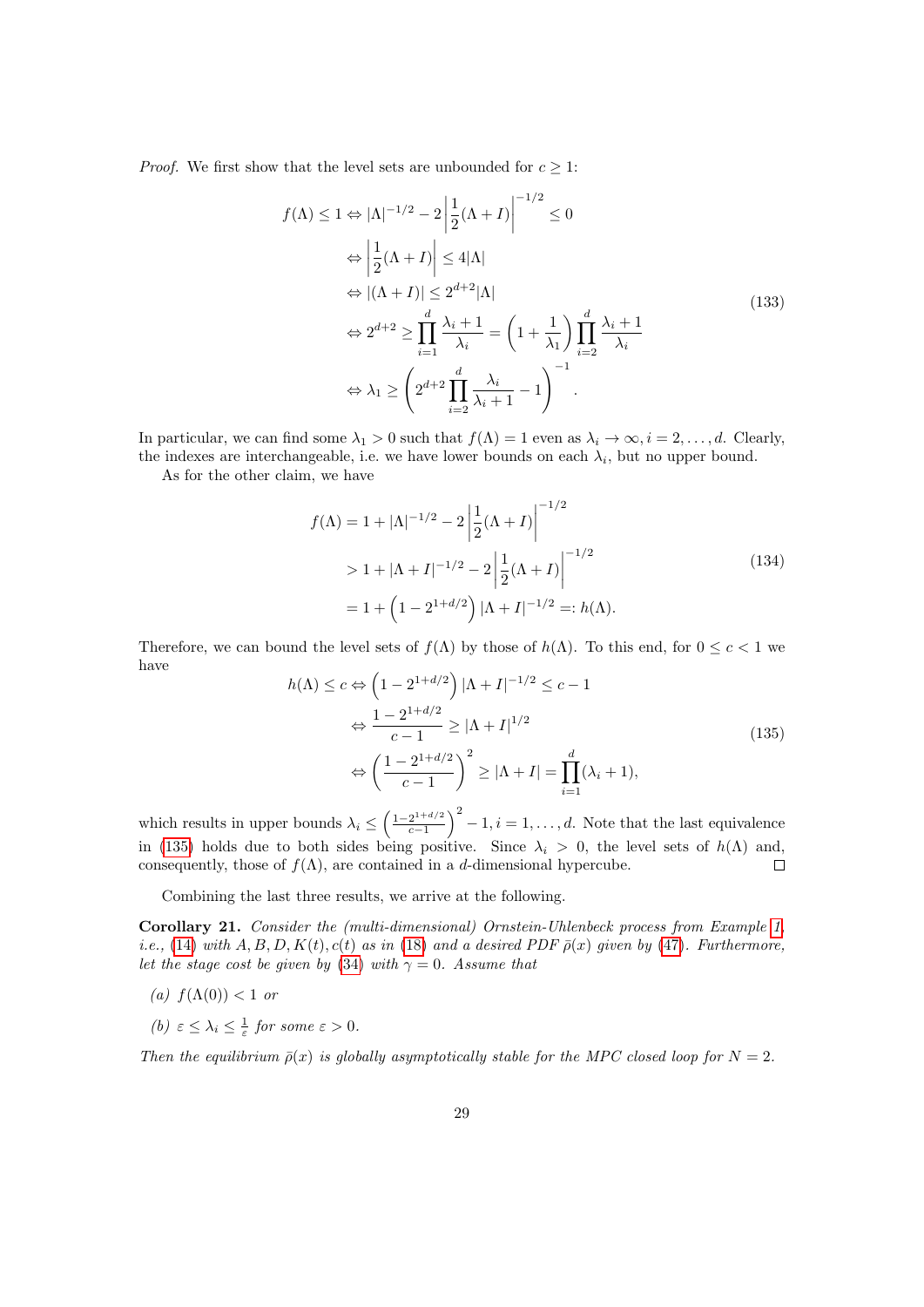*Proof.* We first show that the level sets are unbounded for $c \geq 1$:

$$
\begin{aligned}
f(\Lambda) \leq 1 &\Leftrightarrow |\Lambda|^{-1/2} - 2\left|\frac{1}{2}(\Lambda + I)\right|^{-1/2} \leq 0 \\
&\Leftrightarrow \left|\frac{1}{2}(\Lambda + I)\right| \leq 4|\Lambda| \\
&\Leftrightarrow |(\Lambda + I)| \leq 2^{d+2}|\Lambda| \\
&\Leftrightarrow 2^{d+2} \geq \prod_{i=1}^{d} \frac{\lambda_i + 1}{\lambda_i} = \left(1 + \frac{1}{\lambda_1}\right) \prod_{i=2}^{d} \frac{\lambda_i + 1}{\lambda_i} \\
&\Leftrightarrow \lambda_1 \geq \left(2^{d+2} \prod_{i=2}^{d} \frac{\lambda_i}{\lambda_i + 1} - 1\right)^{-1}.
\end{aligned}
\tag{133}
$$

In particular, we can find some $\lambda_1 > 0$ such that $f(\Lambda) = 1$ even as $\lambda_i \to \infty, i = 2, \ldots, d$. Clearly, the indexes are interchangeable, i.e. we have lower bounds on each $\lambda_i$, but no upper bound.

As for the other claim, we have

$$
\begin{aligned}
f(\Lambda) &= 1 + |\Lambda|^{-1/2} - 2\left|\frac{1}{2}(\Lambda + I)\right|^{-1/2} \\
&> 1 + |\Lambda + I|^{-1/2} - 2\left|\frac{1}{2}(\Lambda + I)\right|^{-1/2} \\
&= 1 + \left(1 - 2^{1+d/2}\right)|\Lambda + I|^{-1/2} =: h(\Lambda).
\end{aligned}
\tag{134}
$$

Therefore, we can bound the level sets of $f(\Lambda)$ by those of $h(\Lambda)$. To this end, for $0 \leq c < 1$ we have

$$
\begin{aligned}
h(\Lambda) \leq c &\Leftrightarrow \left(1 - 2^{1+d/2}\right)|\Lambda + I|^{-1/2} \leq c - 1 \\
&\Leftrightarrow \frac{1 - 2^{1+d/2}}{c - 1} \geq |\Lambda + I|^{1/2} \\
&\Leftrightarrow \left(\frac{1 - 2^{1+d/2}}{c - 1}\right)^2 \geq |\Lambda + I| = \prod_{i=1}^{d}(\lambda_i + 1),
\end{aligned}
\tag{135}
$$

which results in upper bounds $\lambda_i \leq \left(\frac{1-2^{1+d/2}}{c-1}\right)^2 - 1, i = 1, \ldots, d$. Note that the last equivalence in (135) holds due to both sides being positive. Since $\lambda_i > 0$, the level sets of $h(\Lambda)$ and, consequently, those of $f(\Lambda)$, are contained in a $d$-dimensional hypercube. □

Combining the last three results, we arrive at the following.

**Corollary 21.** *Consider the (multi-dimensional) Ornstein-Uhlenbeck process from Example 1, i.e., (14) with $A, B, D, K(t), c(t)$ as in (18) and a desired PDF $\bar{\rho}(x)$ given by (47). Furthermore, let the stage cost be given by (34) with $\gamma = 0$. Assume that*

*(a) $f(\Lambda(0)) < 1$ or*

*(b) $\varepsilon \leq \lambda_i \leq \frac{1}{\varepsilon}$ for some $\varepsilon > 0$.*

*Then the equilibrium $\bar{\rho}(x)$ is globally asymptotically stable for the MPC closed loop for $N = 2$.*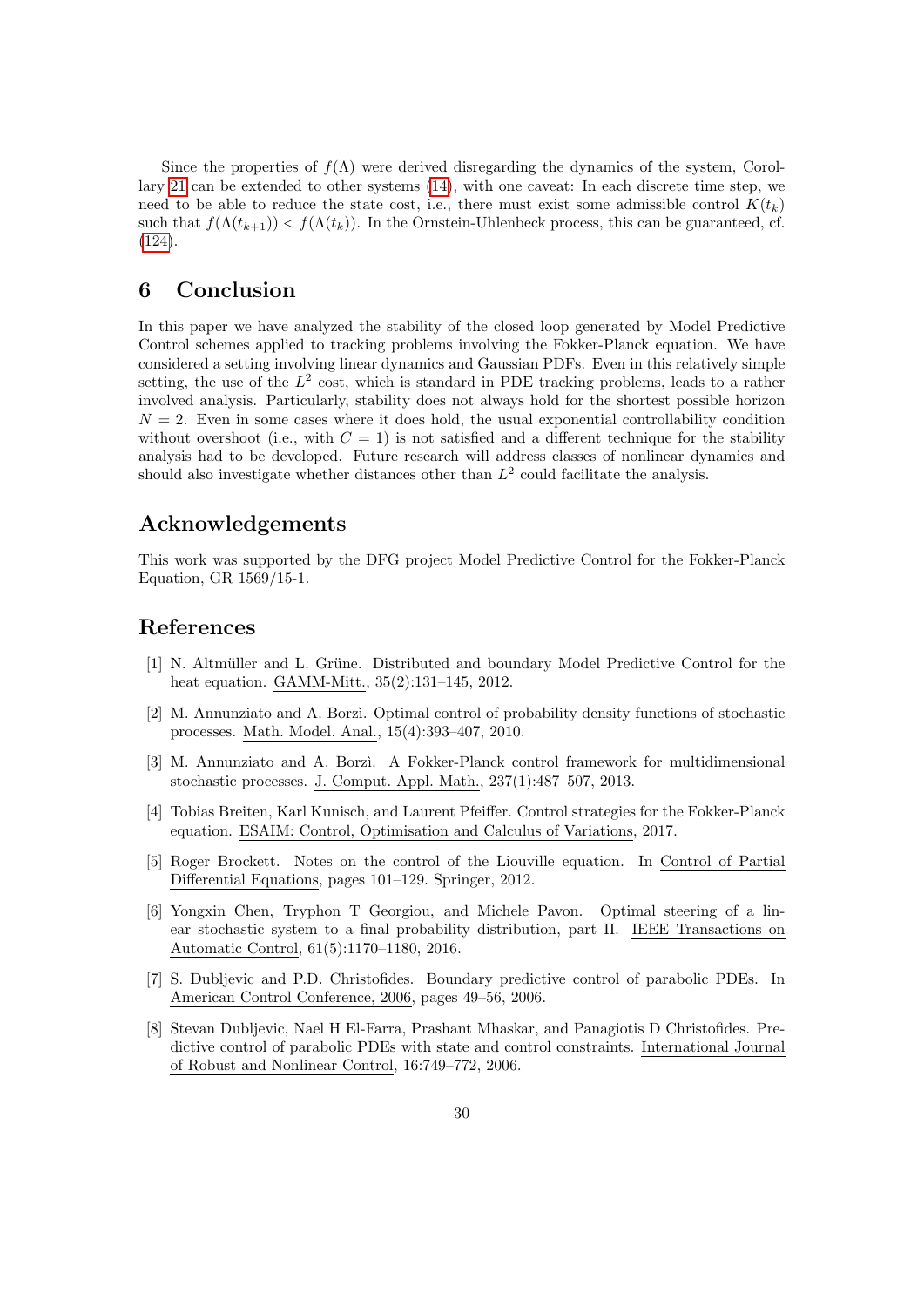Since the properties of $f(\Lambda)$ were derived disregarding the dynamics of the system, Corollary 21 can be extended to other systems (14), with one caveat: In each discrete time step, we need to be able to reduce the state cost, i.e., there must exist some admissible control $K(t_k)$ such that $f(\Lambda(t_{k+1})) < f(\Lambda(t_k))$. In the Ornstein-Uhlenbeck process, this can be guaranteed, cf. (124).

## 6 Conclusion

In this paper we have analyzed the stability of the closed loop generated by Model Predictive Control schemes applied to tracking problems involving the Fokker-Planck equation. We have considered a setting involving linear dynamics and Gaussian PDFs. Even in this relatively simple setting, the use of the $L^2$ cost, which is standard in PDE tracking problems, leads to a rather involved analysis. Particularly, stability does not always hold for the shortest possible horizon $N = 2$. Even in some cases where it does hold, the usual exponential controllability condition without overshoot (i.e., with $C = 1$) is not satisfied and a different technique for the stability analysis had to be developed. Future research will address classes of nonlinear dynamics and should also investigate whether distances other than $L^2$ could facilitate the analysis.

## Acknowledgements

This work was supported by the DFG project Model Predictive Control for the Fokker-Planck Equation, GR 1569/15-1.

## References

[1] N. Altmüller and L. Grüne. Distributed and boundary Model Predictive Control for the heat equation. GAMM-Mitt., 35(2):131–145, 2012.

[2] M. Annunziato and A. Borzì. Optimal control of probability density functions of stochastic processes. Math. Model. Anal., 15(4):393–407, 2010.

[3] M. Annunziato and A. Borzì. A Fokker-Planck control framework for multidimensional stochastic processes. J. Comput. Appl. Math., 237(1):487–507, 2013.

[4] Tobias Breiten, Karl Kunisch, and Laurent Pfeiffer. Control strategies for the Fokker-Planck equation. ESAIM: Control, Optimisation and Calculus of Variations, 2017.

[5] Roger Brockett. Notes on the control of the Liouville equation. In Control of Partial Differential Equations, pages 101–129. Springer, 2012.

[6] Yongxin Chen, Tryphon T Georgiou, and Michele Pavon. Optimal steering of a linear stochastic system to a final probability distribution, part II. IEEE Transactions on Automatic Control, 61(5):1170–1180, 2016.

[7] S. Dubljevic and P.D. Christofides. Boundary predictive control of parabolic PDEs. In American Control Conference, 2006, pages 49–56, 2006.

[8] Stevan Dubljevic, Nael H El-Farra, Prashant Mhaskar, and Panagiotis D Christofides. Predictive control of parabolic PDEs with state and control constraints. International Journal of Robust and Nonlinear Control, 16:749–772, 2006.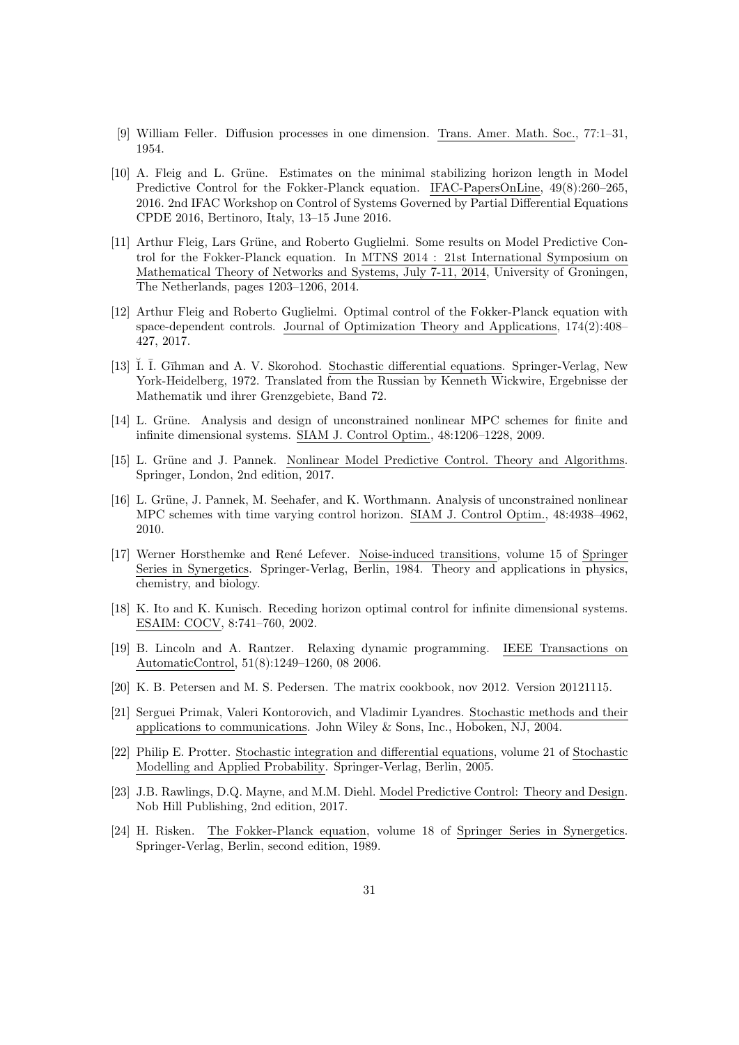[9] William Feller. Diffusion processes in one dimension. Trans. Amer. Math. Soc., 77:1–31, 1954.

[10] A. Fleig and L. Grüne. Estimates on the minimal stabilizing horizon length in Model Predictive Control for the Fokker-Planck equation. IFAC-PapersOnLine, 49(8):260–265, 2016. 2nd IFAC Workshop on Control of Systems Governed by Partial Differential Equations CPDE 2016, Bertinoro, Italy, 13–15 June 2016.

[11] Arthur Fleig, Lars Grüne, and Roberto Guglielmi. Some results on Model Predictive Control for the Fokker-Planck equation. In MTNS 2014 : 21st International Symposium on Mathematical Theory of Networks and Systems, July 7-11, 2014, University of Groningen, The Netherlands, pages 1203–1206, 2014.

[12] Arthur Fleig and Roberto Guglielmi. Optimal control of the Fokker-Planck equation with space-dependent controls. Journal of Optimization Theory and Applications, 174(2):408–427, 2017.

[13] Ĭ. Ī. Gīhman and A. V. Skorohod. Stochastic differential equations. Springer-Verlag, New York-Heidelberg, 1972. Translated from the Russian by Kenneth Wickwire, Ergebnisse der Mathematik und ihrer Grenzgebiete, Band 72.

[14] L. Grüne. Analysis and design of unconstrained nonlinear MPC schemes for finite and infinite dimensional systems. SIAM J. Control Optim., 48:1206–1228, 2009.

[15] L. Grüne and J. Pannek. Nonlinear Model Predictive Control. Theory and Algorithms. Springer, London, 2nd edition, 2017.

[16] L. Grüne, J. Pannek, M. Seehafer, and K. Worthmann. Analysis of unconstrained nonlinear MPC schemes with time varying control horizon. SIAM J. Control Optim., 48:4938–4962, 2010.

[17] Werner Horsthemke and René Lefever. Noise-induced transitions, volume 15 of Springer Series in Synergetics. Springer-Verlag, Berlin, 1984. Theory and applications in physics, chemistry, and biology.

[18] K. Ito and K. Kunisch. Receding horizon optimal control for infinite dimensional systems. ESAIM: COCV, 8:741–760, 2002.

[19] B. Lincoln and A. Rantzer. Relaxing dynamic programming. IEEE Transactions on AutomaticControl, 51(8):1249–1260, 08 2006.

[20] K. B. Petersen and M. S. Pedersen. The matrix cookbook, nov 2012. Version 20121115.

[21] Serguei Primak, Valeri Kontorovich, and Vladimir Lyandres. Stochastic methods and their applications to communications. John Wiley & Sons, Inc., Hoboken, NJ, 2004.

[22] Philip E. Protter. Stochastic integration and differential equations, volume 21 of Stochastic Modelling and Applied Probability. Springer-Verlag, Berlin, 2005.

[23] J.B. Rawlings, D.Q. Mayne, and M.M. Diehl. Model Predictive Control: Theory and Design. Nob Hill Publishing, 2nd edition, 2017.

[24] H. Risken. The Fokker-Planck equation, volume 18 of Springer Series in Synergetics. Springer-Verlag, Berlin, second edition, 1989.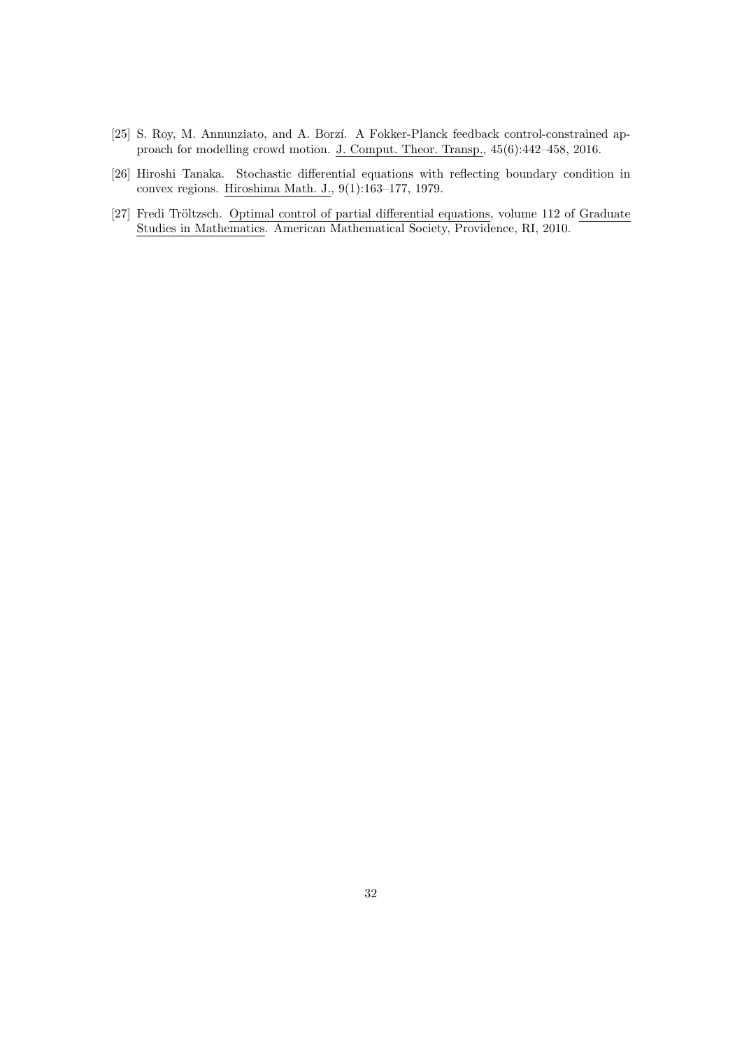[25] S. Roy, M. Annunziato, and A. Borzí. A Fokker-Planck feedback control-constrained approach for modelling crowd motion. J. Comput. Theor. Transp., 45(6):442–458, 2016.

[26] Hiroshi Tanaka. Stochastic differential equations with reflecting boundary condition in convex regions. Hiroshima Math. J., 9(1):163–177, 1979.

[27] Fredi Tröltzsch. Optimal control of partial differential equations, volume 112 of Graduate Studies in Mathematics. American Mathematical Society, Providence, RI, 2010.